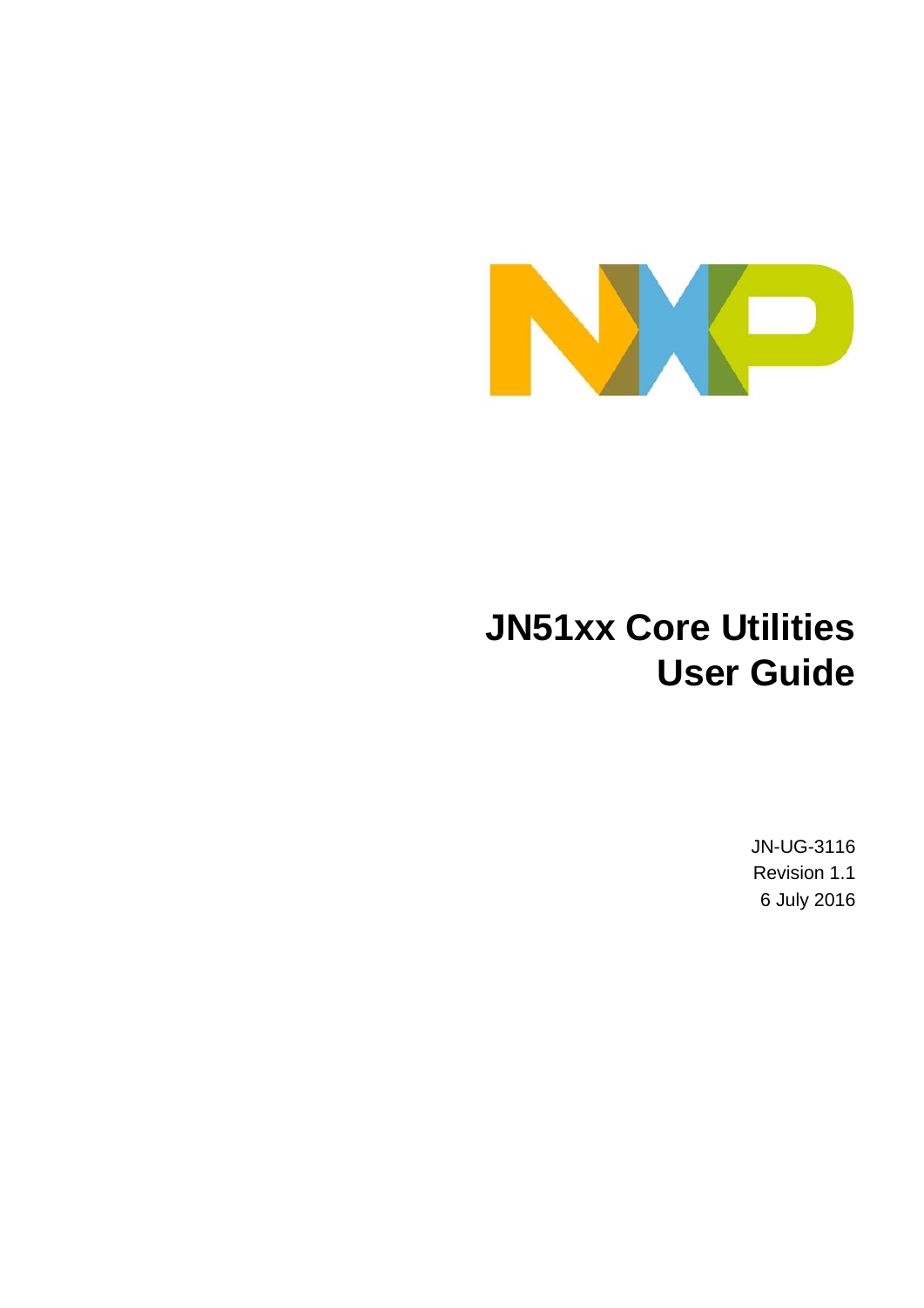# JN51xx Core Utilities User Guide

JN-UG-3116

Revision 1.1

6 July 2016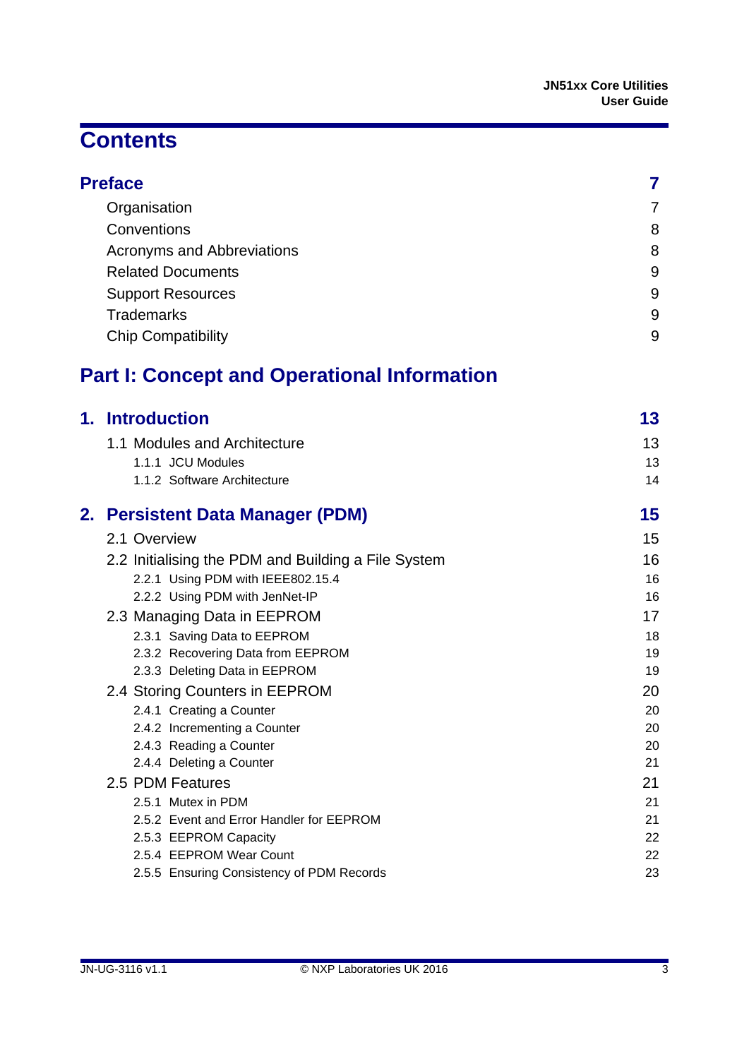# Contents

| | |
|---|---|
| **Preface** | **7** |
| Organisation | 7 |
| Conventions | 8 |
| Acronyms and Abbreviations | 8 |
| Related Documents | 9 |
| Support Resources | 9 |
| Trademarks | 9 |
| Chip Compatibility | 9 |

## Part I: Concept and Operational Information

| | |
|---|---|
| **1. Introduction** | **13** |
| 1.1 Modules and Architecture | 13 |
| 1.1.1 JCU Modules | 13 |
| 1.1.2 Software Architecture | 14 |
| **2. Persistent Data Manager (PDM)** | **15** |
| 2.1 Overview | 15 |
| 2.2 Initialising the PDM and Building a File System | 16 |
| 2.2.1 Using PDM with IEEE802.15.4 | 16 |
| 2.2.2 Using PDM with JenNet-IP | 16 |
| 2.3 Managing Data in EEPROM | 17 |
| 2.3.1 Saving Data to EEPROM | 18 |
| 2.3.2 Recovering Data from EEPROM | 19 |
| 2.3.3 Deleting Data in EEPROM | 19 |
| 2.4 Storing Counters in EEPROM | 20 |
| 2.4.1 Creating a Counter | 20 |
| 2.4.2 Incrementing a Counter | 20 |
| 2.4.3 Reading a Counter | 20 |
| 2.4.4 Deleting a Counter | 21 |
| 2.5 PDM Features | 21 |
| 2.5.1 Mutex in PDM | 21 |
| 2.5.2 Event and Error Handler for EEPROM | 21 |
| 2.5.3 EEPROM Capacity | 22 |
| 2.5.4 EEPROM Wear Count | 22 |
| 2.5.5 Ensuring Consistency of PDM Records | 23 |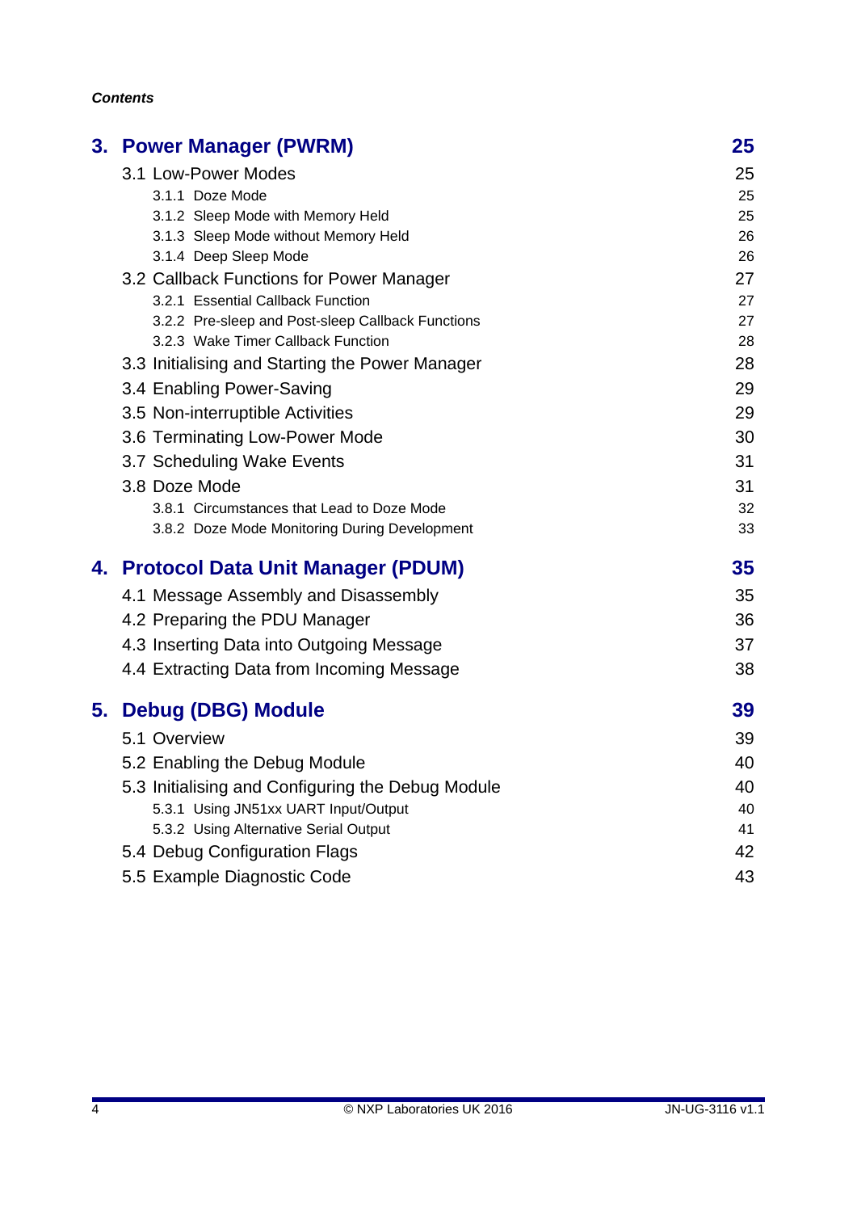*Contents*

| | |
|---|---|
| **3. Power Manager (PWRM)** | **25** |
| 3.1 Low-Power Modes | 25 |
| 3.1.1 Doze Mode | 25 |
| 3.1.2 Sleep Mode with Memory Held | 25 |
| 3.1.3 Sleep Mode without Memory Held | 26 |
| 3.1.4 Deep Sleep Mode | 26 |
| 3.2 Callback Functions for Power Manager | 27 |
| 3.2.1 Essential Callback Function | 27 |
| 3.2.2 Pre-sleep and Post-sleep Callback Functions | 27 |
| 3.2.3 Wake Timer Callback Function | 28 |
| 3.3 Initialising and Starting the Power Manager | 28 |
| 3.4 Enabling Power-Saving | 29 |
| 3.5 Non-interruptible Activities | 29 |
| 3.6 Terminating Low-Power Mode | 30 |
| 3.7 Scheduling Wake Events | 31 |
| 3.8 Doze Mode | 31 |
| 3.8.1 Circumstances that Lead to Doze Mode | 32 |
| 3.8.2 Doze Mode Monitoring During Development | 33 |
| **4. Protocol Data Unit Manager (PDUM)** | **35** |
| 4.1 Message Assembly and Disassembly | 35 |
| 4.2 Preparing the PDU Manager | 36 |
| 4.3 Inserting Data into Outgoing Message | 37 |
| 4.4 Extracting Data from Incoming Message | 38 |
| **5. Debug (DBG) Module** | **39** |
| 5.1 Overview | 39 |
| 5.2 Enabling the Debug Module | 40 |
| 5.3 Initialising and Configuring the Debug Module | 40 |
| 5.3.1 Using JN51xx UART Input/Output | 40 |
| 5.3.2 Using Alternative Serial Output | 41 |
| 5.4 Debug Configuration Flags | 42 |
| 5.5 Example Diagnostic Code | 43 |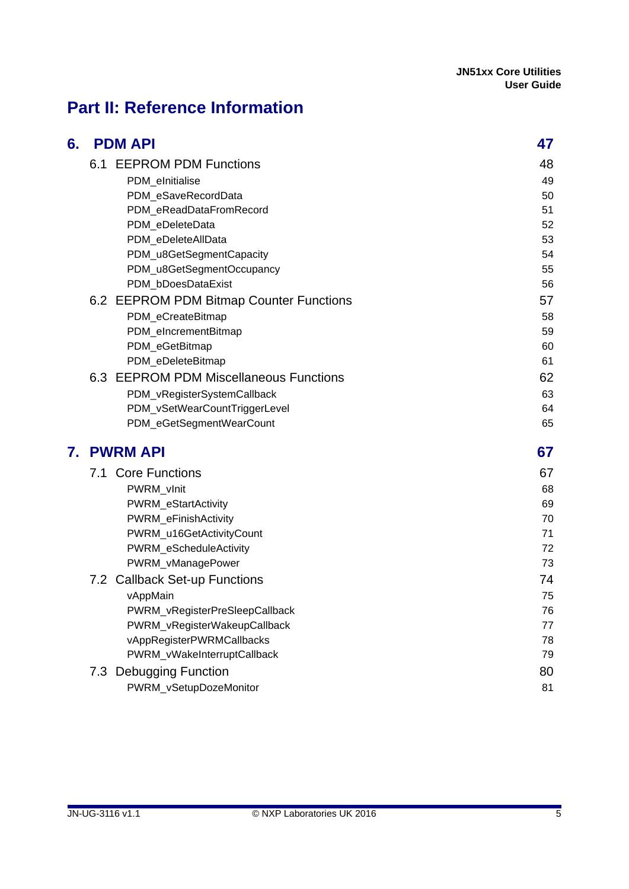# Part II: Reference Information

| | |
|---|---|
| **6. PDM API** | **47** |
| 6.1 EEPROM PDM Functions | 48 |
| PDM_eInitialise | 49 |
| PDM_eSaveRecordData | 50 |
| PDM_eReadDataFromRecord | 51 |
| PDM_eDeleteData | 52 |
| PDM_eDeleteAllData | 53 |
| PDM_u8GetSegmentCapacity | 54 |
| PDM_u8GetSegmentOccupancy | 55 |
| PDM_bDoesDataExist | 56 |
| 6.2 EEPROM PDM Bitmap Counter Functions | 57 |
| PDM_eCreateBitmap | 58 |
| PDM_eIncrementBitmap | 59 |
| PDM_eGetBitmap | 60 |
| PDM_eDeleteBitmap | 61 |
| 6.3 EEPROM PDM Miscellaneous Functions | 62 |
| PDM_vRegisterSystemCallback | 63 |
| PDM_vSetWearCountTriggerLevel | 64 |
| PDM_eGetSegmentWearCount | 65 |
| **7. PWRM API** | **67** |
| 7.1 Core Functions | 67 |
| PWRM_vInit | 68 |
| PWRM_eStartActivity | 69 |
| PWRM_eFinishActivity | 70 |
| PWRM_u16GetActivityCount | 71 |
| PWRM_eScheduleActivity | 72 |
| PWRM_vManagePower | 73 |
| 7.2 Callback Set-up Functions | 74 |
| vAppMain | 75 |
| PWRM_vRegisterPreSleepCallback | 76 |
| PWRM_vRegisterWakeupCallback | 77 |
| vAppRegisterPWRMCallbacks | 78 |
| PWRM_vWakeInterruptCallback | 79 |
| 7.3 Debugging Function | 80 |
| PWRM_vSetupDozeMonitor | 81 |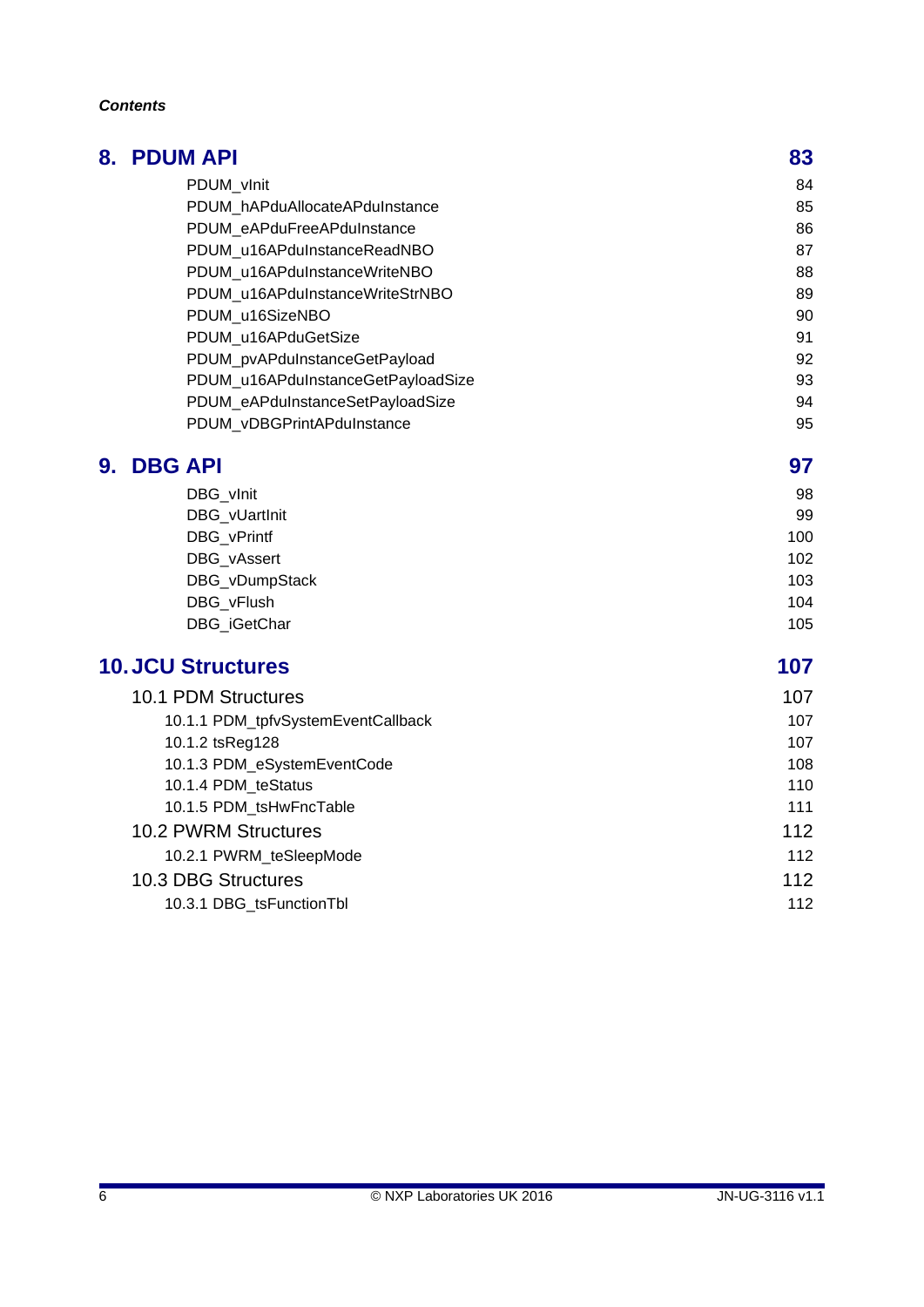*Contents*

| | |
|---|---|
| **8. PDUM API** | **83** |
| PDUM_vInit | 84 |
| PDUM_hAPduAllocateAPduInstance | 85 |
| PDUM_eAPduFreeAPduInstance | 86 |
| PDUM_u16APduInstanceReadNBO | 87 |
| PDUM_u16APduInstanceWriteNBO | 88 |
| PDUM_u16APduInstanceWriteStrNBO | 89 |
| PDUM_u16SizeNBO | 90 |
| PDUM_u16APduGetSize | 91 |
| PDUM_pvAPduInstanceGetPayload | 92 |
| PDUM_u16APduInstanceGetPayloadSize | 93 |
| PDUM_eAPduInstanceSetPayloadSize | 94 |
| PDUM_vDBGPrintAPduInstance | 95 |
| **9. DBG API** | **97** |
| DBG_vInit | 98 |
| DBG_vUartInit | 99 |
| DBG_vPrintf | 100 |
| DBG_vAssert | 102 |
| DBG_vDumpStack | 103 |
| DBG_vFlush | 104 |
| DBG_iGetChar | 105 |
| **10. JCU Structures** | **107** |
| 10.1 PDM Structures | 107 |
| 10.1.1 PDM_tpfvSystemEventCallback | 107 |
| 10.1.2 tsReg128 | 107 |
| 10.1.3 PDM_eSystemEventCode | 108 |
| 10.1.4 PDM_teStatus | 110 |
| 10.1.5 PDM_tsHwFncTable | 111 |
| 10.2 PWRM Structures | 112 |
| 10.2.1 PWRM_teSleepMode | 112 |
| 10.3 DBG Structures | 112 |
| 10.3.1 DBG_tsFunctionTbl | 112 |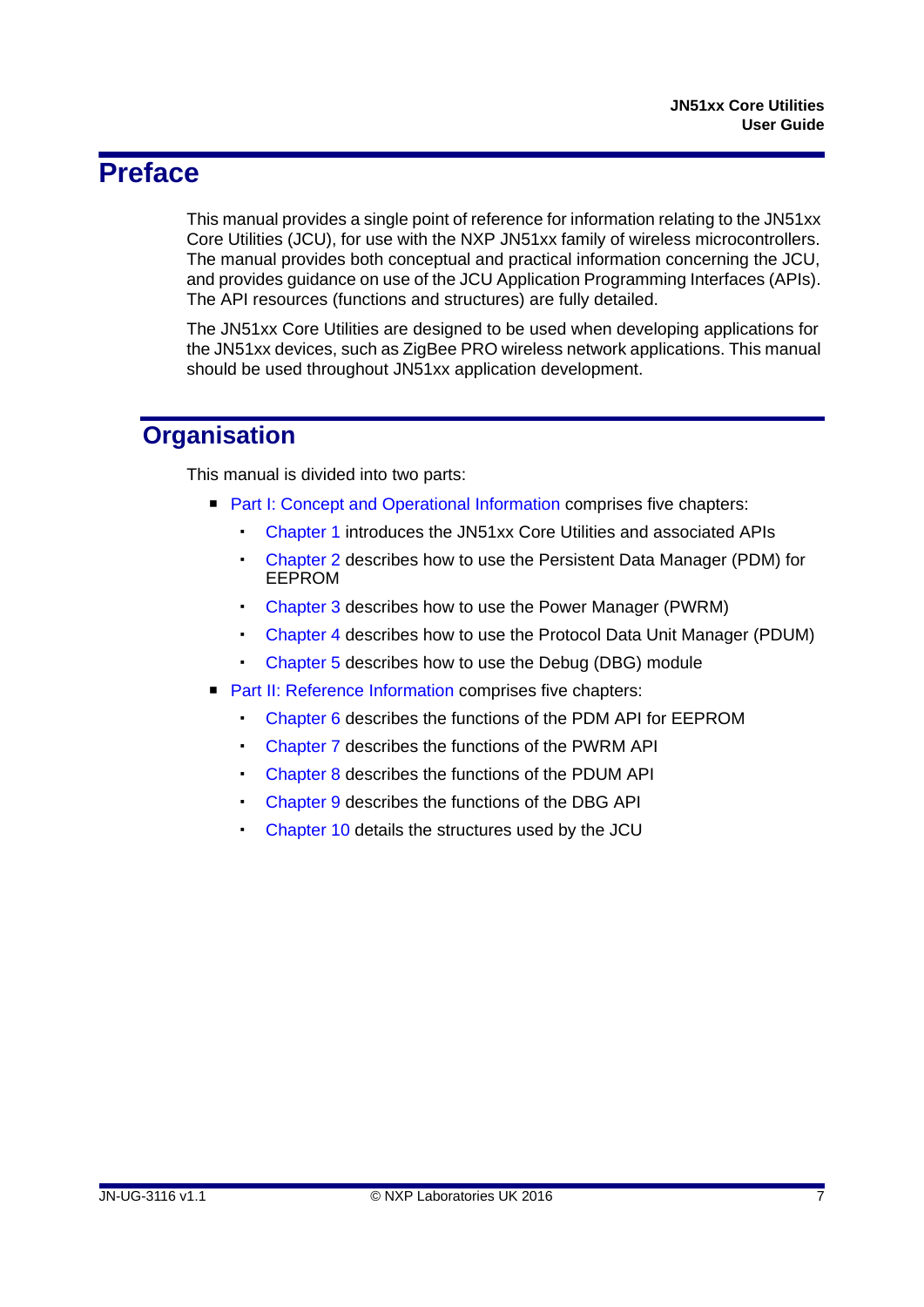# Preface

This manual provides a single point of reference for information relating to the JN51xx Core Utilities (JCU), for use with the NXP JN51xx family of wireless microcontrollers. The manual provides both conceptual and practical information concerning the JCU, and provides guidance on use of the JCU Application Programming Interfaces (APIs). The API resources (functions and structures) are fully detailed.

The JN51xx Core Utilities are designed to be used when developing applications for the JN51xx devices, such as ZigBee PRO wireless network applications. This manual should be used throughout JN51xx application development.

## Organisation

This manual is divided into two parts:

- Part I: Concept and Operational Information comprises five chapters:
  - Chapter 1 introduces the JN51xx Core Utilities and associated APIs
  - Chapter 2 describes how to use the Persistent Data Manager (PDM) for EEPROM
  - Chapter 3 describes how to use the Power Manager (PWRM)
  - Chapter 4 describes how to use the Protocol Data Unit Manager (PDUM)
  - Chapter 5 describes how to use the Debug (DBG) module
- Part II: Reference Information comprises five chapters:
  - Chapter 6 describes the functions of the PDM API for EEPROM
  - Chapter 7 describes the functions of the PWRM API
  - Chapter 8 describes the functions of the PDUM API
  - Chapter 9 describes the functions of the DBG API
  - Chapter 10 details the structures used by the JCU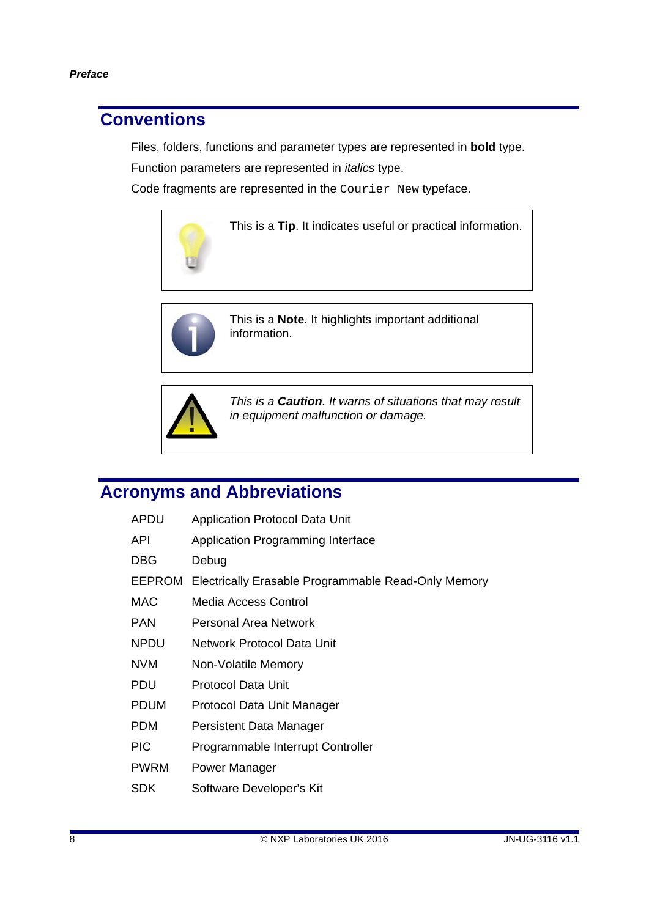## Conventions

Files, folders, functions and parameter types are represented in **bold** type.

Function parameters are represented in *italics* type.

Code fragments are represented in the `Courier New` typeface.

> This is a **Tip**. It indicates useful or practical information.

> This is a **Note**. It highlights important additional information.

> *This is a **Caution**. It warns of situations that may result in equipment malfunction or damage.*

## Acronyms and Abbreviations

| | |
|---|---|
| APDU | Application Protocol Data Unit |
| API | Application Programming Interface |
| DBG | Debug |
| EEPROM | Electrically Erasable Programmable Read-Only Memory |
| MAC | Media Access Control |
| PAN | Personal Area Network |
| NPDU | Network Protocol Data Unit |
| NVM | Non-Volatile Memory |
| PDU | Protocol Data Unit |
| PDUM | Protocol Data Unit Manager |
| PDM | Persistent Data Manager |
| PIC | Programmable Interrupt Controller |
| PWRM | Power Manager |
| SDK | Software Developer's Kit |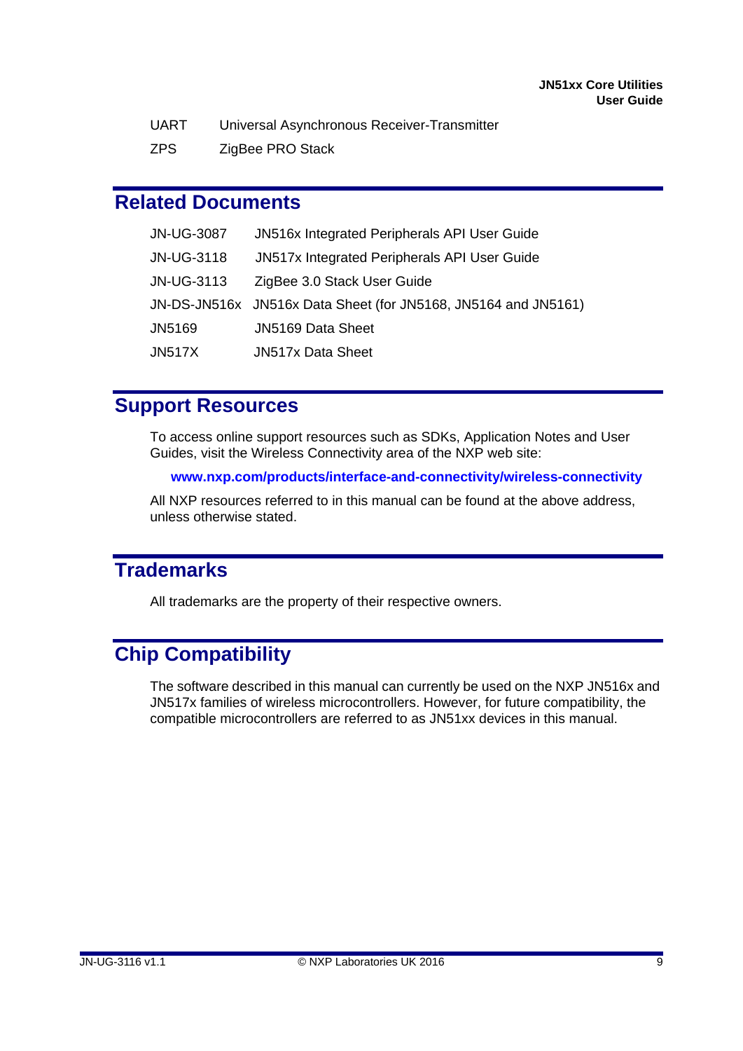| | |
|---|---|
| UART | Universal Asynchronous Receiver-Transmitter |
| ZPS | ZigBee PRO Stack |

# Related Documents

| | |
|---|---|
| JN-UG-3087 | JN516x Integrated Peripherals API User Guide |
| JN-UG-3118 | JN517x Integrated Peripherals API User Guide |
| JN-UG-3113 | ZigBee 3.0 Stack User Guide |
| JN-DS-JN516x | JN516x Data Sheet (for JN5168, JN5164 and JN5161) |
| JN5169 | JN5169 Data Sheet |
| JN517X | JN517x Data Sheet |

# Support Resources

To access online support resources such as SDKs, Application Notes and User Guides, visit the Wireless Connectivity area of the NXP web site:

**www.nxp.com/products/interface-and-connectivity/wireless-connectivity**

All NXP resources referred to in this manual can be found at the above address, unless otherwise stated.

# Trademarks

All trademarks are the property of their respective owners.

# Chip Compatibility

The software described in this manual can currently be used on the NXP JN516x and JN517x families of wireless microcontrollers. However, for future compatibility, the compatible microcontrollers are referred to as JN51xx devices in this manual.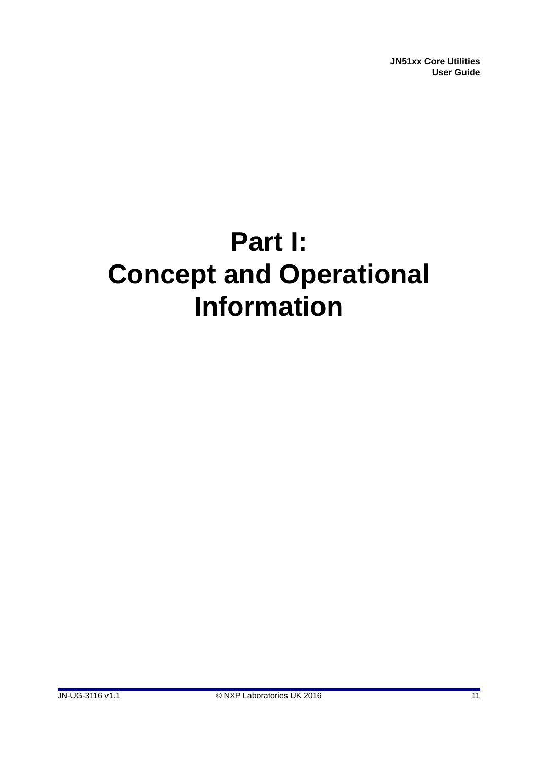# Part I: Concept and Operational Information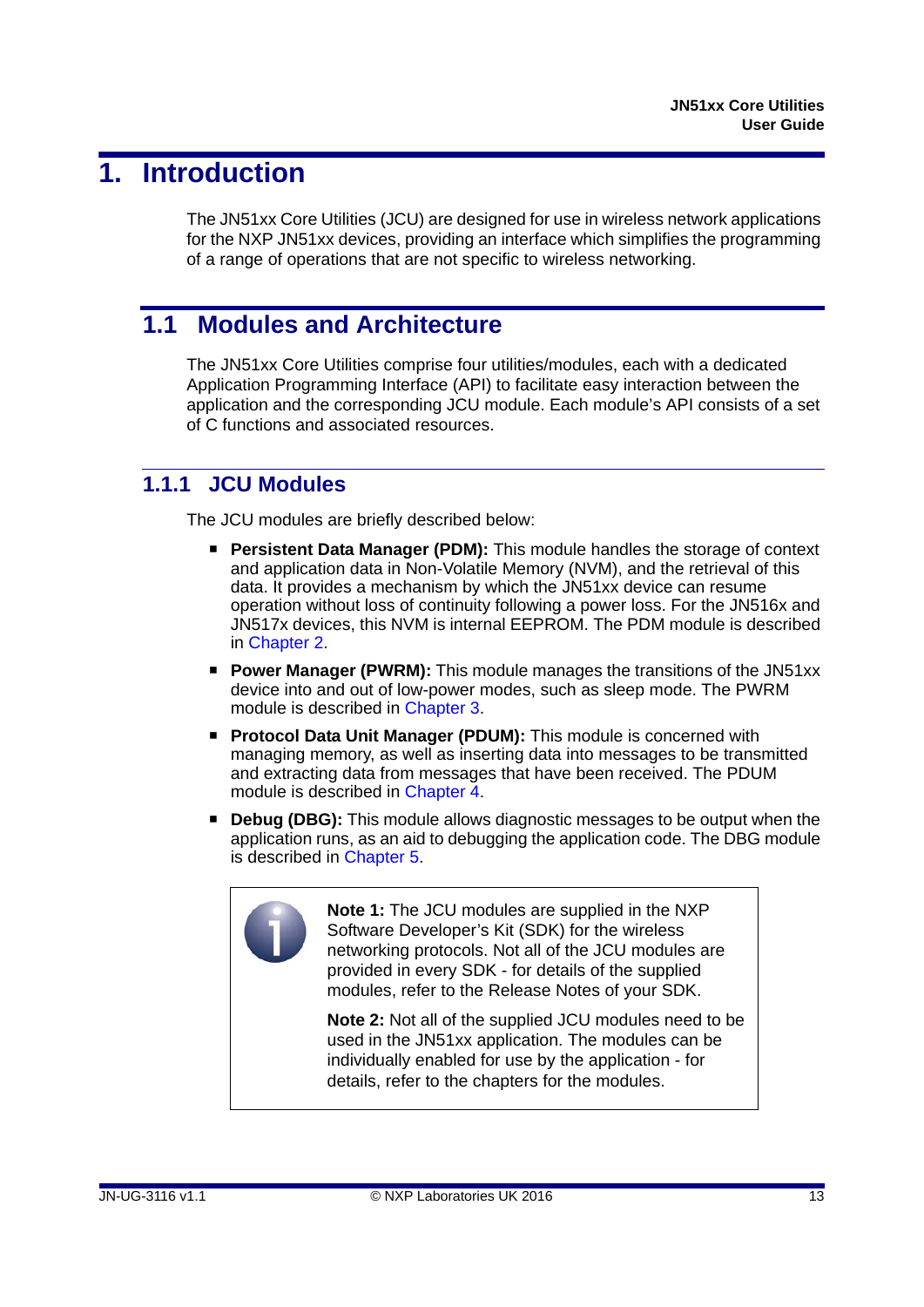# 1. Introduction

The JN51xx Core Utilities (JCU) are designed for use in wireless network applications for the NXP JN51xx devices, providing an interface which simplifies the programming of a range of operations that are not specific to wireless networking.

## 1.1 Modules and Architecture

The JN51xx Core Utilities comprise four utilities/modules, each with a dedicated Application Programming Interface (API) to facilitate easy interaction between the application and the corresponding JCU module. Each module's API consists of a set of C functions and associated resources.

### 1.1.1 JCU Modules

The JCU modules are briefly described below:

- **Persistent Data Manager (PDM):** This module handles the storage of context and application data in Non-Volatile Memory (NVM), and the retrieval of this data. It provides a mechanism by which the JN51xx device can resume operation without loss of continuity following a power loss. For the JN516x and JN517x devices, this NVM is internal EEPROM. The PDM module is described in Chapter 2.
- **Power Manager (PWRM):** This module manages the transitions of the JN51xx device into and out of low-power modes, such as sleep mode. The PWRM module is described in Chapter 3.
- **Protocol Data Unit Manager (PDUM):** This module is concerned with managing memory, as well as inserting data into messages to be transmitted and extracting data from messages that have been received. The PDUM module is described in Chapter 4.
- **Debug (DBG):** This module allows diagnostic messages to be output when the application runs, as an aid to debugging the application code. The DBG module is described in Chapter 5.

**Note 1:** The JCU modules are supplied in the NXP Software Developer's Kit (SDK) for the wireless networking protocols. Not all of the JCU modules are provided in every SDK - for details of the supplied modules, refer to the Release Notes of your SDK.

**Note 2:** Not all of the supplied JCU modules need to be used in the JN51xx application. The modules can be individually enabled for use by the application - for details, refer to the chapters for the modules.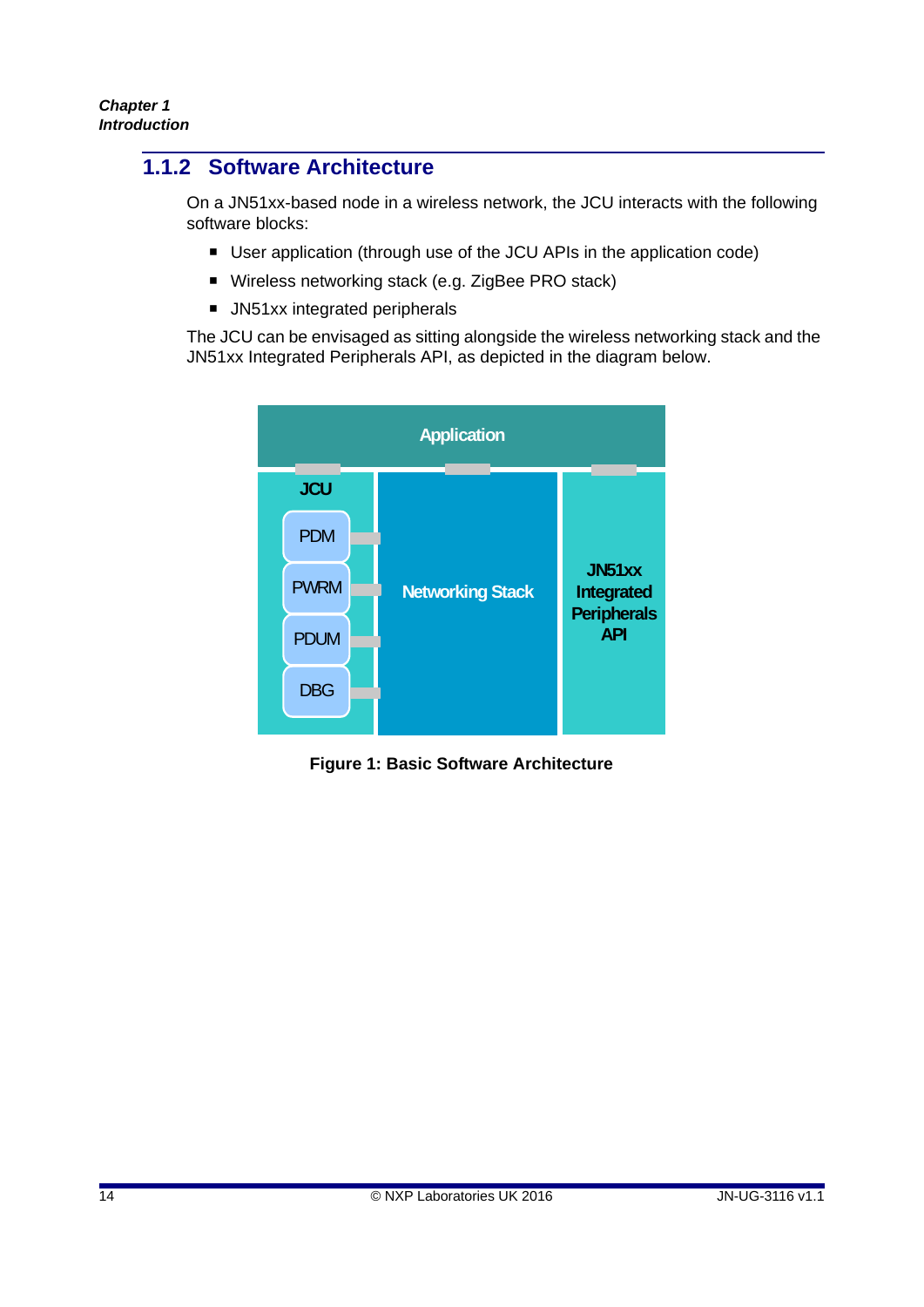### 1.1.2 Software Architecture

On a JN51xx-based node in a wireless network, the JCU interacts with the following software blocks:

- User application (through use of the JCU APIs in the application code)
- Wireless networking stack (e.g. ZigBee PRO stack)
- JN51xx integrated peripherals

The JCU can be envisaged as sitting alongside the wireless networking stack and the JN51xx Integrated Peripherals API, as depicted in the diagram below.

| Application | | |
|---|---|---|
| JCU: PDM, PWRM, PDUM, DBG | Networking Stack | JN51xx Integrated Peripherals API |

**Figure 1: Basic Software Architecture**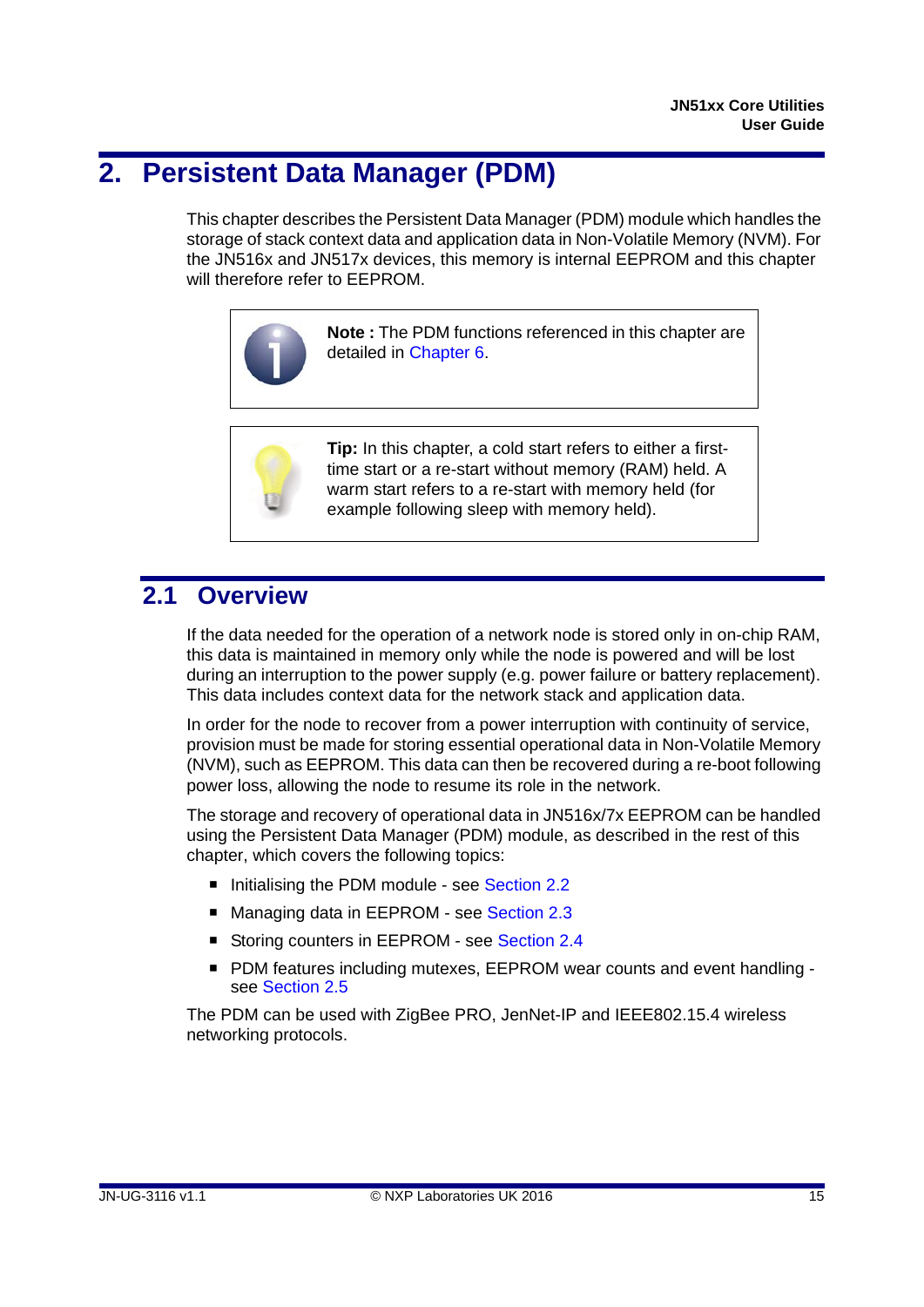# 2. Persistent Data Manager (PDM)

This chapter describes the Persistent Data Manager (PDM) module which handles the storage of stack context data and application data in Non-Volatile Memory (NVM). For the JN516x and JN517x devices, this memory is internal EEPROM and this chapter will therefore refer to EEPROM.

> **Note :** The PDM functions referenced in this chapter are detailed in Chapter 6.

> **Tip:** In this chapter, a cold start refers to either a first-time start or a re-start without memory (RAM) held. A warm start refers to a re-start with memory held (for example following sleep with memory held).

## 2.1 Overview

If the data needed for the operation of a network node is stored only in on-chip RAM, this data is maintained in memory only while the node is powered and will be lost during an interruption to the power supply (e.g. power failure or battery replacement). This data includes context data for the network stack and application data.

In order for the node to recover from a power interruption with continuity of service, provision must be made for storing essential operational data in Non-Volatile Memory (NVM), such as EEPROM. This data can then be recovered during a re-boot following power loss, allowing the node to resume its role in the network.

The storage and recovery of operational data in JN516x/7x EEPROM can be handled using the Persistent Data Manager (PDM) module, as described in the rest of this chapter, which covers the following topics:

- Initialising the PDM module - see Section 2.2
- Managing data in EEPROM - see Section 2.3
- Storing counters in EEPROM - see Section 2.4
- PDM features including mutexes, EEPROM wear counts and event handling - see Section 2.5

The PDM can be used with ZigBee PRO, JenNet-IP and IEEE802.15.4 wireless networking protocols.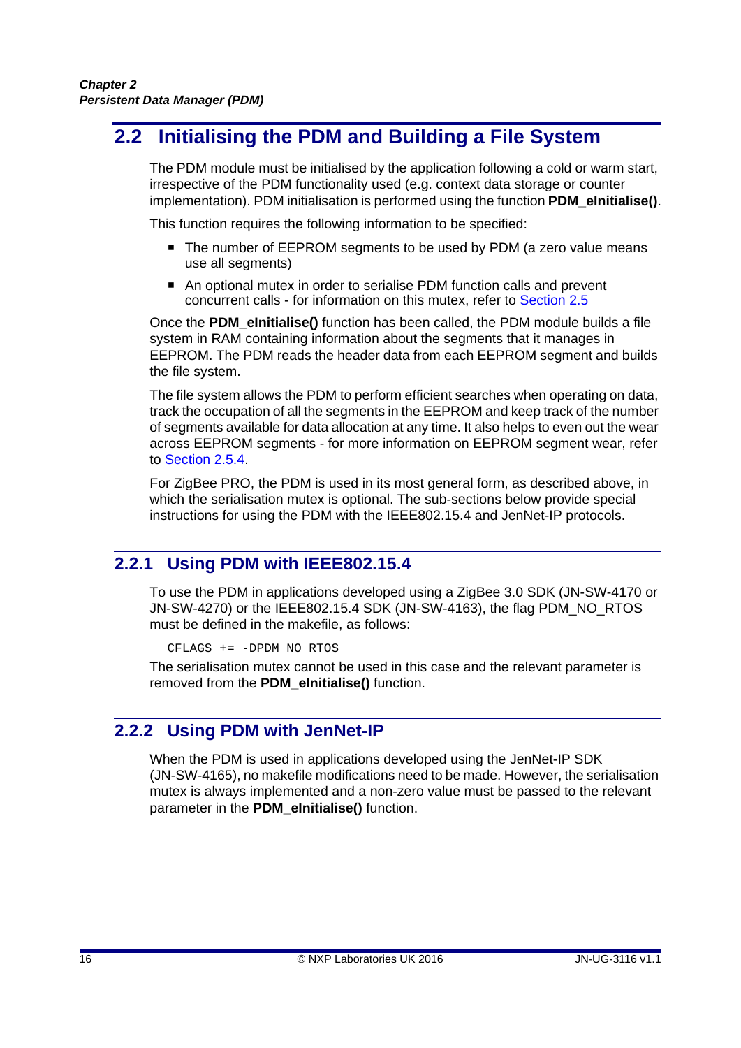## 2.2 Initialising the PDM and Building a File System

The PDM module must be initialised by the application following a cold or warm start, irrespective of the PDM functionality used (e.g. context data storage or counter implementation). PDM initialisation is performed using the function **PDM_eInitialise()**.

This function requires the following information to be specified:

- The number of EEPROM segments to be used by PDM (a zero value means use all segments)
- An optional mutex in order to serialise PDM function calls and prevent concurrent calls - for information on this mutex, refer to Section 2.5

Once the **PDM_eInitialise()** function has been called, the PDM module builds a file system in RAM containing information about the segments that it manages in EEPROM. The PDM reads the header data from each EEPROM segment and builds the file system.

The file system allows the PDM to perform efficient searches when operating on data, track the occupation of all the segments in the EEPROM and keep track of the number of segments available for data allocation at any time. It also helps to even out the wear across EEPROM segments - for more information on EEPROM segment wear, refer to Section 2.5.4.

For ZigBee PRO, the PDM is used in its most general form, as described above, in which the serialisation mutex is optional. The sub-sections below provide special instructions for using the PDM with the IEEE802.15.4 and JenNet-IP protocols.

### 2.2.1 Using PDM with IEEE802.15.4

To use the PDM in applications developed using a ZigBee 3.0 SDK (JN-SW-4170 or JN-SW-4270) or the IEEE802.15.4 SDK (JN-SW-4163), the flag PDM_NO_RTOS must be defined in the makefile, as follows:

```
CFLAGS += -DPDM_NO_RTOS
```

The serialisation mutex cannot be used in this case and the relevant parameter is removed from the **PDM_eInitialise()** function.

### 2.2.2 Using PDM with JenNet-IP

When the PDM is used in applications developed using the JenNet-IP SDK (JN-SW-4165), no makefile modifications need to be made. However, the serialisation mutex is always implemented and a non-zero value must be passed to the relevant parameter in the **PDM_eInitialise()** function.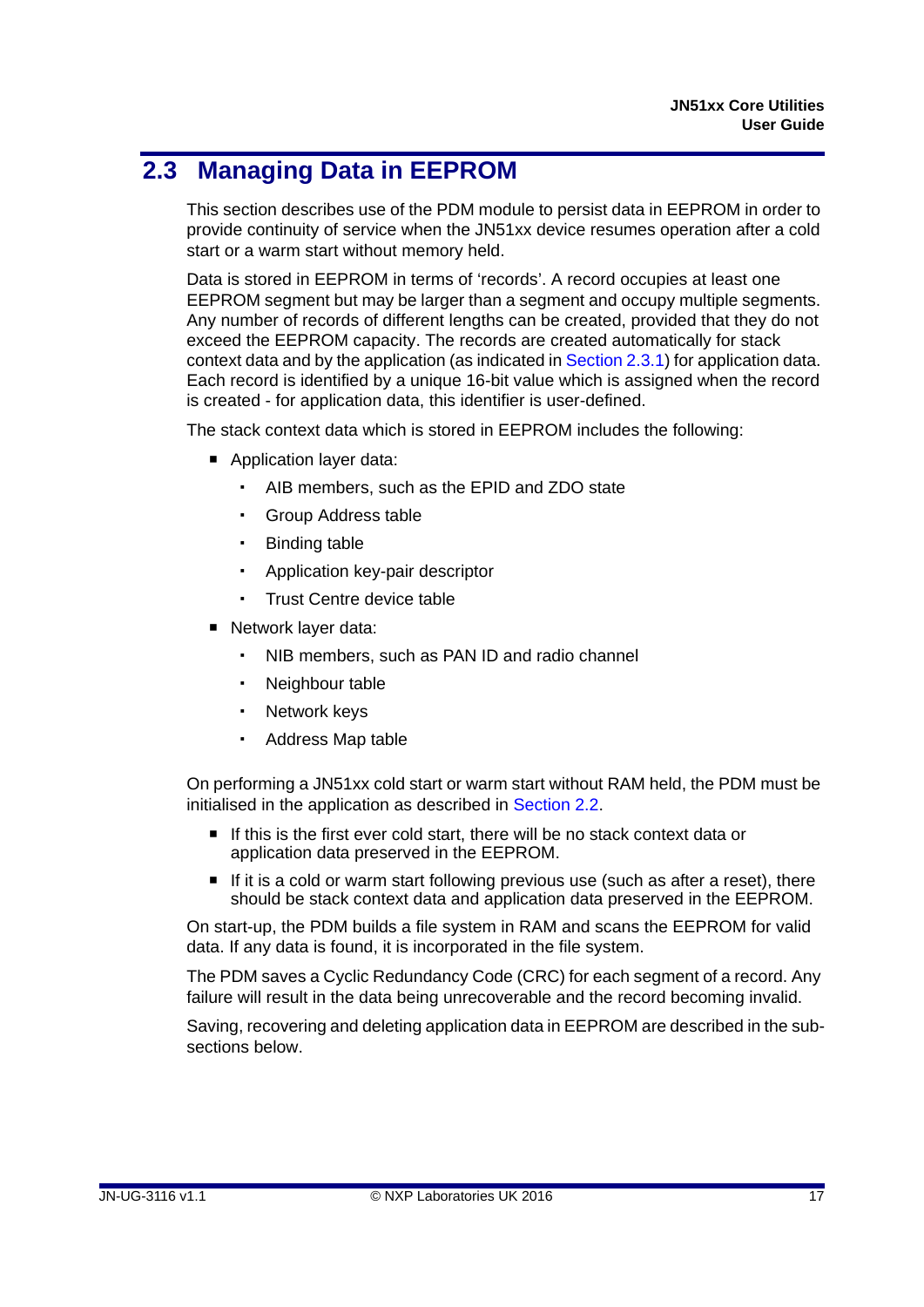## 2.3 Managing Data in EEPROM

This section describes use of the PDM module to persist data in EEPROM in order to provide continuity of service when the JN51xx device resumes operation after a cold start or a warm start without memory held.

Data is stored in EEPROM in terms of 'records'. A record occupies at least one EEPROM segment but may be larger than a segment and occupy multiple segments. Any number of records of different lengths can be created, provided that they do not exceed the EEPROM capacity. The records are created automatically for stack context data and by the application (as indicated in Section 2.3.1) for application data. Each record is identified by a unique 16-bit value which is assigned when the record is created - for application data, this identifier is user-defined.

The stack context data which is stored in EEPROM includes the following:

- Application layer data:
  - AIB members, such as the EPID and ZDO state
  - Group Address table
  - Binding table
  - Application key-pair descriptor
  - Trust Centre device table
- Network layer data:
  - NIB members, such as PAN ID and radio channel
  - Neighbour table
  - Network keys
  - Address Map table

On performing a JN51xx cold start or warm start without RAM held, the PDM must be initialised in the application as described in Section 2.2.

- If this is the first ever cold start, there will be no stack context data or application data preserved in the EEPROM.
- If it is a cold or warm start following previous use (such as after a reset), there should be stack context data and application data preserved in the EEPROM.

On start-up, the PDM builds a file system in RAM and scans the EEPROM for valid data. If any data is found, it is incorporated in the file system.

The PDM saves a Cyclic Redundancy Code (CRC) for each segment of a record. Any failure will result in the data being unrecoverable and the record becoming invalid.

Saving, recovering and deleting application data in EEPROM are described in the sub-sections below.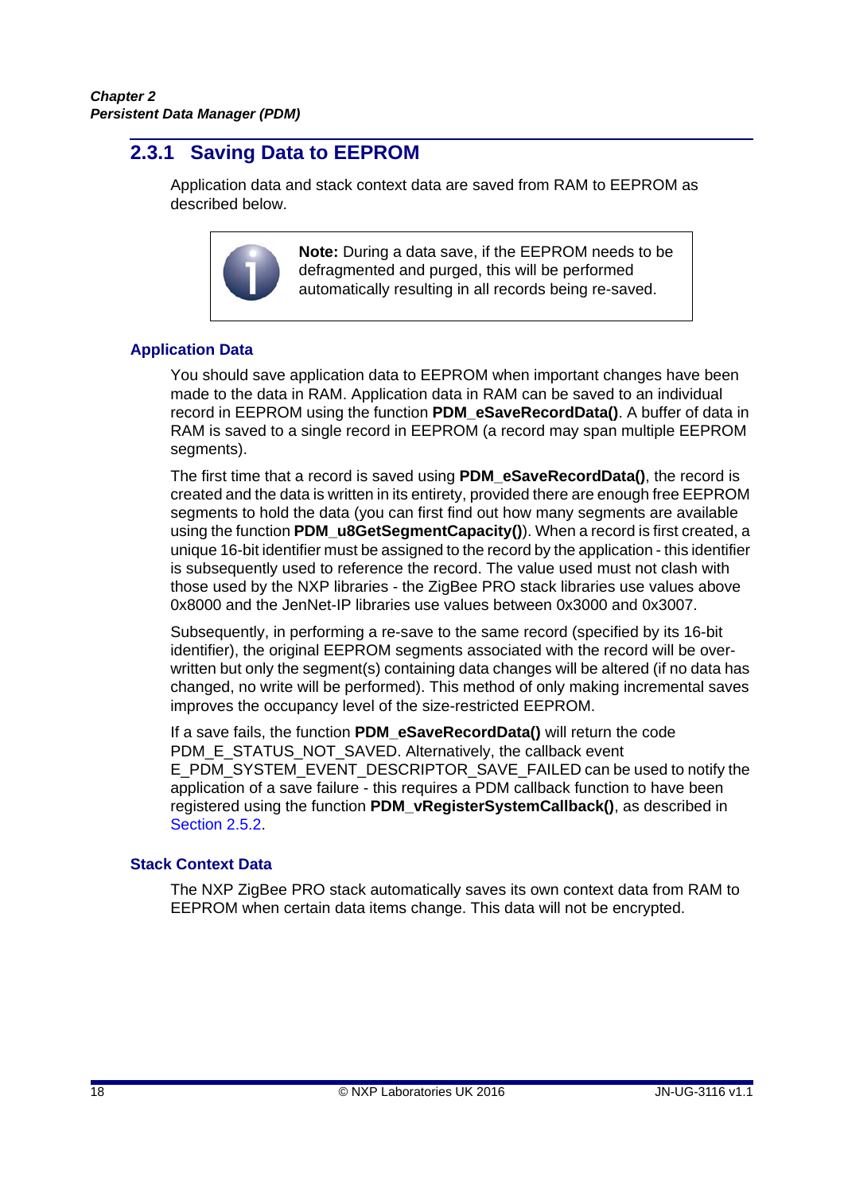### 2.3.1 Saving Data to EEPROM

Application data and stack context data are saved from RAM to EEPROM as described below.

> **Note:** During a data save, if the EEPROM needs to be defragmented and purged, this will be performed automatically resulting in all records being re-saved.

#### Application Data

You should save application data to EEPROM when important changes have been made to the data in RAM. Application data in RAM can be saved to an individual record in EEPROM using the function **PDM_eSaveRecordData()**. A buffer of data in RAM is saved to a single record in EEPROM (a record may span multiple EEPROM segments).

The first time that a record is saved using **PDM_eSaveRecordData()**, the record is created and the data is written in its entirety, provided there are enough free EEPROM segments to hold the data (you can first find out how many segments are available using the function **PDM_u8GetSegmentCapacity()**). When a record is first created, a unique 16-bit identifier must be assigned to the record by the application - this identifier is subsequently used to reference the record. The value used must not clash with those used by the NXP libraries - the ZigBee PRO stack libraries use values above 0x8000 and the JenNet-IP libraries use values between 0x3000 and 0x3007.

Subsequently, in performing a re-save to the same record (specified by its 16-bit identifier), the original EEPROM segments associated with the record will be over-written but only the segment(s) containing data changes will be altered (if no data has changed, no write will be performed). This method of only making incremental saves improves the occupancy level of the size-restricted EEPROM.

If a save fails, the function **PDM_eSaveRecordData()** will return the code PDM_E_STATUS_NOT_SAVED. Alternatively, the callback event E_PDM_SYSTEM_EVENT_DESCRIPTOR_SAVE_FAILED can be used to notify the application of a save failure - this requires a PDM callback function to have been registered using the function **PDM_vRegisterSystemCallback()**, as described in Section 2.5.2.

#### Stack Context Data

The NXP ZigBee PRO stack automatically saves its own context data from RAM to EEPROM when certain data items change. This data will not be encrypted.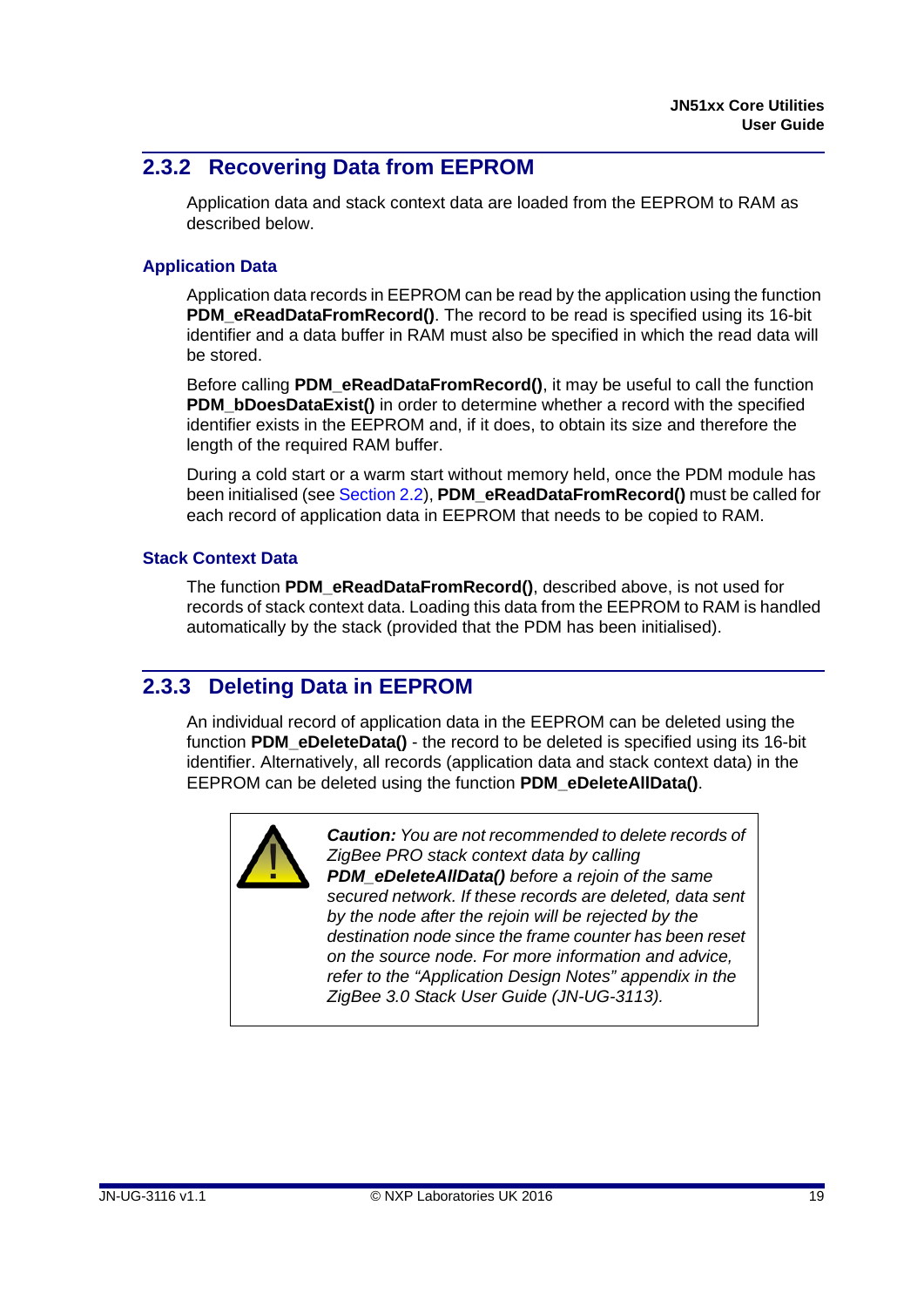### 2.3.2 Recovering Data from EEPROM

Application data and stack context data are loaded from the EEPROM to RAM as described below.

#### Application Data

Application data records in EEPROM can be read by the application using the function **PDM_eReadDataFromRecord()**. The record to be read is specified using its 16-bit identifier and a data buffer in RAM must also be specified in which the read data will be stored.

Before calling **PDM_eReadDataFromRecord()**, it may be useful to call the function **PDM_bDoesDataExist()** in order to determine whether a record with the specified identifier exists in the EEPROM and, if it does, to obtain its size and therefore the length of the required RAM buffer.

During a cold start or a warm start without memory held, once the PDM module has been initialised (see Section 2.2), **PDM_eReadDataFromRecord()** must be called for each record of application data in EEPROM that needs to be copied to RAM.

#### Stack Context Data

The function **PDM_eReadDataFromRecord()**, described above, is not used for records of stack context data. Loading this data from the EEPROM to RAM is handled automatically by the stack (provided that the PDM has been initialised).

### 2.3.3 Deleting Data in EEPROM

An individual record of application data in the EEPROM can be deleted using the function **PDM_eDeleteData()** - the record to be deleted is specified using its 16-bit identifier. Alternatively, all records (application data and stack context data) in the EEPROM can be deleted using the function **PDM_eDeleteAllData()**.

> ***Caution:*** *You are not recommended to delete records of ZigBee PRO stack context data by calling* ***PDM_eDeleteAllData()*** *before a rejoin of the same secured network. If these records are deleted, data sent by the node after the rejoin will be rejected by the destination node since the frame counter has been reset on the source node. For more information and advice, refer to the "Application Design Notes" appendix in the ZigBee 3.0 Stack User Guide (JN-UG-3113).*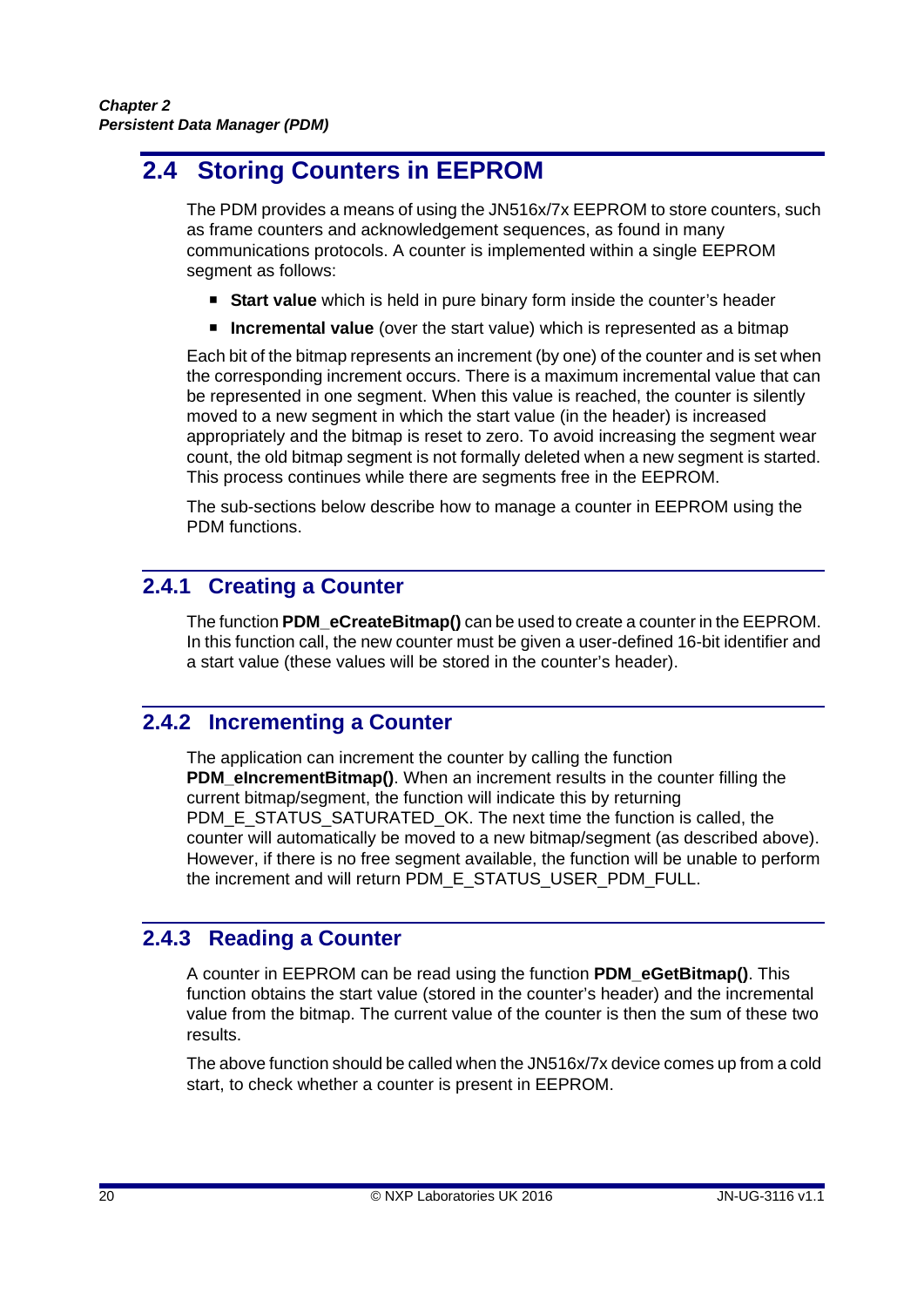## 2.4 Storing Counters in EEPROM

The PDM provides a means of using the JN516x/7x EEPROM to store counters, such as frame counters and acknowledgement sequences, as found in many communications protocols. A counter is implemented within a single EEPROM segment as follows:

- **Start value** which is held in pure binary form inside the counter's header
- **Incremental value** (over the start value) which is represented as a bitmap

Each bit of the bitmap represents an increment (by one) of the counter and is set when the corresponding increment occurs. There is a maximum incremental value that can be represented in one segment. When this value is reached, the counter is silently moved to a new segment in which the start value (in the header) is increased appropriately and the bitmap is reset to zero. To avoid increasing the segment wear count, the old bitmap segment is not formally deleted when a new segment is started. This process continues while there are segments free in the EEPROM.

The sub-sections below describe how to manage a counter in EEPROM using the PDM functions.

### 2.4.1 Creating a Counter

The function **PDM_eCreateBitmap()** can be used to create a counter in the EEPROM. In this function call, the new counter must be given a user-defined 16-bit identifier and a start value (these values will be stored in the counter's header).

### 2.4.2 Incrementing a Counter

The application can increment the counter by calling the function **PDM_eIncrementBitmap()**. When an increment results in the counter filling the current bitmap/segment, the function will indicate this by returning PDM_E_STATUS_SATURATED_OK. The next time the function is called, the counter will automatically be moved to a new bitmap/segment (as described above). However, if there is no free segment available, the function will be unable to perform the increment and will return PDM_E_STATUS_USER_PDM_FULL.

### 2.4.3 Reading a Counter

A counter in EEPROM can be read using the function **PDM_eGetBitmap()**. This function obtains the start value (stored in the counter's header) and the incremental value from the bitmap. The current value of the counter is then the sum of these two results.

The above function should be called when the JN516x/7x device comes up from a cold start, to check whether a counter is present in EEPROM.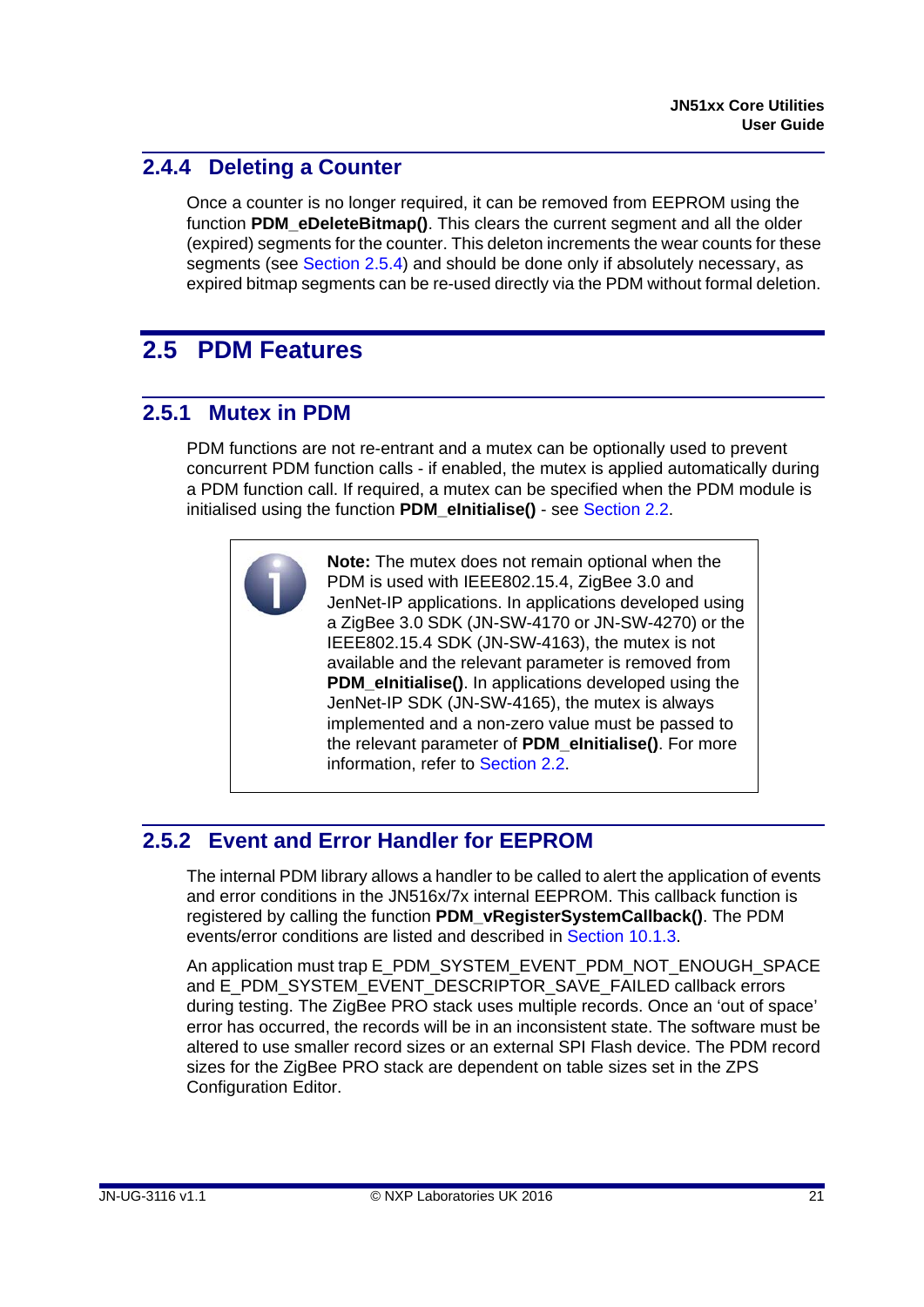### 2.4.4 Deleting a Counter

Once a counter is no longer required, it can be removed from EEPROM using the function **PDM_eDeleteBitmap()**. This clears the current segment and all the older (expired) segments for the counter. This deleton increments the wear counts for these segments (see Section 2.5.4) and should be done only if absolutely necessary, as expired bitmap segments can be re-used directly via the PDM without formal deletion.

## 2.5 PDM Features

### 2.5.1 Mutex in PDM

PDM functions are not re-entrant and a mutex can be optionally used to prevent concurrent PDM function calls - if enabled, the mutex is applied automatically during a PDM function call. If required, a mutex can be specified when the PDM module is initialised using the function **PDM_eInitialise()** - see Section 2.2.

> **Note:** The mutex does not remain optional when the PDM is used with IEEE802.15.4, ZigBee 3.0 and JenNet-IP applications. In applications developed using a ZigBee 3.0 SDK (JN-SW-4170 or JN-SW-4270) or the IEEE802.15.4 SDK (JN-SW-4163), the mutex is not available and the relevant parameter is removed from **PDM_eInitialise()**. In applications developed using the JenNet-IP SDK (JN-SW-4165), the mutex is always implemented and a non-zero value must be passed to the relevant parameter of **PDM_eInitialise()**. For more information, refer to Section 2.2.

### 2.5.2 Event and Error Handler for EEPROM

The internal PDM library allows a handler to be called to alert the application of events and error conditions in the JN516x/7x internal EEPROM. This callback function is registered by calling the function **PDM_vRegisterSystemCallback()**. The PDM events/error conditions are listed and described in Section 10.1.3.

An application must trap E_PDM_SYSTEM_EVENT_PDM_NOT_ENOUGH_SPACE and E_PDM_SYSTEM_EVENT_DESCRIPTOR_SAVE_FAILED callback errors during testing. The ZigBee PRO stack uses multiple records. Once an 'out of space' error has occurred, the records will be in an inconsistent state. The software must be altered to use smaller record sizes or an external SPI Flash device. The PDM record sizes for the ZigBee PRO stack are dependent on table sizes set in the ZPS Configuration Editor.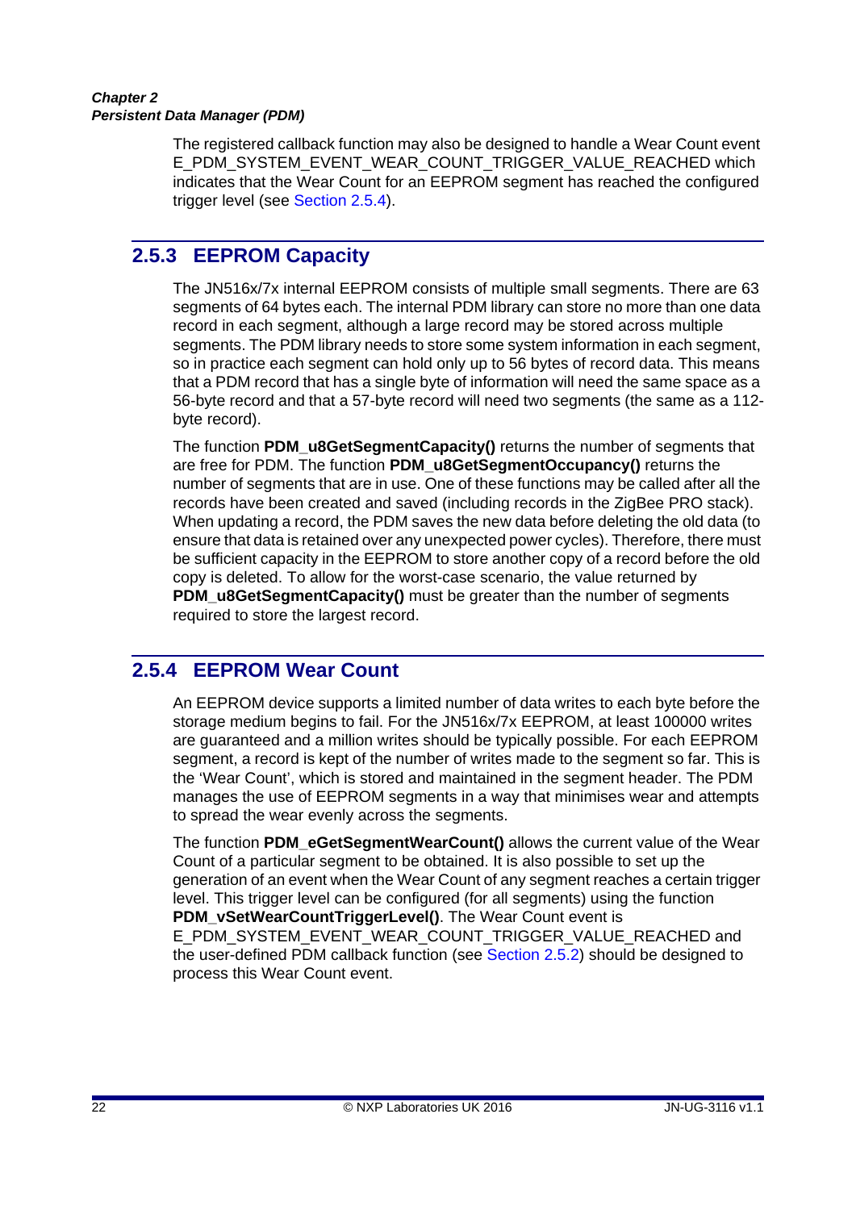The registered callback function may also be designed to handle a Wear Count event E_PDM_SYSTEM_EVENT_WEAR_COUNT_TRIGGER_VALUE_REACHED which indicates that the Wear Count for an EEPROM segment has reached the configured trigger level (see Section 2.5.4).

### 2.5.3 EEPROM Capacity

The JN516x/7x internal EEPROM consists of multiple small segments. There are 63 segments of 64 bytes each. The internal PDM library can store no more than one data record in each segment, although a large record may be stored across multiple segments. The PDM library needs to store some system information in each segment, so in practice each segment can hold only up to 56 bytes of record data. This means that a PDM record that has a single byte of information will need the same space as a 56-byte record and that a 57-byte record will need two segments (the same as a 112-byte record).

The function **PDM_u8GetSegmentCapacity()** returns the number of segments that are free for PDM. The function **PDM_u8GetSegmentOccupancy()** returns the number of segments that are in use. One of these functions may be called after all the records have been created and saved (including records in the ZigBee PRO stack). When updating a record, the PDM saves the new data before deleting the old data (to ensure that data is retained over any unexpected power cycles). Therefore, there must be sufficient capacity in the EEPROM to store another copy of a record before the old copy is deleted. To allow for the worst-case scenario, the value returned by **PDM_u8GetSegmentCapacity()** must be greater than the number of segments required to store the largest record.

### 2.5.4 EEPROM Wear Count

An EEPROM device supports a limited number of data writes to each byte before the storage medium begins to fail. For the JN516x/7x EEPROM, at least 100000 writes are guaranteed and a million writes should be typically possible. For each EEPROM segment, a record is kept of the number of writes made to the segment so far. This is the 'Wear Count', which is stored and maintained in the segment header. The PDM manages the use of EEPROM segments in a way that minimises wear and attempts to spread the wear evenly across the segments.

The function **PDM_eGetSegmentWearCount()** allows the current value of the Wear Count of a particular segment to be obtained. It is also possible to set up the generation of an event when the Wear Count of any segment reaches a certain trigger level. This trigger level can be configured (for all segments) using the function **PDM_vSetWearCountTriggerLevel()**. The Wear Count event is E_PDM_SYSTEM_EVENT_WEAR_COUNT_TRIGGER_VALUE_REACHED and the user-defined PDM callback function (see Section 2.5.2) should be designed to process this Wear Count event.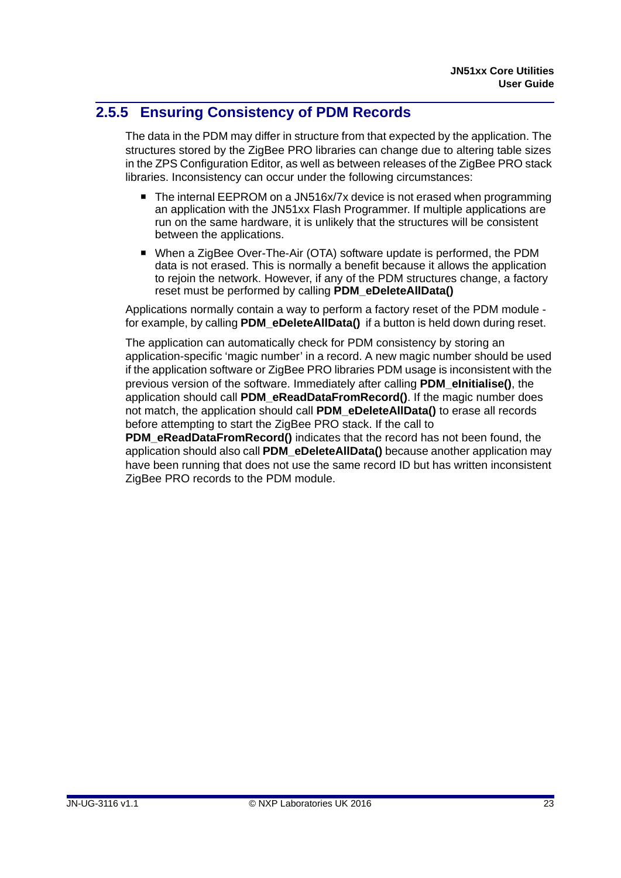### 2.5.5 Ensuring Consistency of PDM Records

The data in the PDM may differ in structure from that expected by the application. The structures stored by the ZigBee PRO libraries can change due to altering table sizes in the ZPS Configuration Editor, as well as between releases of the ZigBee PRO stack libraries. Inconsistency can occur under the following circumstances:

- The internal EEPROM on a JN516x/7x device is not erased when programming an application with the JN51xx Flash Programmer. If multiple applications are run on the same hardware, it is unlikely that the structures will be consistent between the applications.
- When a ZigBee Over-The-Air (OTA) software update is performed, the PDM data is not erased. This is normally a benefit because it allows the application to rejoin the network. However, if any of the PDM structures change, a factory reset must be performed by calling **PDM_eDeleteAllData()**

Applications normally contain a way to perform a factory reset of the PDM module - for example, by calling **PDM_eDeleteAllData()** if a button is held down during reset.

The application can automatically check for PDM consistency by storing an application-specific 'magic number' in a record. A new magic number should be used if the application software or ZigBee PRO libraries PDM usage is inconsistent with the previous version of the software. Immediately after calling **PDM_eInitialise()**, the application should call **PDM_eReadDataFromRecord()**. If the magic number does not match, the application should call **PDM_eDeleteAllData()** to erase all records before attempting to start the ZigBee PRO stack. If the call to **PDM_eReadDataFromRecord()** indicates that the record has not been found, the application should also call **PDM_eDeleteAllData()** because another application may have been running that does not use the same record ID but has written inconsistent ZigBee PRO records to the PDM module.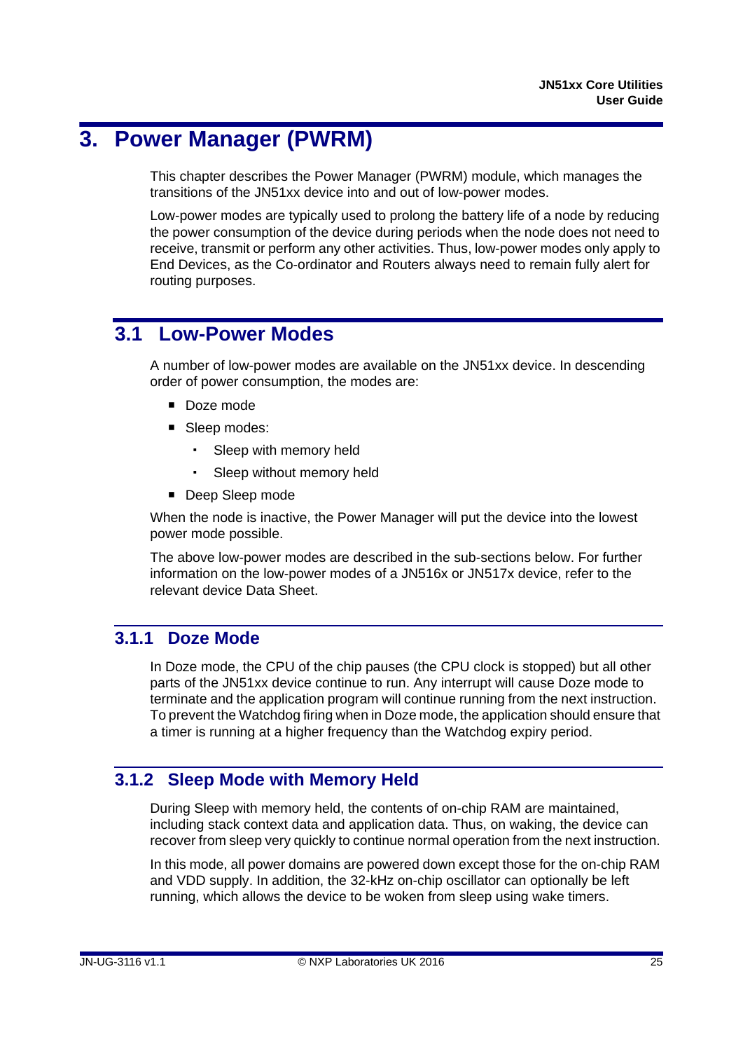# 3. Power Manager (PWRM)

This chapter describes the Power Manager (PWRM) module, which manages the transitions of the JN51xx device into and out of low-power modes.

Low-power modes are typically used to prolong the battery life of a node by reducing the power consumption of the device during periods when the node does not need to receive, transmit or perform any other activities. Thus, low-power modes only apply to End Devices, as the Co-ordinator and Routers always need to remain fully alert for routing purposes.

## 3.1 Low-Power Modes

A number of low-power modes are available on the JN51xx device. In descending order of power consumption, the modes are:

- Doze mode
- Sleep modes:
    - Sleep with memory held
    - Sleep without memory held
- Deep Sleep mode

When the node is inactive, the Power Manager will put the device into the lowest power mode possible.

The above low-power modes are described in the sub-sections below. For further information on the low-power modes of a JN516x or JN517x device, refer to the relevant device Data Sheet.

### 3.1.1 Doze Mode

In Doze mode, the CPU of the chip pauses (the CPU clock is stopped) but all other parts of the JN51xx device continue to run. Any interrupt will cause Doze mode to terminate and the application program will continue running from the next instruction. To prevent the Watchdog firing when in Doze mode, the application should ensure that a timer is running at a higher frequency than the Watchdog expiry period.

### 3.1.2 Sleep Mode with Memory Held

During Sleep with memory held, the contents of on-chip RAM are maintained, including stack context data and application data. Thus, on waking, the device can recover from sleep very quickly to continue normal operation from the next instruction.

In this mode, all power domains are powered down except those for the on-chip RAM and VDD supply. In addition, the 32-kHz on-chip oscillator can optionally be left running, which allows the device to be woken from sleep using wake timers.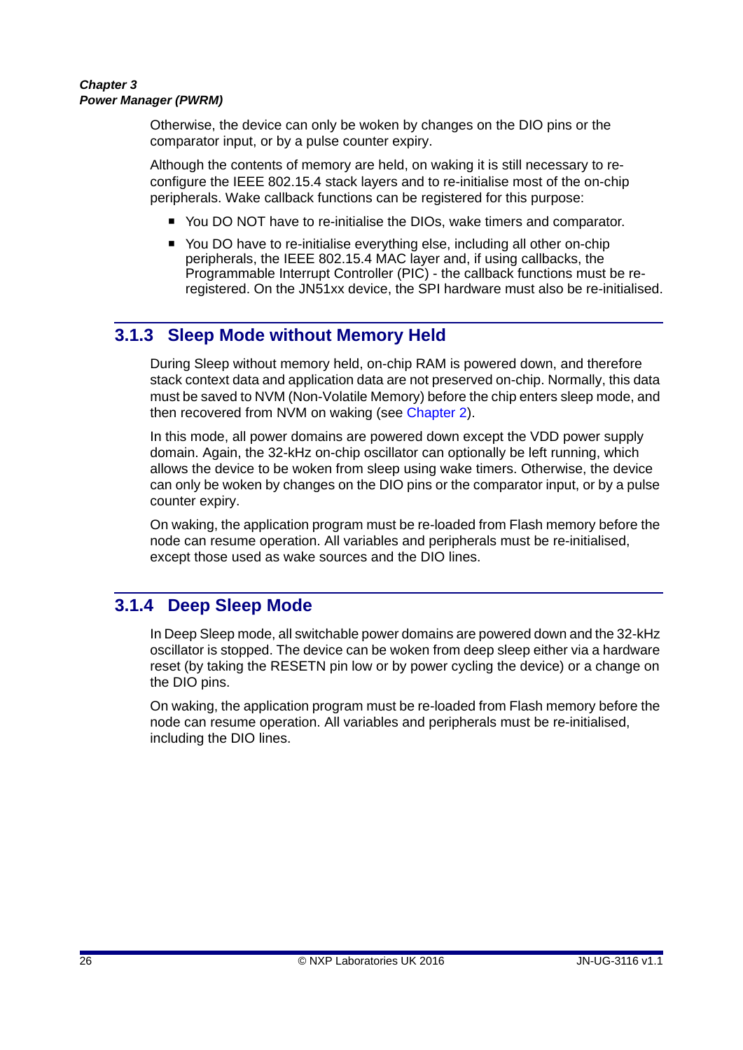Otherwise, the device can only be woken by changes on the DIO pins or the comparator input, or by a pulse counter expiry.

Although the contents of memory are held, on waking it is still necessary to re-configure the IEEE 802.15.4 stack layers and to re-initialise most of the on-chip peripherals. Wake callback functions can be registered for this purpose:

- You DO NOT have to re-initialise the DIOs, wake timers and comparator.
- You DO have to re-initialise everything else, including all other on-chip peripherals, the IEEE 802.15.4 MAC layer and, if using callbacks, the Programmable Interrupt Controller (PIC) - the callback functions must be re-registered. On the JN51xx device, the SPI hardware must also be re-initialised.

### 3.1.3 Sleep Mode without Memory Held

During Sleep without memory held, on-chip RAM is powered down, and therefore stack context data and application data are not preserved on-chip. Normally, this data must be saved to NVM (Non-Volatile Memory) before the chip enters sleep mode, and then recovered from NVM on waking (see Chapter 2).

In this mode, all power domains are powered down except the VDD power supply domain. Again, the 32-kHz on-chip oscillator can optionally be left running, which allows the device to be woken from sleep using wake timers. Otherwise, the device can only be woken by changes on the DIO pins or the comparator input, or by a pulse counter expiry.

On waking, the application program must be re-loaded from Flash memory before the node can resume operation. All variables and peripherals must be re-initialised, except those used as wake sources and the DIO lines.

### 3.1.4 Deep Sleep Mode

In Deep Sleep mode, all switchable power domains are powered down and the 32-kHz oscillator is stopped. The device can be woken from deep sleep either via a hardware reset (by taking the RESETN pin low or by power cycling the device) or a change on the DIO pins.

On waking, the application program must be re-loaded from Flash memory before the node can resume operation. All variables and peripherals must be re-initialised, including the DIO lines.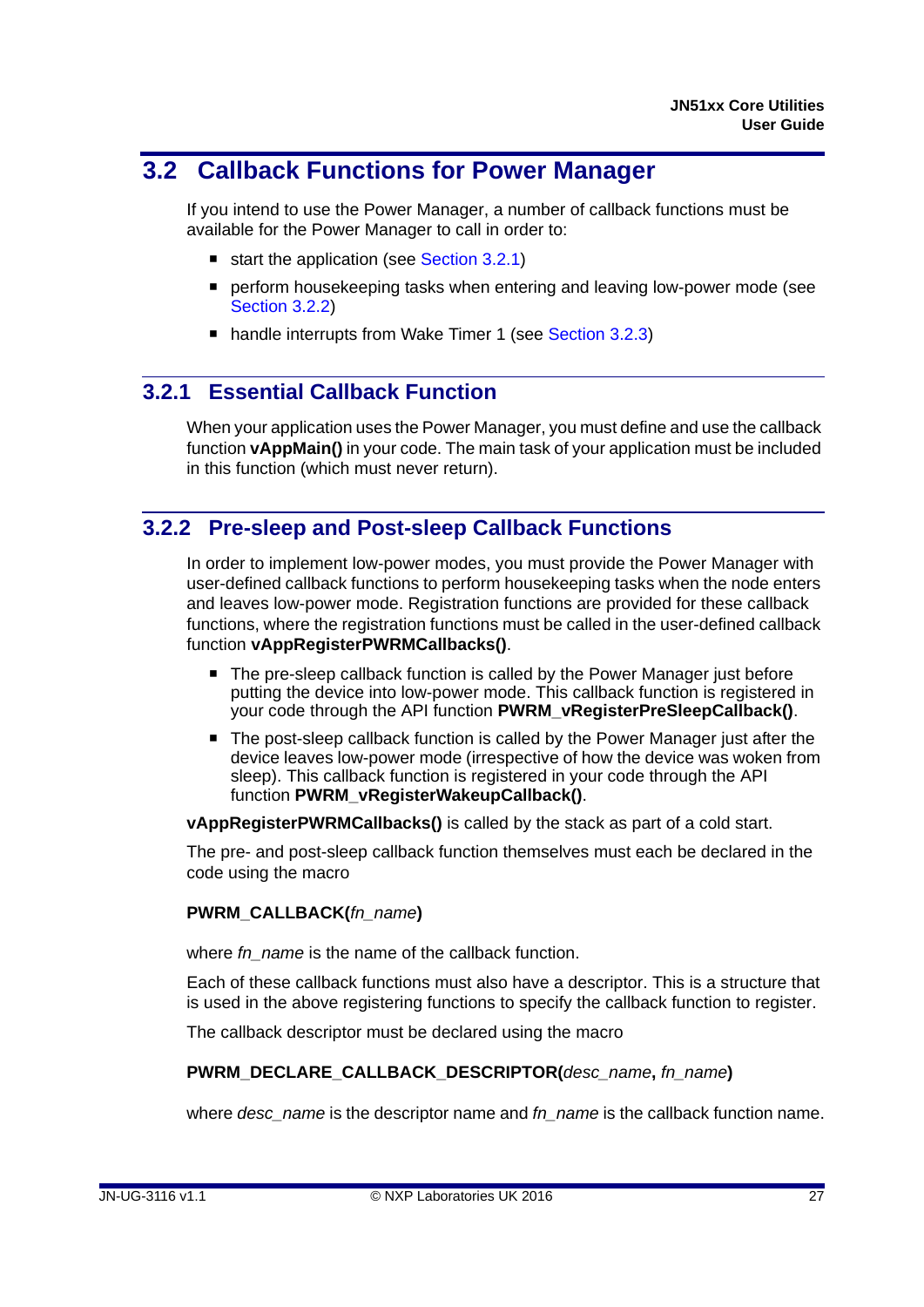## 3.2 Callback Functions for Power Manager

If you intend to use the Power Manager, a number of callback functions must be available for the Power Manager to call in order to:

- start the application (see Section 3.2.1)
- perform housekeeping tasks when entering and leaving low-power mode (see Section 3.2.2)
- handle interrupts from Wake Timer 1 (see Section 3.2.3)

### 3.2.1 Essential Callback Function

When your application uses the Power Manager, you must define and use the callback function **vAppMain()** in your code. The main task of your application must be included in this function (which must never return).

### 3.2.2 Pre-sleep and Post-sleep Callback Functions

In order to implement low-power modes, you must provide the Power Manager with user-defined callback functions to perform housekeeping tasks when the node enters and leaves low-power mode. Registration functions are provided for these callback functions, where the registration functions must be called in the user-defined callback function **vAppRegisterPWRMCallbacks()**.

- The pre-sleep callback function is called by the Power Manager just before putting the device into low-power mode. This callback function is registered in your code through the API function **PWRM_vRegisterPreSleepCallback()**.
- The post-sleep callback function is called by the Power Manager just after the device leaves low-power mode (irrespective of how the device was woken from sleep). This callback function is registered in your code through the API function **PWRM_vRegisterWakeupCallback()**.

**vAppRegisterPWRMCallbacks()** is called by the stack as part of a cold start.

The pre- and post-sleep callback function themselves must each be declared in the code using the macro

**PWRM_CALLBACK(***fn_name***)**

where *fn_name* is the name of the callback function.

Each of these callback functions must also have a descriptor. This is a structure that is used in the above registering functions to specify the callback function to register.

The callback descriptor must be declared using the macro

**PWRM_DECLARE_CALLBACK_DESCRIPTOR(***desc_name***,** *fn_name***)**

where *desc_name* is the descriptor name and *fn_name* is the callback function name.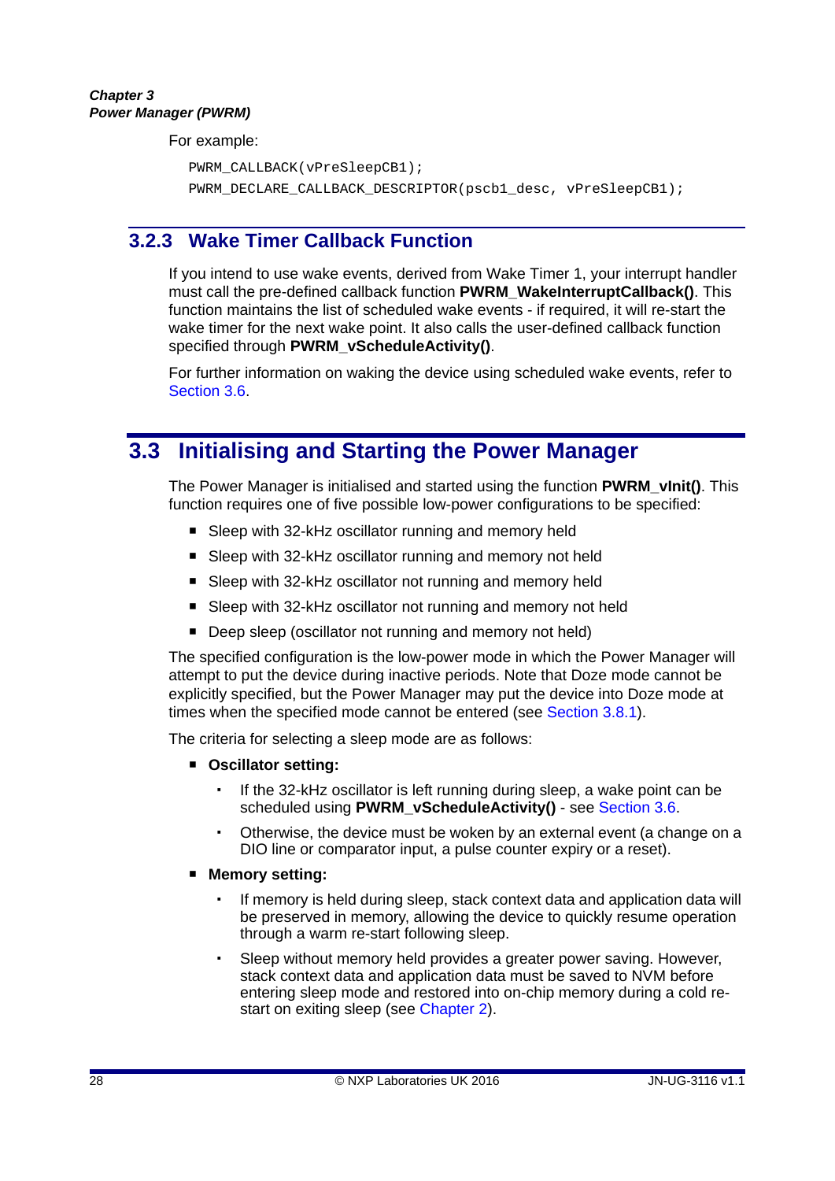For example:

```
PWRM_CALLBACK(vPreSleepCB1);
PWRM_DECLARE_CALLBACK_DESCRIPTOR(pscb1_desc, vPreSleepCB1);
```

### 3.2.3 Wake Timer Callback Function

If you intend to use wake events, derived from Wake Timer 1, your interrupt handler must call the pre-defined callback function **PWRM_WakeInterruptCallback()**. This function maintains the list of scheduled wake events - if required, it will re-start the wake timer for the next wake point. It also calls the user-defined callback function specified through **PWRM_vScheduleActivity()**.

For further information on waking the device using scheduled wake events, refer to Section 3.6.

## 3.3 Initialising and Starting the Power Manager

The Power Manager is initialised and started using the function **PWRM_vInit()**. This function requires one of five possible low-power configurations to be specified:

- Sleep with 32-kHz oscillator running and memory held
- Sleep with 32-kHz oscillator running and memory not held
- Sleep with 32-kHz oscillator not running and memory held
- Sleep with 32-kHz oscillator not running and memory not held
- Deep sleep (oscillator not running and memory not held)

The specified configuration is the low-power mode in which the Power Manager will attempt to put the device during inactive periods. Note that Doze mode cannot be explicitly specified, but the Power Manager may put the device into Doze mode at times when the specified mode cannot be entered (see Section 3.8.1).

The criteria for selecting a sleep mode are as follows:

- **Oscillator setting:**
  - If the 32-kHz oscillator is left running during sleep, a wake point can be scheduled using **PWRM_vScheduleActivity()** - see Section 3.6.
  - Otherwise, the device must be woken by an external event (a change on a DIO line or comparator input, a pulse counter expiry or a reset).
- **Memory setting:**
  - If memory is held during sleep, stack context data and application data will be preserved in memory, allowing the device to quickly resume operation through a warm re-start following sleep.
  - Sleep without memory held provides a greater power saving. However, stack context data and application data must be saved to NVM before entering sleep mode and restored into on-chip memory during a cold re-start on exiting sleep (see Chapter 2).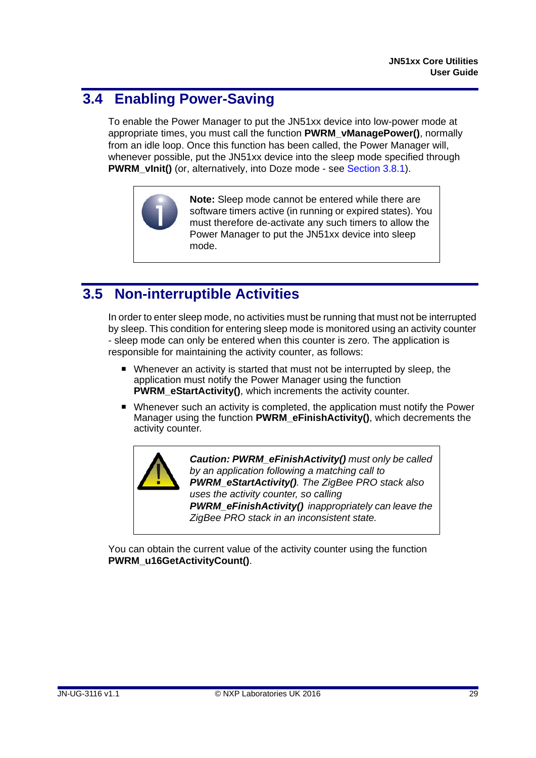## 3.4 Enabling Power-Saving

To enable the Power Manager to put the JN51xx device into low-power mode at appropriate times, you must call the function **PWRM_vManagePower()**, normally from an idle loop. Once this function has been called, the Power Manager will, whenever possible, put the JN51xx device into the sleep mode specified through **PWRM_vInit()** (or, alternatively, into Doze mode - see Section 3.8.1).

> **Note:** Sleep mode cannot be entered while there are software timers active (in running or expired states). You must therefore de-activate any such timers to allow the Power Manager to put the JN51xx device into sleep mode.

## 3.5 Non-interruptible Activities

In order to enter sleep mode, no activities must be running that must not be interrupted by sleep. This condition for entering sleep mode is monitored using an activity counter - sleep mode can only be entered when this counter is zero. The application is responsible for maintaining the activity counter, as follows:

- Whenever an activity is started that must not be interrupted by sleep, the application must notify the Power Manager using the function **PWRM_eStartActivity()**, which increments the activity counter.
- Whenever such an activity is completed, the application must notify the Power Manager using the function **PWRM_eFinishActivity()**, which decrements the activity counter.

> ***Caution: PWRM_eFinishActivity()** must only be called by an application following a matching call to **PWRM_eStartActivity()**. The ZigBee PRO stack also uses the activity counter, so calling **PWRM_eFinishActivity()** inappropriately can leave the ZigBee PRO stack in an inconsistent state.*

You can obtain the current value of the activity counter using the function **PWRM_u16GetActivityCount()**.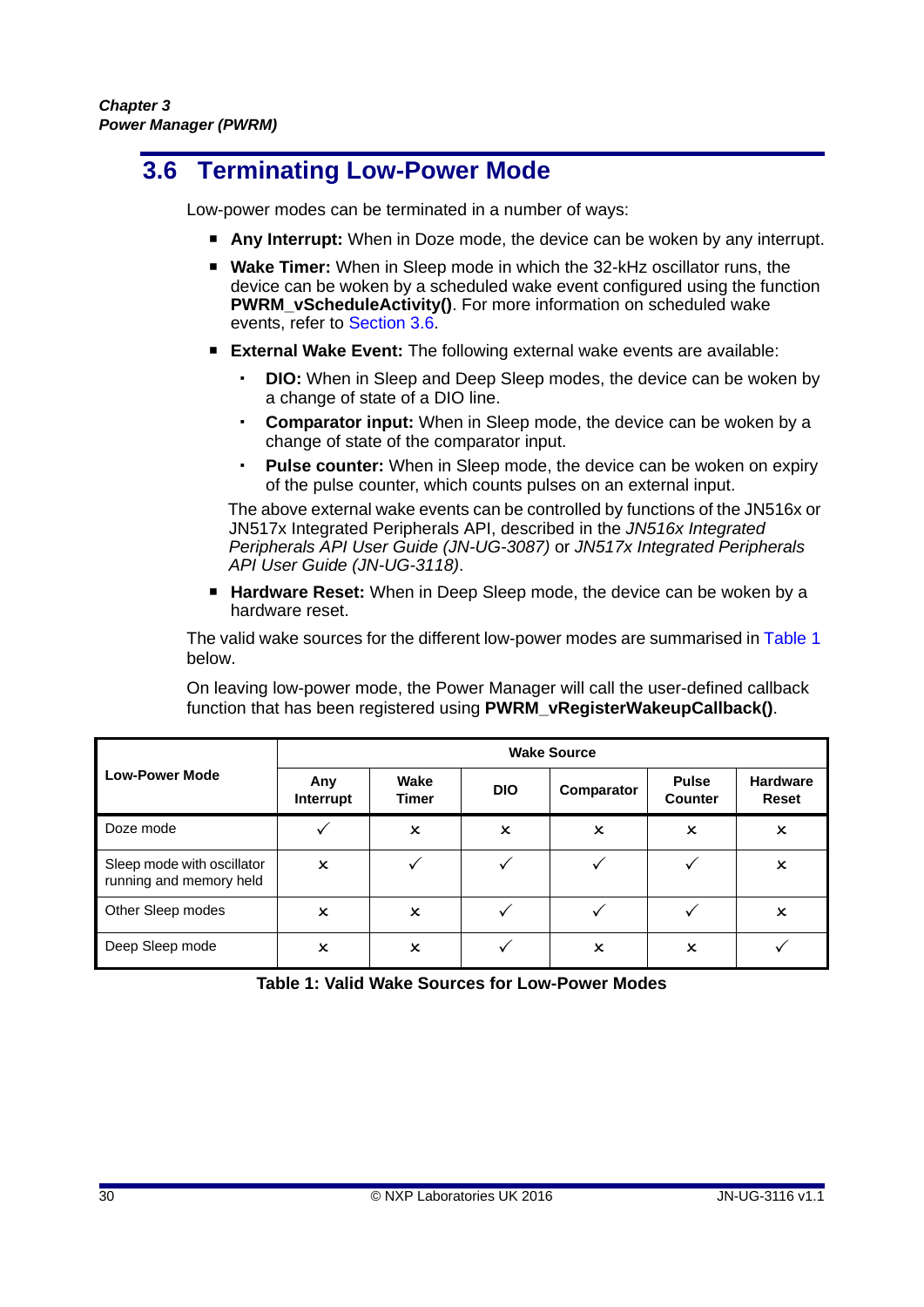## 3.6 Terminating Low-Power Mode

Low-power modes can be terminated in a number of ways:

- **Any Interrupt:** When in Doze mode, the device can be woken by any interrupt.
- **Wake Timer:** When in Sleep mode in which the 32-kHz oscillator runs, the device can be woken by a scheduled wake event configured using the function **PWRM_vScheduleActivity()**. For more information on scheduled wake events, refer to Section 3.6.
- **External Wake Event:** The following external wake events are available:
  - **DIO:** When in Sleep and Deep Sleep modes, the device can be woken by a change of state of a DIO line.
  - **Comparator input:** When in Sleep mode, the device can be woken by a change of state of the comparator input.
  - **Pulse counter:** When in Sleep mode, the device can be woken on expiry of the pulse counter, which counts pulses on an external input.

  The above external wake events can be controlled by functions of the JN516x or JN517x Integrated Peripherals API, described in the *JN516x Integrated Peripherals API User Guide (JN-UG-3087)* or *JN517x Integrated Peripherals API User Guide (JN-UG-3118)*.
- **Hardware Reset:** When in Deep Sleep mode, the device can be woken by a hardware reset.

The valid wake sources for the different low-power modes are summarised in Table 1 below.

On leaving low-power mode, the Power Manager will call the user-defined callback function that has been registered using **PWRM_vRegisterWakeupCallback()**.

| Low-Power Mode | Wake Source | | | | | |
|---|---|---|---|---|---|---|
| | Any Interrupt | Wake Timer | DIO | Comparator | Pulse Counter | Hardware Reset |
| Doze mode | ✓ | ✗ | ✗ | ✗ | ✗ | ✗ |
| Sleep mode with oscillator running and memory held | ✗ | ✓ | ✓ | ✓ | ✓ | ✗ |
| Other Sleep modes | ✗ | ✗ | ✓ | ✓ | ✓ | ✗ |
| Deep Sleep mode | ✗ | ✗ | ✓ | ✗ | ✗ | ✓ |

**Table 1: Valid Wake Sources for Low-Power Modes**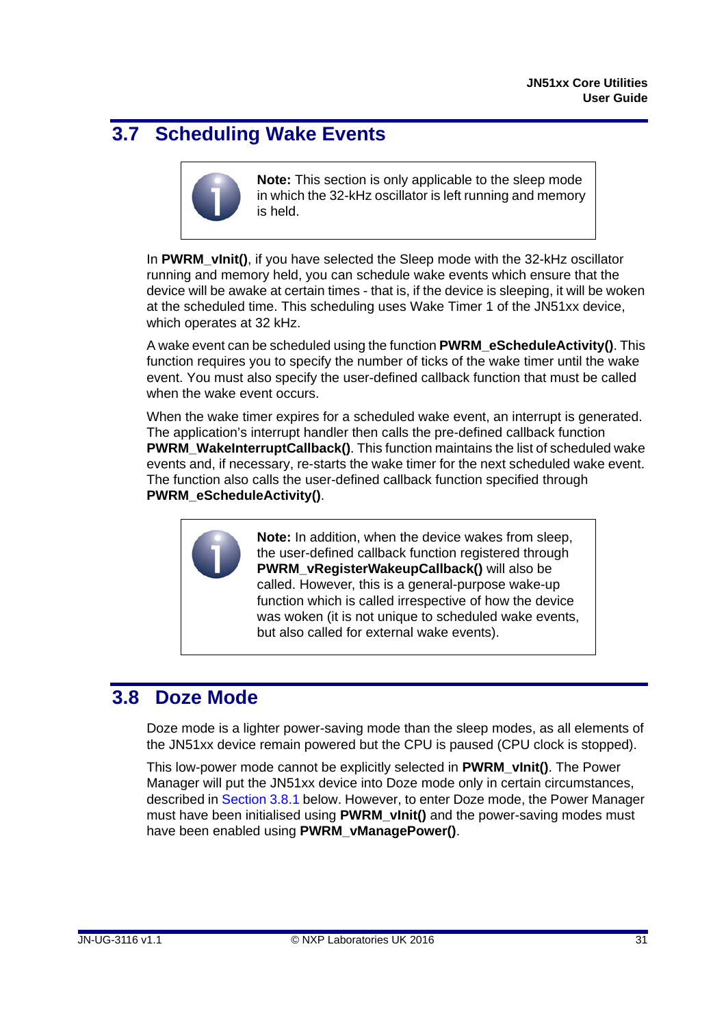## 3.7 Scheduling Wake Events

> **Note:** This section is only applicable to the sleep mode in which the 32-kHz oscillator is left running and memory is held.

In **PWRM_vInit()**, if you have selected the Sleep mode with the 32-kHz oscillator running and memory held, you can schedule wake events which ensure that the device will be awake at certain times - that is, if the device is sleeping, it will be woken at the scheduled time. This scheduling uses Wake Timer 1 of the JN51xx device, which operates at 32 kHz.

A wake event can be scheduled using the function **PWRM_eScheduleActivity()**. This function requires you to specify the number of ticks of the wake timer until the wake event. You must also specify the user-defined callback function that must be called when the wake event occurs.

When the wake timer expires for a scheduled wake event, an interrupt is generated. The application's interrupt handler then calls the pre-defined callback function **PWRM_WakeInterruptCallback()**. This function maintains the list of scheduled wake events and, if necessary, re-starts the wake timer for the next scheduled wake event. The function also calls the user-defined callback function specified through **PWRM_eScheduleActivity()**.

> **Note:** In addition, when the device wakes from sleep, the user-defined callback function registered through **PWRM_vRegisterWakeupCallback()** will also be called. However, this is a general-purpose wake-up function which is called irrespective of how the device was woken (it is not unique to scheduled wake events, but also called for external wake events).

## 3.8 Doze Mode

Doze mode is a lighter power-saving mode than the sleep modes, as all elements of the JN51xx device remain powered but the CPU is paused (CPU clock is stopped).

This low-power mode cannot be explicitly selected in **PWRM_vInit()**. The Power Manager will put the JN51xx device into Doze mode only in certain circumstances, described in Section 3.8.1 below. However, to enter Doze mode, the Power Manager must have been initialised using **PWRM_vInit()** and the power-saving modes must have been enabled using **PWRM_vManagePower()**.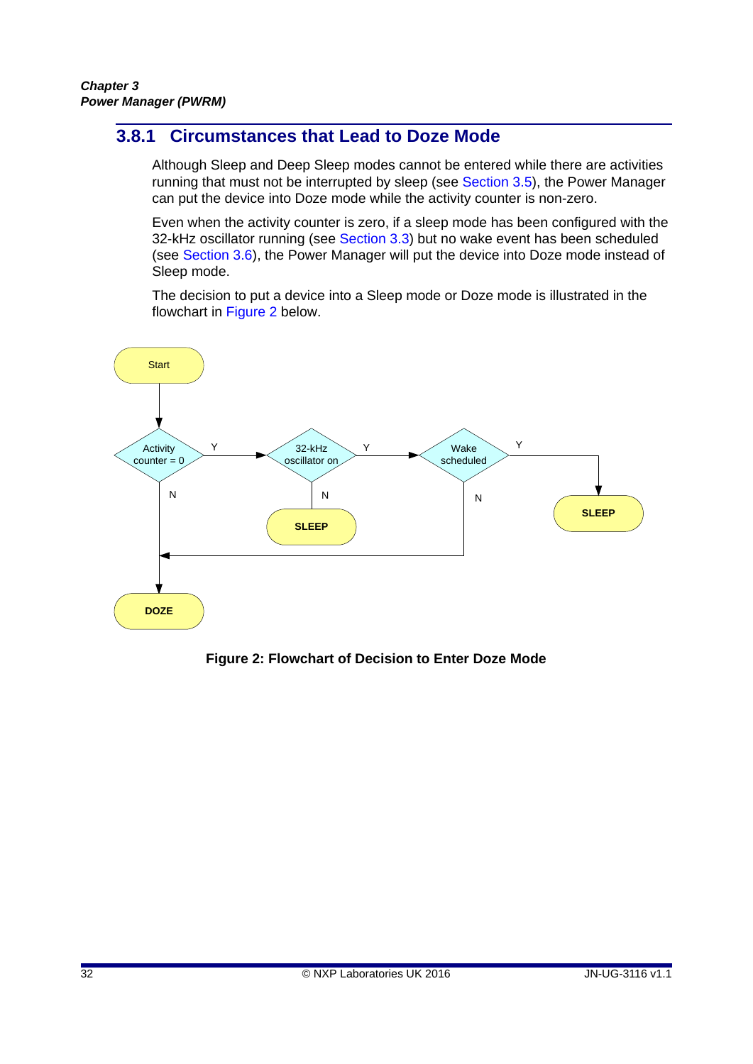### 3.8.1 Circumstances that Lead to Doze Mode

Although Sleep and Deep Sleep modes cannot be entered while there are activities running that must not be interrupted by sleep (see Section 3.5), the Power Manager can put the device into Doze mode while the activity counter is non-zero.

Even when the activity counter is zero, if a sleep mode has been configured with the 32-kHz oscillator running (see Section 3.3) but no wake event has been scheduled (see Section 3.6), the Power Manager will put the device into Doze mode instead of Sleep mode.

The decision to put a device into a Sleep mode or Doze mode is illustrated in the flowchart in Figure 2 below.

**Figure 2: Flowchart of Decision to Enter Doze Mode**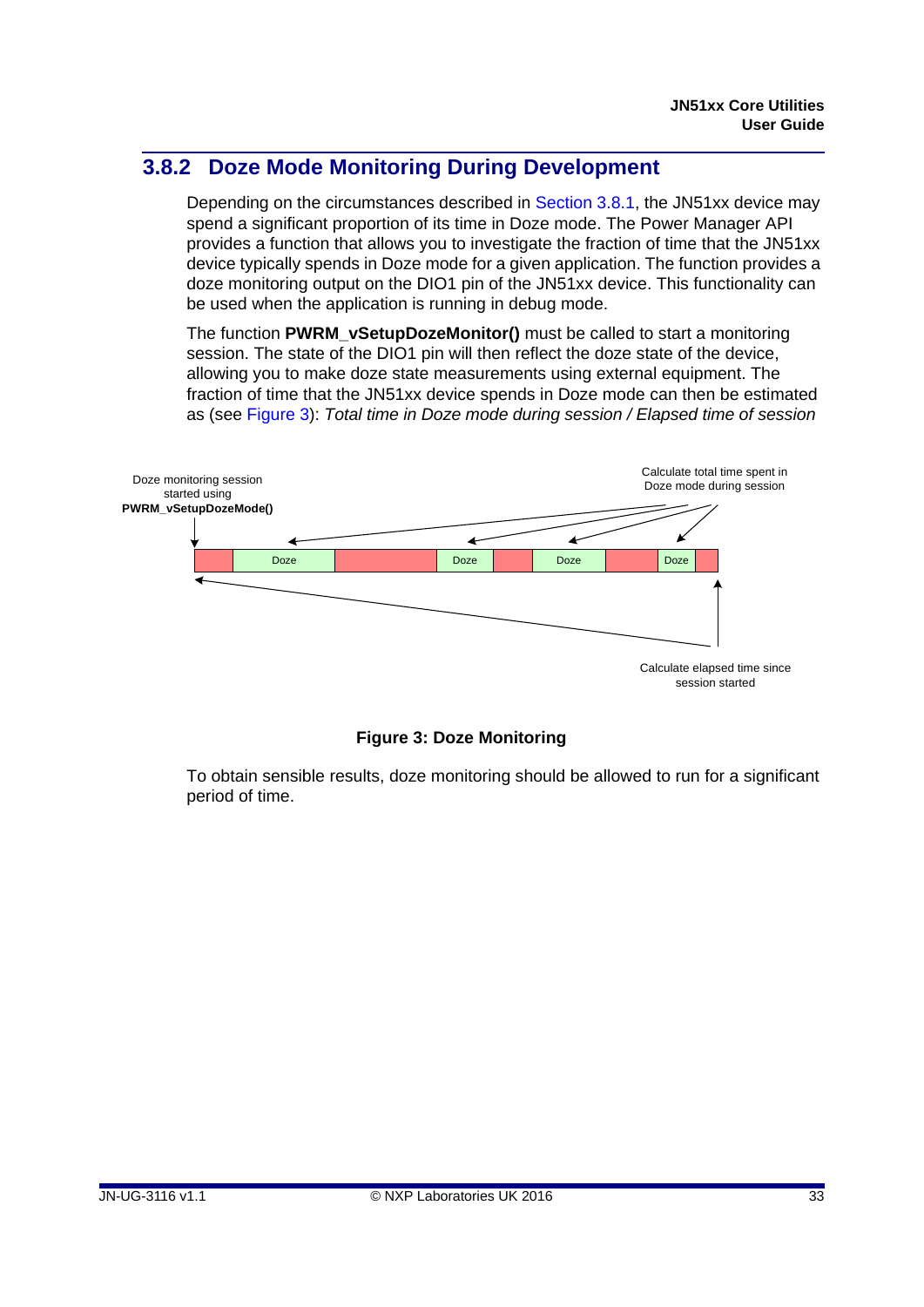## 3.8.2 Doze Mode Monitoring During Development

Depending on the circumstances described in Section 3.8.1, the JN51xx device may spend a significant proportion of its time in Doze mode. The Power Manager API provides a function that allows you to investigate the fraction of time that the JN51xx device typically spends in Doze mode for a given application. The function provides a doze monitoring output on the DIO1 pin of the JN51xx device. This functionality can be used when the application is running in debug mode.

The function **PWRM_vSetupDozeMonitor()** must be called to start a monitoring session. The state of the DIO1 pin will then reflect the doze state of the device, allowing you to make doze state measurements using external equipment. The fraction of time that the JN51xx device spends in Doze mode can then be estimated as (see Figure 3): *Total time in Doze mode during session / Elapsed time of session*

Doze monitoring session started using **PWRM_vSetupDozeMode()**

Calculate total time spent in Doze mode during session

| | Doze | | Doze | | Doze | | Doze | |
|---|---|---|---|---|---|---|---|---|

Calculate elapsed time since session started

**Figure 3: Doze Monitoring**

To obtain sensible results, doze monitoring should be allowed to run for a significant period of time.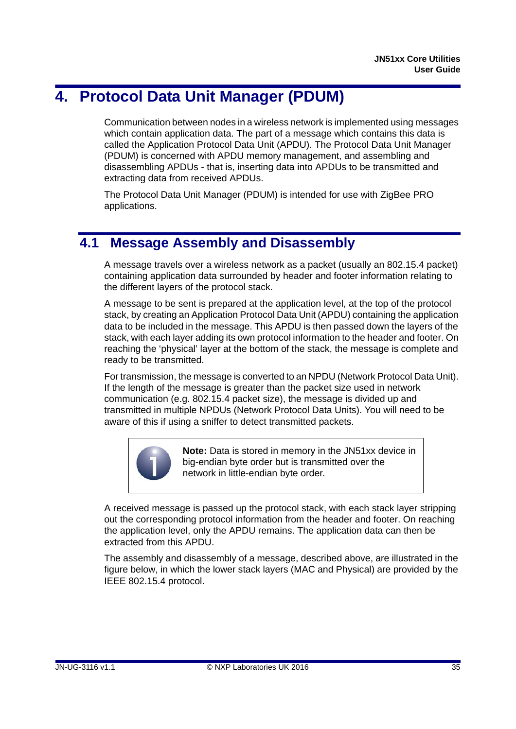# 4. Protocol Data Unit Manager (PDUM)

Communication between nodes in a wireless network is implemented using messages which contain application data. The part of a message which contains this data is called the Application Protocol Data Unit (APDU). The Protocol Data Unit Manager (PDUM) is concerned with APDU memory management, and assembling and disassembling APDUs - that is, inserting data into APDUs to be transmitted and extracting data from received APDUs.

The Protocol Data Unit Manager (PDUM) is intended for use with ZigBee PRO applications.

## 4.1 Message Assembly and Disassembly

A message travels over a wireless network as a packet (usually an 802.15.4 packet) containing application data surrounded by header and footer information relating to the different layers of the protocol stack.

A message to be sent is prepared at the application level, at the top of the protocol stack, by creating an Application Protocol Data Unit (APDU) containing the application data to be included in the message. This APDU is then passed down the layers of the stack, with each layer adding its own protocol information to the header and footer. On reaching the 'physical' layer at the bottom of the stack, the message is complete and ready to be transmitted.

For transmission, the message is converted to an NPDU (Network Protocol Data Unit). If the length of the message is greater than the packet size used in network communication (e.g. 802.15.4 packet size), the message is divided up and transmitted in multiple NPDUs (Network Protocol Data Units). You will need to be aware of this if using a sniffer to detect transmitted packets.

> **Note:** Data is stored in memory in the JN51xx device in big-endian byte order but is transmitted over the network in little-endian byte order.

A received message is passed up the protocol stack, with each stack layer stripping out the corresponding protocol information from the header and footer. On reaching the application level, only the APDU remains. The application data can then be extracted from this APDU.

The assembly and disassembly of a message, described above, are illustrated in the figure below, in which the lower stack layers (MAC and Physical) are provided by the IEEE 802.15.4 protocol.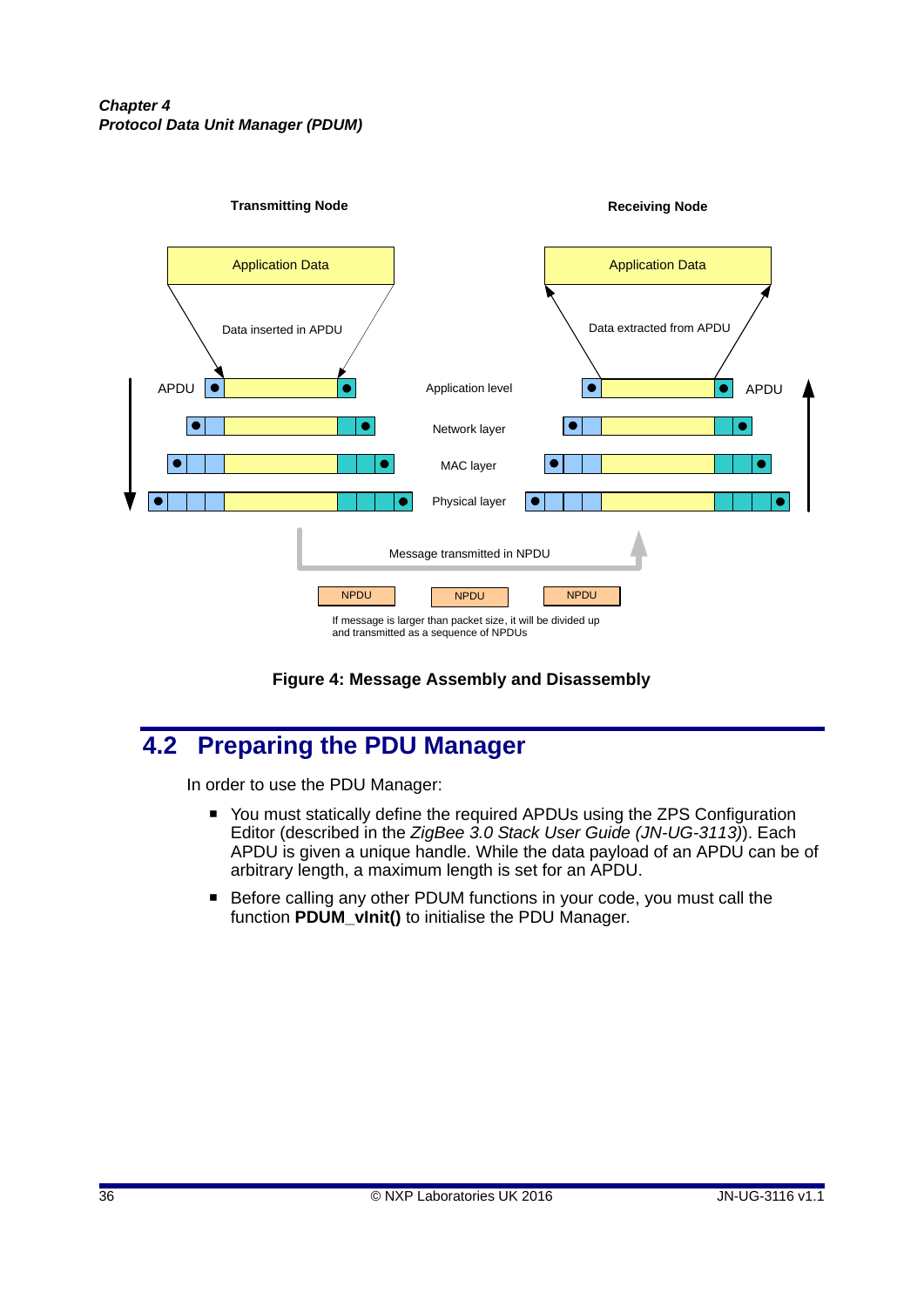Transmitting Node

Receiving Node

Application Data

Application Data

Data inserted in APDU

Data extracted from APDU

APDU

Application level

APDU

Network layer

MAC layer

Physical layer

Message transmitted in NPDU

NPDU NPDU NPDU

If message is larger than packet size, it will be divided up and transmitted as a sequence of NPDUs

**Figure 4: Message Assembly and Disassembly**

## 4.2 Preparing the PDU Manager

In order to use the PDU Manager:

- You must statically define the required APDUs using the ZPS Configuration Editor (described in the *ZigBee 3.0 Stack User Guide (JN-UG-3113)*). Each APDU is given a unique handle. While the data payload of an APDU can be of arbitrary length, a maximum length is set for an APDU.
- Before calling any other PDUM functions in your code, you must call the function **PDUM_vInit()** to initialise the PDU Manager.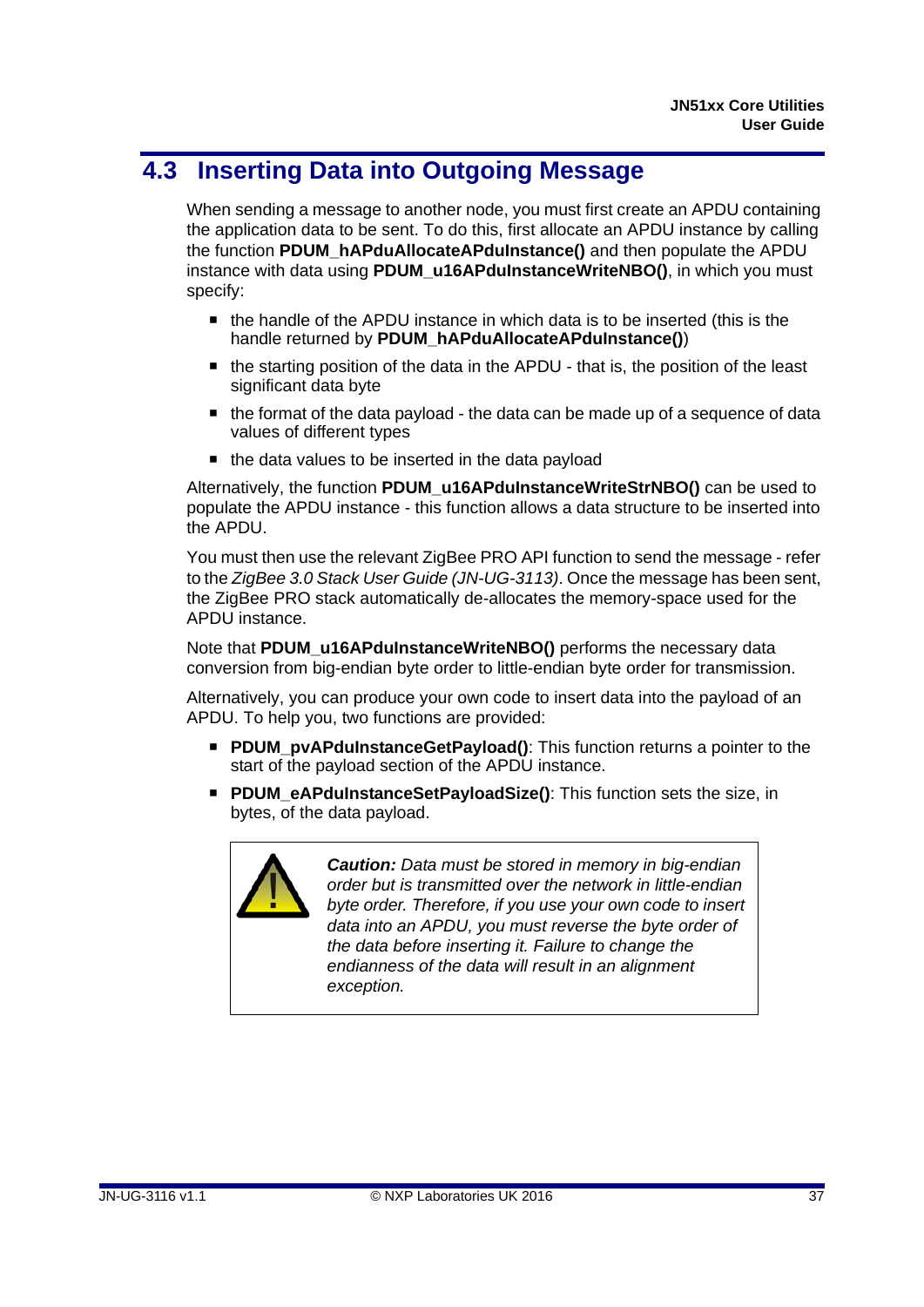## 4.3 Inserting Data into Outgoing Message

When sending a message to another node, you must first create an APDU containing the application data to be sent. To do this, first allocate an APDU instance by calling the function **PDUM_hAPduAllocateAPduInstance()** and then populate the APDU instance with data using **PDUM_u16APduInstanceWriteNBO()**, in which you must specify:

- the handle of the APDU instance in which data is to be inserted (this is the handle returned by **PDUM_hAPduAllocateAPduInstance()**)
- the starting position of the data in the APDU - that is, the position of the least significant data byte
- the format of the data payload - the data can be made up of a sequence of data values of different types
- the data values to be inserted in the data payload

Alternatively, the function **PDUM_u16APduInstanceWriteStrNBO()** can be used to populate the APDU instance - this function allows a data structure to be inserted into the APDU.

You must then use the relevant ZigBee PRO API function to send the message - refer to the *ZigBee 3.0 Stack User Guide (JN-UG-3113)*. Once the message has been sent, the ZigBee PRO stack automatically de-allocates the memory-space used for the APDU instance.

Note that **PDUM_u16APduInstanceWriteNBO()** performs the necessary data conversion from big-endian byte order to little-endian byte order for transmission.

Alternatively, you can produce your own code to insert data into the payload of an APDU. To help you, two functions are provided:

- **PDUM_pvAPduInstanceGetPayload()**: This function returns a pointer to the start of the payload section of the APDU instance.
- **PDUM_eAPduInstanceSetPayloadSize()**: This function sets the size, in bytes, of the data payload.

> ***Caution:*** *Data must be stored in memory in big-endian order but is transmitted over the network in little-endian byte order. Therefore, if you use your own code to insert data into an APDU, you must reverse the byte order of the data before inserting it. Failure to change the endianness of the data will result in an alignment exception.*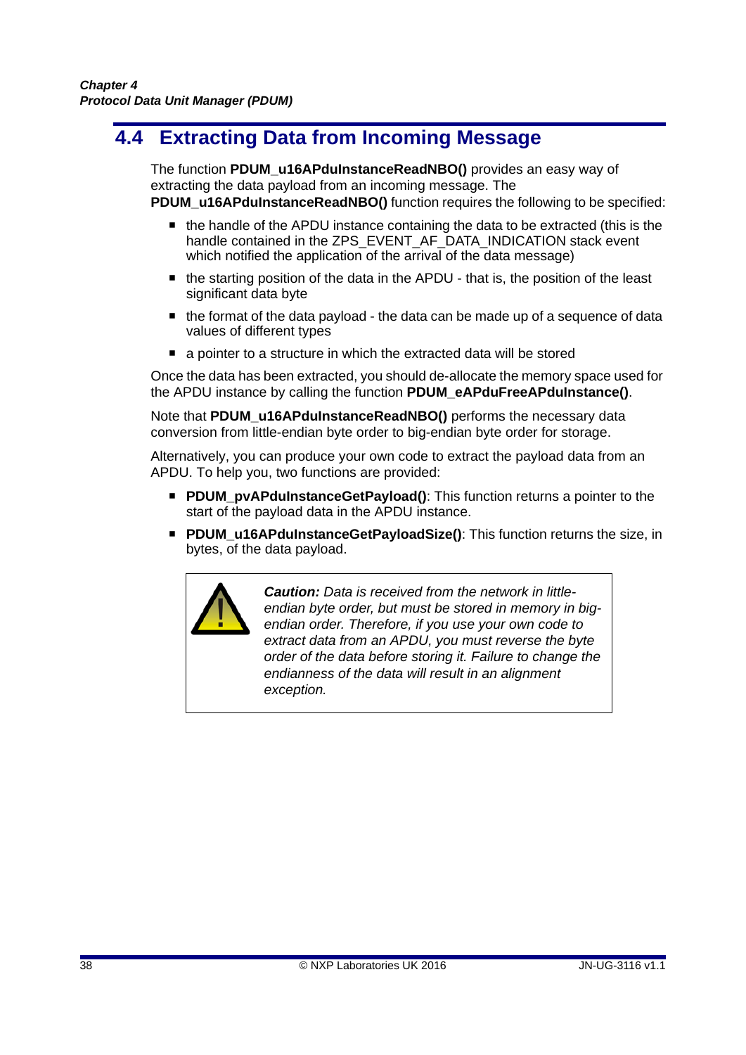## 4.4 Extracting Data from Incoming Message

The function **PDUM_u16APduInstanceReadNBO()** provides an easy way of extracting the data payload from an incoming message. The **PDUM_u16APduInstanceReadNBO()** function requires the following to be specified:

- the handle of the APDU instance containing the data to be extracted (this is the handle contained in the ZPS_EVENT_AF_DATA_INDICATION stack event which notified the application of the arrival of the data message)
- the starting position of the data in the APDU - that is, the position of the least significant data byte
- the format of the data payload - the data can be made up of a sequence of data values of different types
- a pointer to a structure in which the extracted data will be stored

Once the data has been extracted, you should de-allocate the memory space used for the APDU instance by calling the function **PDUM_eAPduFreeAPduInstance()**.

Note that **PDUM_u16APduInstanceReadNBO()** performs the necessary data conversion from little-endian byte order to big-endian byte order for storage.

Alternatively, you can produce your own code to extract the payload data from an APDU. To help you, two functions are provided:

- **PDUM_pvAPduInstanceGetPayload()**: This function returns a pointer to the start of the payload data in the APDU instance.
- **PDUM_u16APduInstanceGetPayloadSize()**: This function returns the size, in bytes, of the data payload.

> ***Caution:*** *Data is received from the network in little-endian byte order, but must be stored in memory in big-endian order. Therefore, if you use your own code to extract data from an APDU, you must reverse the byte order of the data before storing it. Failure to change the endianness of the data will result in an alignment exception.*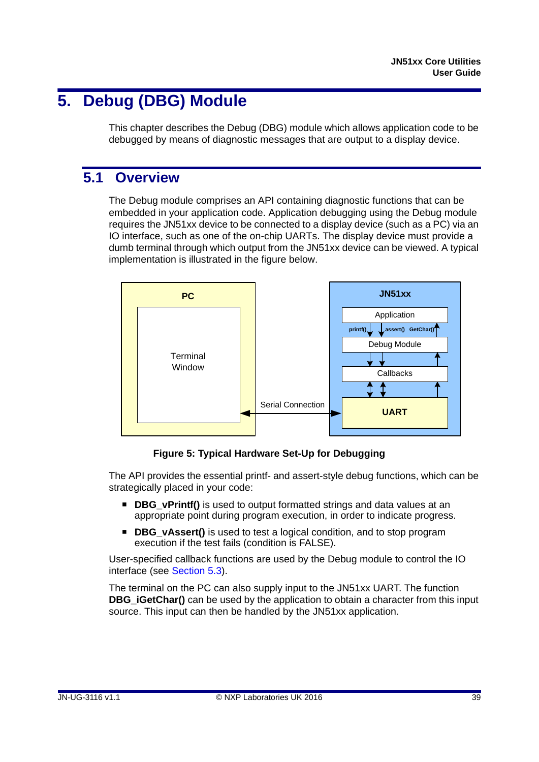# 5. Debug (DBG) Module

This chapter describes the Debug (DBG) module which allows application code to be debugged by means of diagnostic messages that are output to a display device.

## 5.1 Overview

The Debug module comprises an API containing diagnostic functions that can be embedded in your application code. Application debugging using the Debug module requires the JN51xx device to be connected to a display device (such as a PC) via an IO interface, such as one of the on-chip UARTs. The display device must provide a dumb terminal through which output from the JN51xx device can be viewed. A typical implementation is illustrated in the figure below.

**Figure 5: Typical Hardware Set-Up for Debugging**

The API provides the essential printf- and assert-style debug functions, which can be strategically placed in your code:

- **DBG_vPrintf()** is used to output formatted strings and data values at an appropriate point during program execution, in order to indicate progress.
- **DBG_vAssert()** is used to test a logical condition, and to stop program execution if the test fails (condition is FALSE).

User-specified callback functions are used by the Debug module to control the IO interface (see Section 5.3).

The terminal on the PC can also supply input to the JN51xx UART. The function **DBG_iGetChar()** can be used by the application to obtain a character from this input source. This input can then be handled by the JN51xx application.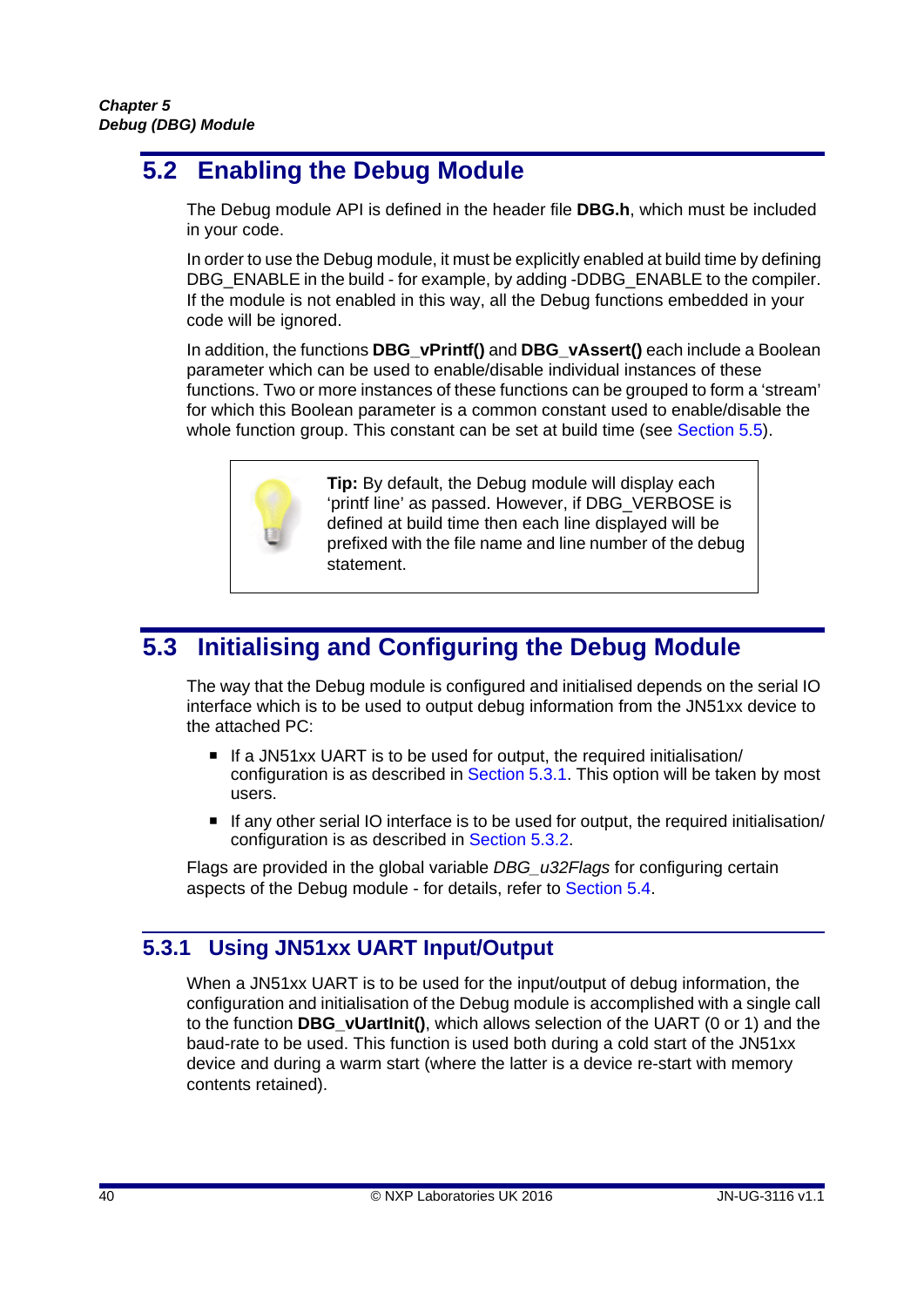## 5.2 Enabling the Debug Module

The Debug module API is defined in the header file **DBG.h**, which must be included in your code.

In order to use the Debug module, it must be explicitly enabled at build time by defining DBG_ENABLE in the build - for example, by adding -DDBG_ENABLE to the compiler. If the module is not enabled in this way, all the Debug functions embedded in your code will be ignored.

In addition, the functions **DBG_vPrintf()** and **DBG_vAssert()** each include a Boolean parameter which can be used to enable/disable individual instances of these functions. Two or more instances of these functions can be grouped to form a 'stream' for which this Boolean parameter is a common constant used to enable/disable the whole function group. This constant can be set at build time (see Section 5.5).

> **Tip:** By default, the Debug module will display each 'printf line' as passed. However, if DBG_VERBOSE is defined at build time then each line displayed will be prefixed with the file name and line number of the debug statement.

## 5.3 Initialising and Configuring the Debug Module

The way that the Debug module is configured and initialised depends on the serial IO interface which is to be used to output debug information from the JN51xx device to the attached PC:

- If a JN51xx UART is to be used for output, the required initialisation/configuration is as described in Section 5.3.1. This option will be taken by most users.
- If any other serial IO interface is to be used for output, the required initialisation/configuration is as described in Section 5.3.2.

Flags are provided in the global variable *DBG_u32Flags* for configuring certain aspects of the Debug module - for details, refer to Section 5.4.

### 5.3.1 Using JN51xx UART Input/Output

When a JN51xx UART is to be used for the input/output of debug information, the configuration and initialisation of the Debug module is accomplished with a single call to the function **DBG_vUartInit()**, which allows selection of the UART (0 or 1) and the baud-rate to be used. This function is used both during a cold start of the JN51xx device and during a warm start (where the latter is a device re-start with memory contents retained).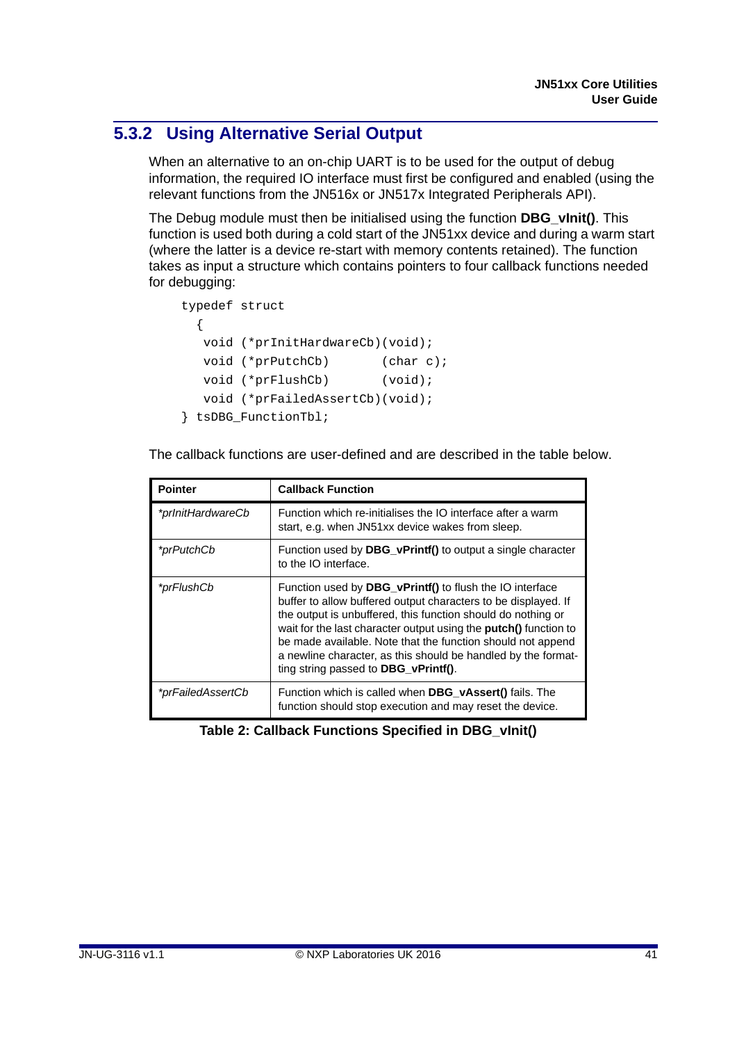### 5.3.2 Using Alternative Serial Output

When an alternative to an on-chip UART is to be used for the output of debug information, the required IO interface must first be configured and enabled (using the relevant functions from the JN516x or JN517x Integrated Peripherals API).

The Debug module must then be initialised using the function **DBG_vInit()**. This function is used both during a cold start of the JN51xx device and during a warm start (where the latter is a device re-start with memory contents retained). The function takes as input a structure which contains pointers to four callback functions needed for debugging:

```
typedef struct
  {
   void (*prInitHardwareCb)(void);
   void (*prPutchCb)       (char c);
   void (*prFlushCb)       (void);
   void (*prFailedAssertCb)(void);
} tsDBG_FunctionTbl;
```

The callback functions are user-defined and are described in the table below.

| Pointer | Callback Function |
|---|---|
| *\*prInitHardwareCb* | Function which re-initialises the IO interface after a warm start, e.g. when JN51xx device wakes from sleep. |
| *\*prPutchCb* | Function used by **DBG_vPrintf()** to output a single character to the IO interface. |
| *\*prFlushCb* | Function used by **DBG_vPrintf()** to flush the IO interface buffer to allow buffered output characters to be displayed. If the output is unbuffered, this function should do nothing or wait for the last character output using the **putch()** function to be made available. Note that the function should not append a newline character, as this should be handled by the formatting string passed to **DBG_vPrintf()**. |
| *\*prFailedAssertCb* | Function which is called when **DBG_vAssert()** fails. The function should stop execution and may reset the device. |

**Table 2: Callback Functions Specified in DBG_vInit()**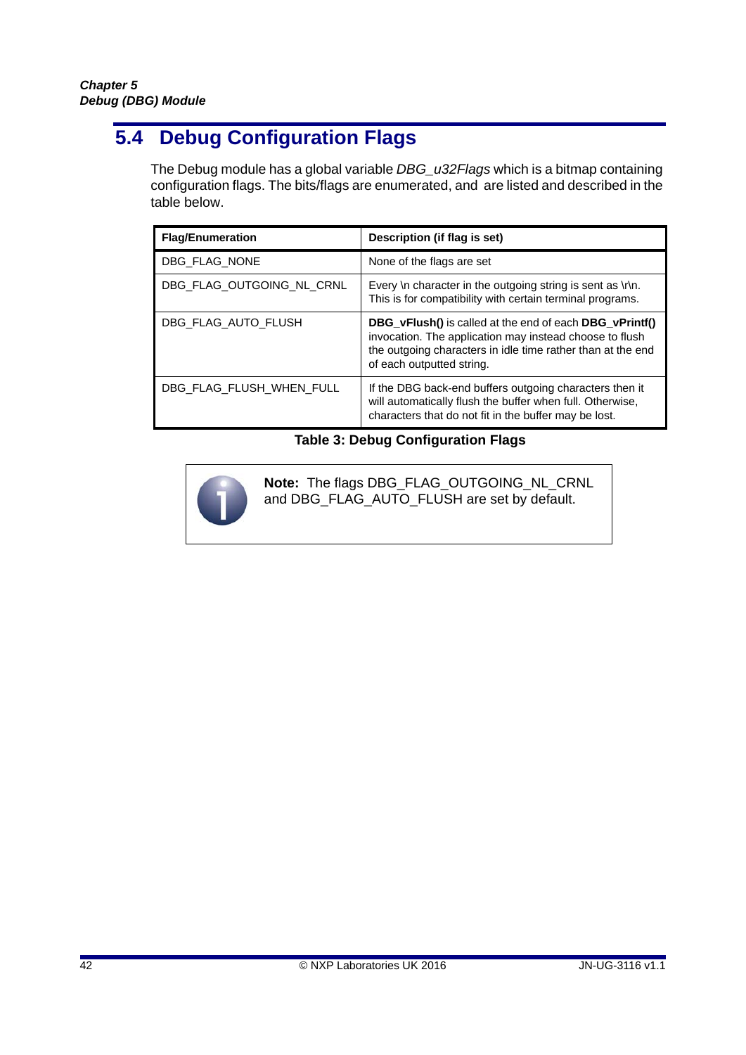## 5.4 Debug Configuration Flags

The Debug module has a global variable *DBG_u32Flags* which is a bitmap containing configuration flags. The bits/flags are enumerated, and  are listed and described in the table below.

| Flag/Enumeration | Description (if flag is set) |
|---|---|
| DBG_FLAG_NONE | None of the flags are set |
| DBG_FLAG_OUTGOING_NL_CRNL | Every \n character in the outgoing string is sent as \r\n. This is for compatibility with certain terminal programs. |
| DBG_FLAG_AUTO_FLUSH | **DBG_vFlush()** is called at the end of each **DBG_vPrintf()** invocation. The application may instead choose to flush the outgoing characters in idle time rather than at the end of each outputted string. |
| DBG_FLAG_FLUSH_WHEN_FULL | If the DBG back-end buffers outgoing characters then it will automatically flush the buffer when full. Otherwise, characters that do not fit in the buffer may be lost. |

**Table 3: Debug Configuration Flags**

> **Note:** The flags DBG_FLAG_OUTGOING_NL_CRNL and DBG_FLAG_AUTO_FLUSH are set by default.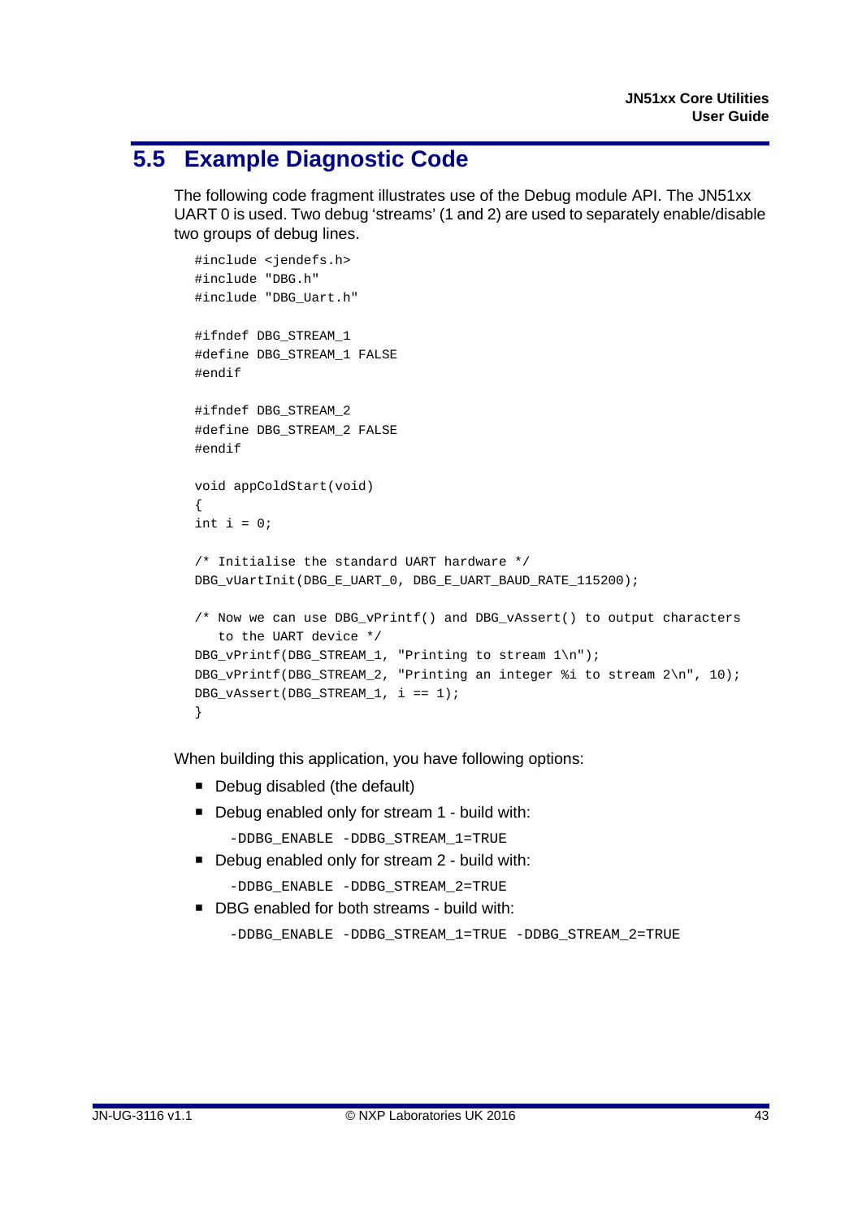## 5.5 Example Diagnostic Code

The following code fragment illustrates use of the Debug module API. The JN51xx UART 0 is used. Two debug 'streams' (1 and 2) are used to separately enable/disable two groups of debug lines.

```
#include <jendefs.h>
#include "DBG.h"
#include "DBG_Uart.h"

#ifndef DBG_STREAM_1
#define DBG_STREAM_1 FALSE
#endif

#ifndef DBG_STREAM_2
#define DBG_STREAM_2 FALSE
#endif

void appColdStart(void)
{
int i = 0;

/* Initialise the standard UART hardware */
DBG_vUartInit(DBG_E_UART_0, DBG_E_UART_BAUD_RATE_115200);

/* Now we can use DBG_vPrintf() and DBG_vAssert() to output characters
   to the UART device */
DBG_vPrintf(DBG_STREAM_1, "Printing to stream 1\n");
DBG_vPrintf(DBG_STREAM_2, "Printing an integer %i to stream 2\n", 10);
DBG_vAssert(DBG_STREAM_1, i == 1);
}
```

When building this application, you have following options:

- Debug disabled (the default)
- Debug enabled only for stream 1 - build with:

  `-DDBG_ENABLE -DDBG_STREAM_1=TRUE`

- Debug enabled only for stream 2 - build with:

  `-DDBG_ENABLE -DDBG_STREAM_2=TRUE`

- DBG enabled for both streams - build with:

  `-DDBG_ENABLE -DDBG_STREAM_1=TRUE -DDBG_STREAM_2=TRUE`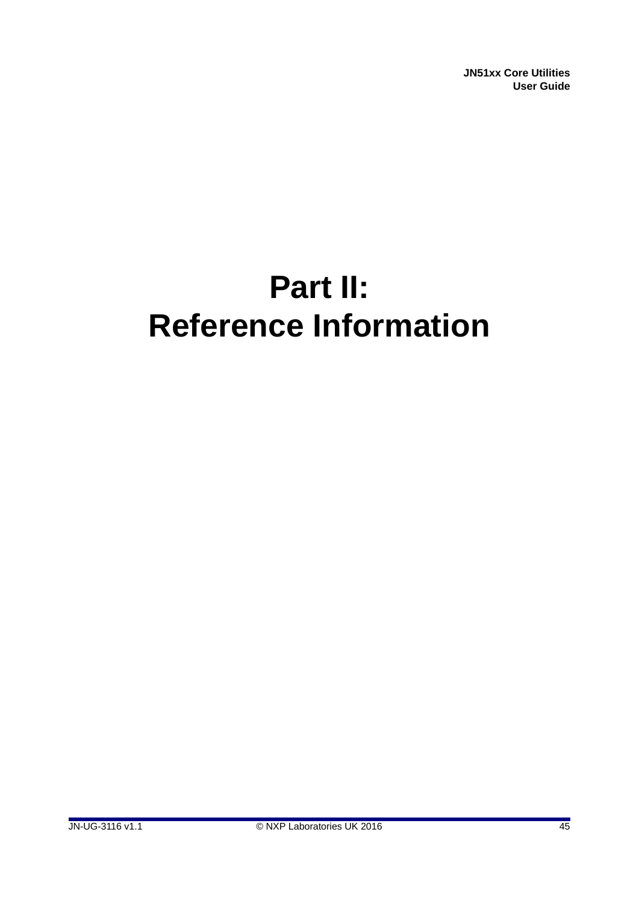# Part II: Reference Information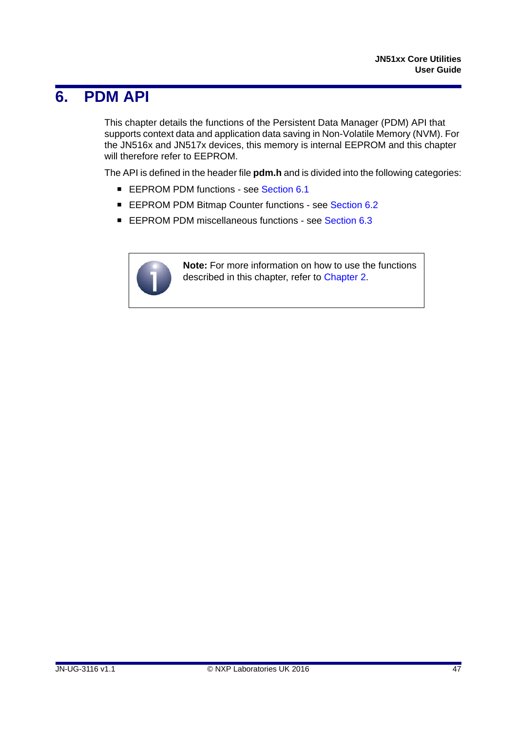# 6. PDM API

This chapter details the functions of the Persistent Data Manager (PDM) API that supports context data and application data saving in Non-Volatile Memory (NVM). For the JN516x and JN517x devices, this memory is internal EEPROM and this chapter will therefore refer to EEPROM.

The API is defined in the header file **pdm.h** and is divided into the following categories:

- EEPROM PDM functions - see Section 6.1
- EEPROM PDM Bitmap Counter functions - see Section 6.2
- EEPROM PDM miscellaneous functions - see Section 6.3

> **Note:** For more information on how to use the functions described in this chapter, refer to Chapter 2.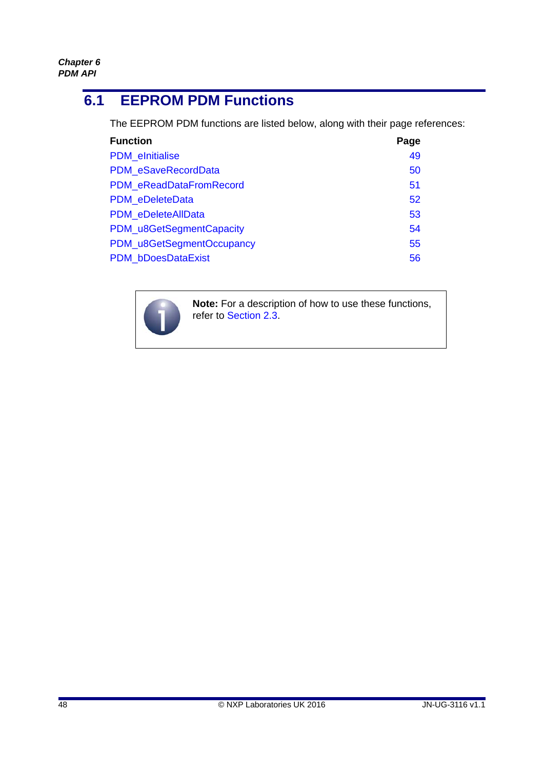## 6.1 EEPROM PDM Functions

The EEPROM PDM functions are listed below, along with their page references:

| Function | Page |
|---|---|
| PDM_eInitialise | 49 |
| PDM_eSaveRecordData | 50 |
| PDM_eReadDataFromRecord | 51 |
| PDM_eDeleteData | 52 |
| PDM_eDeleteAllData | 53 |
| PDM_u8GetSegmentCapacity | 54 |
| PDM_u8GetSegmentOccupancy | 55 |
| PDM_bDoesDataExist | 56 |

**Note:** For a description of how to use these functions, refer to Section 2.3.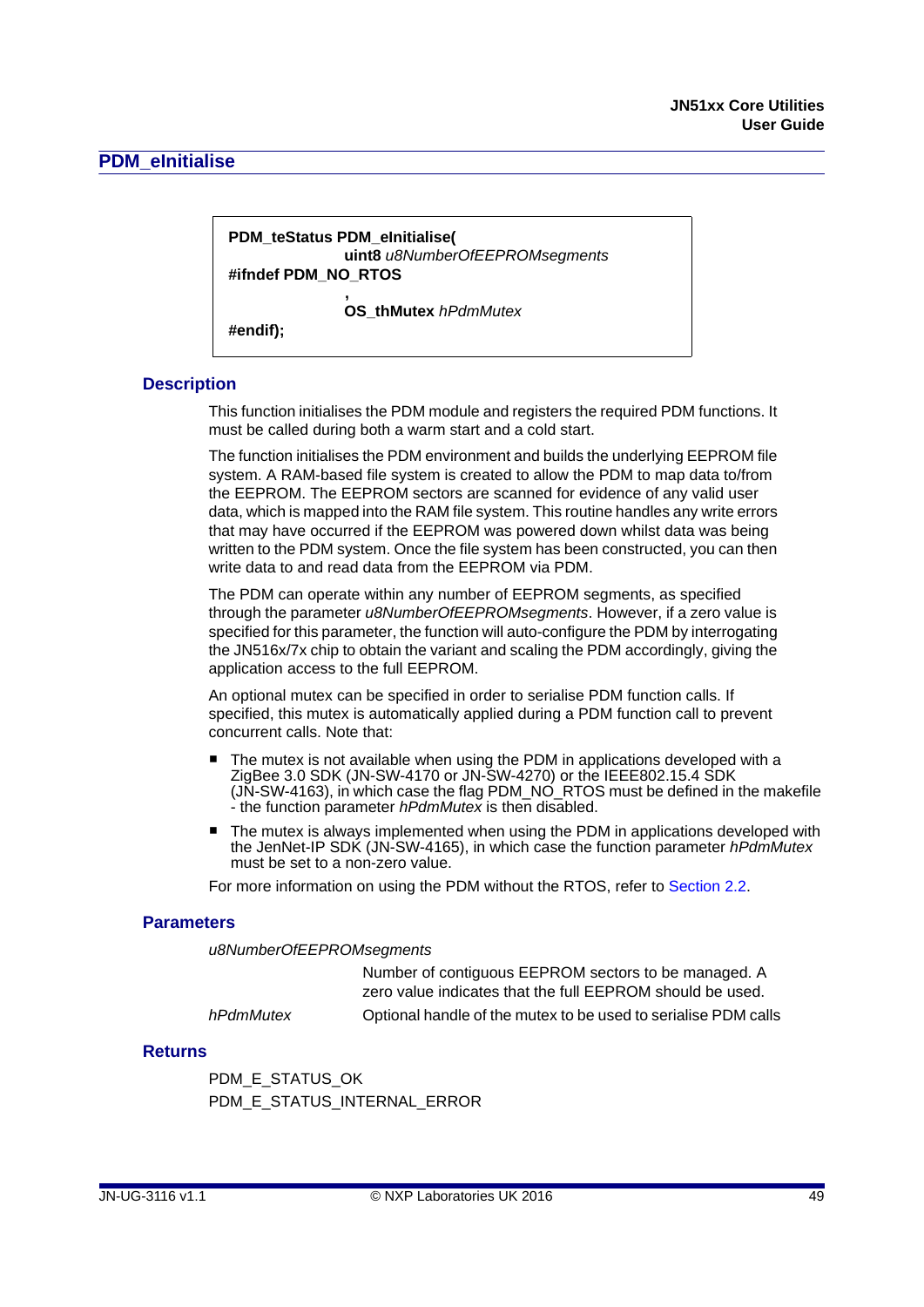## PDM_eInitialise

```
PDM_teStatus PDM_eInitialise(
                    uint8 u8NumberOfEEPROMsegments
#ifndef PDM_NO_RTOS
                    ,
                    OS_thMutex hPdmMutex
#endif);
```

### Description

This function initialises the PDM module and registers the required PDM functions. It must be called during both a warm start and a cold start.

The function initialises the PDM environment and builds the underlying EEPROM file system. A RAM-based file system is created to allow the PDM to map data to/from the EEPROM. The EEPROM sectors are scanned for evidence of any valid user data, which is mapped into the RAM file system. This routine handles any write errors that may have occurred if the EEPROM was powered down whilst data was being written to the PDM system. Once the file system has been constructed, you can then write data to and read data from the EEPROM via PDM.

The PDM can operate within any number of EEPROM segments, as specified through the parameter *u8NumberOfEEPROMsegments*. However, if a zero value is specified for this parameter, the function will auto-configure the PDM by interrogating the JN516x/7x chip to obtain the variant and scaling the PDM accordingly, giving the application access to the full EEPROM.

An optional mutex can be specified in order to serialise PDM function calls. If specified, this mutex is automatically applied during a PDM function call to prevent concurrent calls. Note that:

- The mutex is not available when using the PDM in applications developed with a ZigBee 3.0 SDK (JN-SW-4170 or JN-SW-4270) or the IEEE802.15.4 SDK (JN-SW-4163), in which case the flag PDM_NO_RTOS must be defined in the makefile - the function parameter *hPdmMutex* is then disabled.
- The mutex is always implemented when using the PDM in applications developed with the JenNet-IP SDK (JN-SW-4165), in which case the function parameter *hPdmMutex* must be set to a non-zero value.

For more information on using the PDM without the RTOS, refer to Section 2.2.

### Parameters

*u8NumberOfEEPROMsegments*

Number of contiguous EEPROM sectors to be managed. A zero value indicates that the full EEPROM should be used.

*hPdmMutex* — Optional handle of the mutex to be used to serialise PDM calls

### Returns

PDM_E_STATUS_OK

PDM_E_STATUS_INTERNAL_ERROR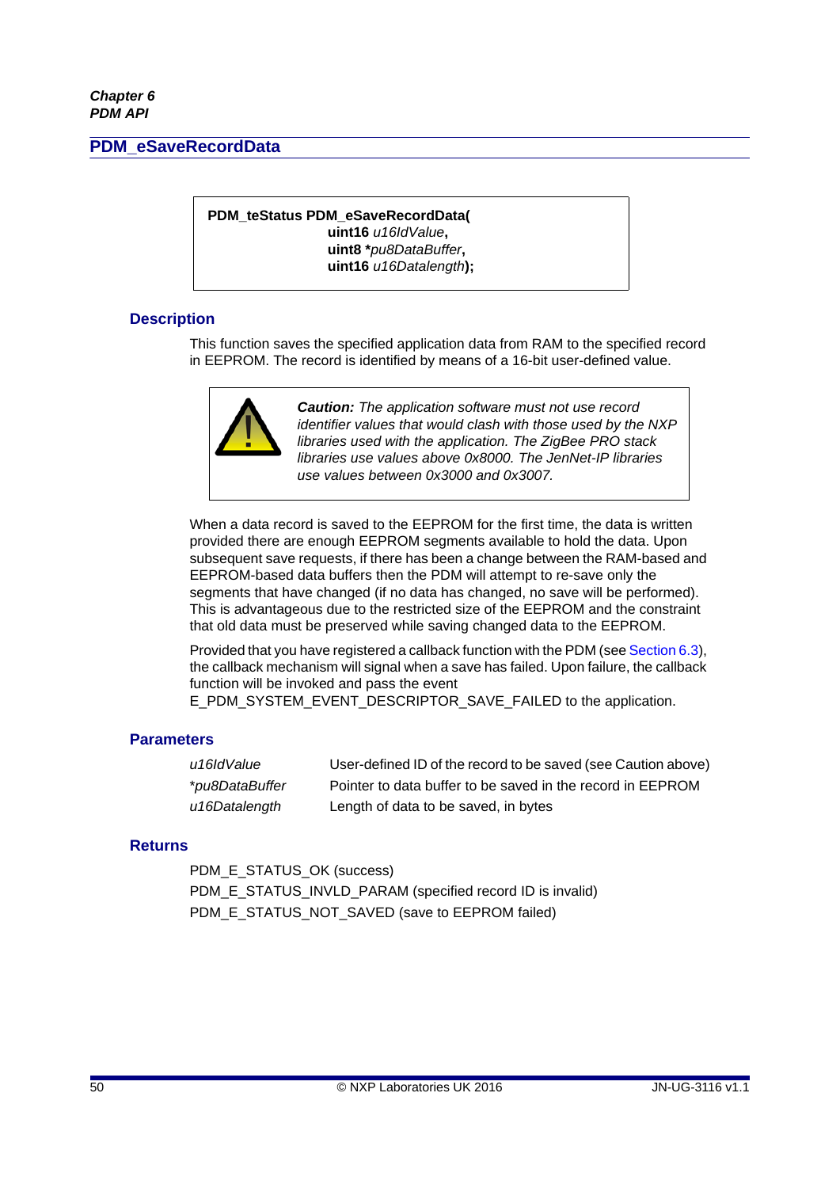## PDM_eSaveRecordData

```
PDM_teStatus PDM_eSaveRecordData(
                    uint16 u16IdValue,
                    uint8 *pu8DataBuffer,
                    uint16 u16Datalength);
```

### Description

This function saves the specified application data from RAM to the specified record in EEPROM. The record is identified by means of a 16-bit user-defined value.

> ***Caution:*** *The application software must not use record identifier values that would clash with those used by the NXP libraries used with the application. The ZigBee PRO stack libraries use values above 0x8000. The JenNet-IP libraries use values between 0x3000 and 0x3007.*

When a data record is saved to the EEPROM for the first time, the data is written provided there are enough EEPROM segments available to hold the data. Upon subsequent save requests, if there has been a change between the RAM-based and EEPROM-based data buffers then the PDM will attempt to re-save only the segments that have changed (if no data has changed, no save will be performed). This is advantageous due to the restricted size of the EEPROM and the constraint that old data must be preserved while saving changed data to the EEPROM.

Provided that you have registered a callback function with the PDM (see Section 6.3), the callback mechanism will signal when a save has failed. Upon failure, the callback function will be invoked and pass the event E_PDM_SYSTEM_EVENT_DESCRIPTOR_SAVE_FAILED to the application.

### Parameters

| | |
|---|---|
| *u16IdValue* | User-defined ID of the record to be saved (see Caution above) |
| *\*pu8DataBuffer* | Pointer to data buffer to be saved in the record in EEPROM |
| *u16Datalength* | Length of data to be saved, in bytes |

### Returns

PDM_E_STATUS_OK (success)

PDM_E_STATUS_INVLD_PARAM (specified record ID is invalid)

PDM_E_STATUS_NOT_SAVED (save to EEPROM failed)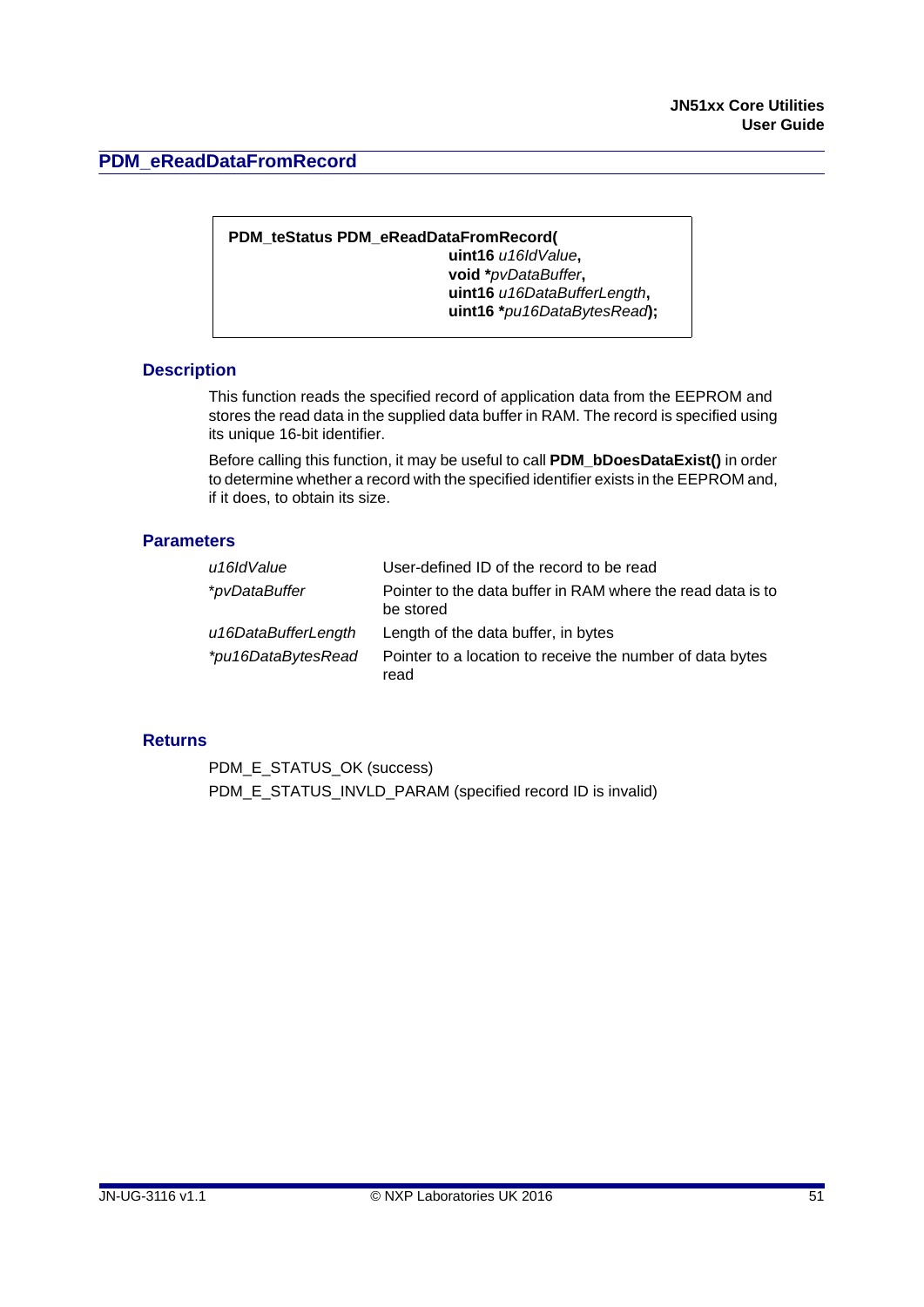## PDM_eReadDataFromRecord

```
PDM_teStatus PDM_eReadDataFromRecord(
                            uint16 u16IdValue,
                            void *pvDataBuffer,
                            uint16 u16DataBufferLength,
                            uint16 *pu16DataBytesRead);
```

### Description

This function reads the specified record of application data from the EEPROM and stores the read data in the supplied data buffer in RAM. The record is specified using its unique 16-bit identifier.

Before calling this function, it may be useful to call **PDM_bDoesDataExist()** in order to determine whether a record with the specified identifier exists in the EEPROM and, if it does, to obtain its size.

### Parameters

| | |
|---|---|
| *u16IdValue* | User-defined ID of the record to be read |
| *\*pvDataBuffer* | Pointer to the data buffer in RAM where the read data is to be stored |
| *u16DataBufferLength* | Length of the data buffer, in bytes |
| *\*pu16DataBytesRead* | Pointer to a location to receive the number of data bytes read |

### Returns

PDM_E_STATUS_OK (success)

PDM_E_STATUS_INVLD_PARAM (specified record ID is invalid)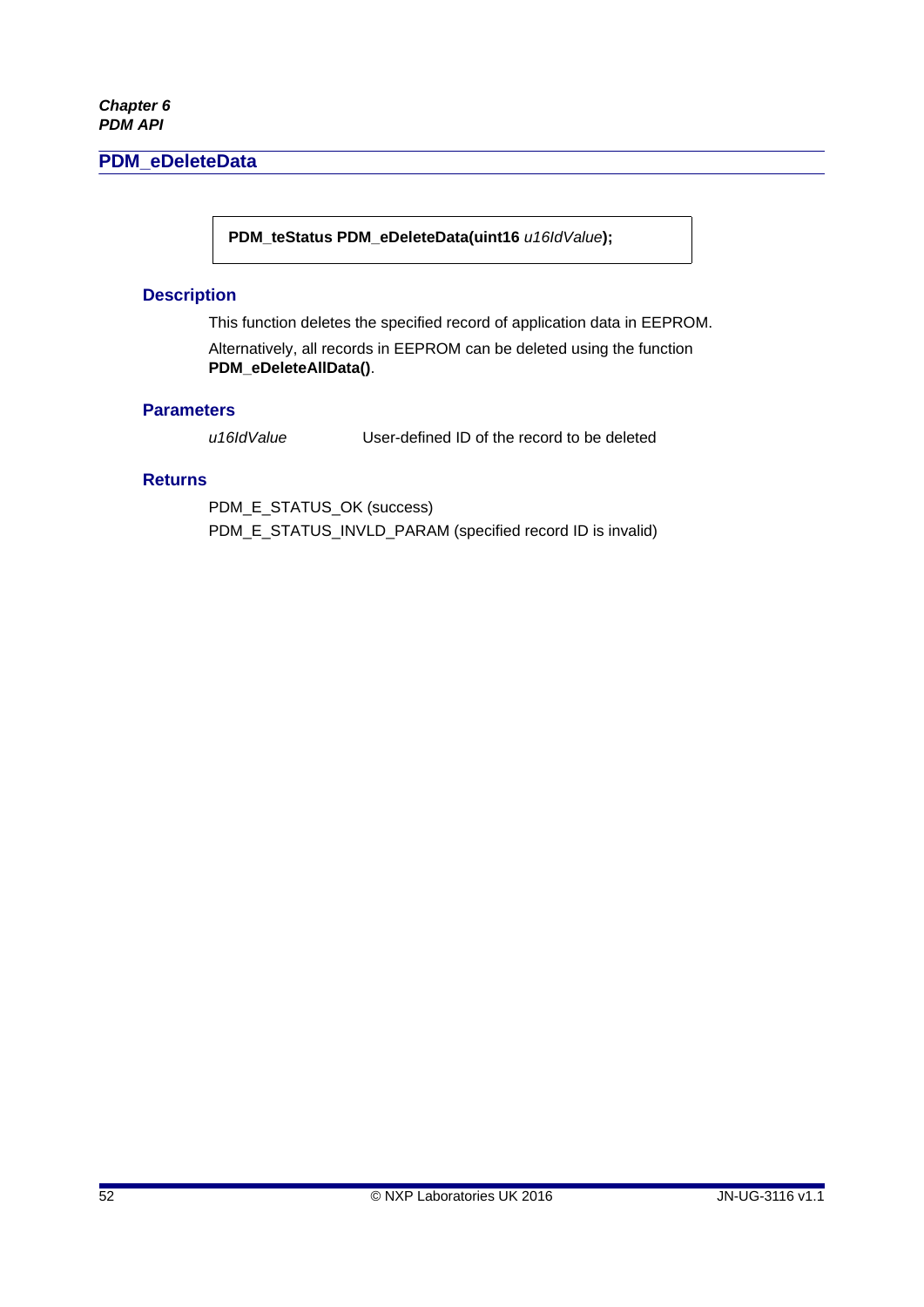## PDM_eDeleteData

```
PDM_teStatus PDM_eDeleteData(uint16 u16IdValue);
```

### Description

This function deletes the specified record of application data in EEPROM.

Alternatively, all records in EEPROM can be deleted using the function **PDM_eDeleteAllData()**.

### Parameters

| | |
|---|---|
| *u16IdValue* | User-defined ID of the record to be deleted |

### Returns

PDM_E_STATUS_OK (success)

PDM_E_STATUS_INVLD_PARAM (specified record ID is invalid)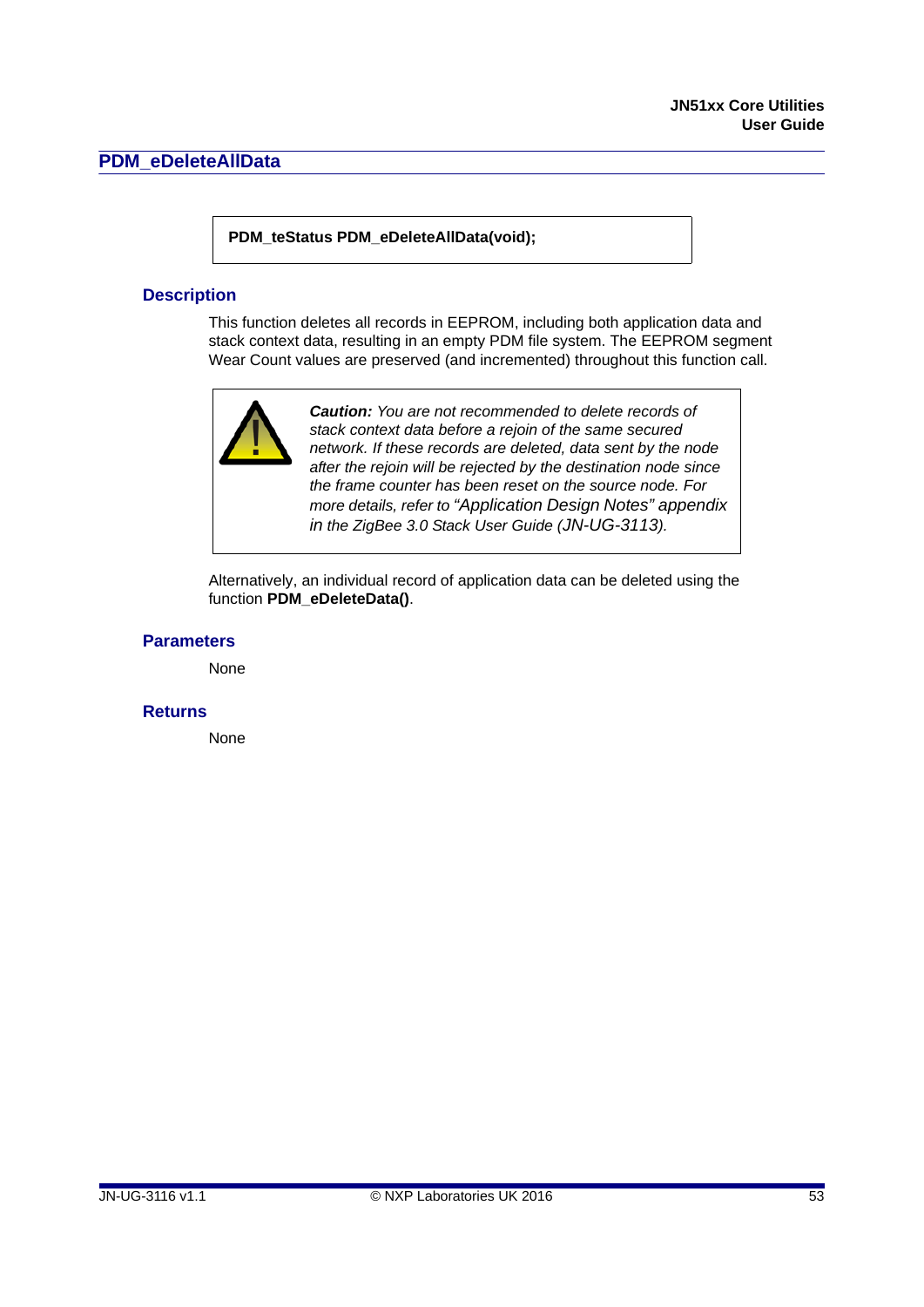## PDM_eDeleteAllData

```
PDM_teStatus PDM_eDeleteAllData(void);
```

### Description

This function deletes all records in EEPROM, including both application data and stack context data, resulting in an empty PDM file system. The EEPROM segment Wear Count values are preserved (and incremented) throughout this function call.

> ***Caution:*** *You are not recommended to delete records of stack context data before a rejoin of the same secured network. If these records are deleted, data sent by the node after the rejoin will be rejected by the destination node since the frame counter has been reset on the source node. For more details, refer to "Application Design Notes" appendix in the ZigBee 3.0 Stack User Guide (JN-UG-3113).*

Alternatively, an individual record of application data can be deleted using the function **PDM_eDeleteData()**.

### Parameters

None

### Returns

None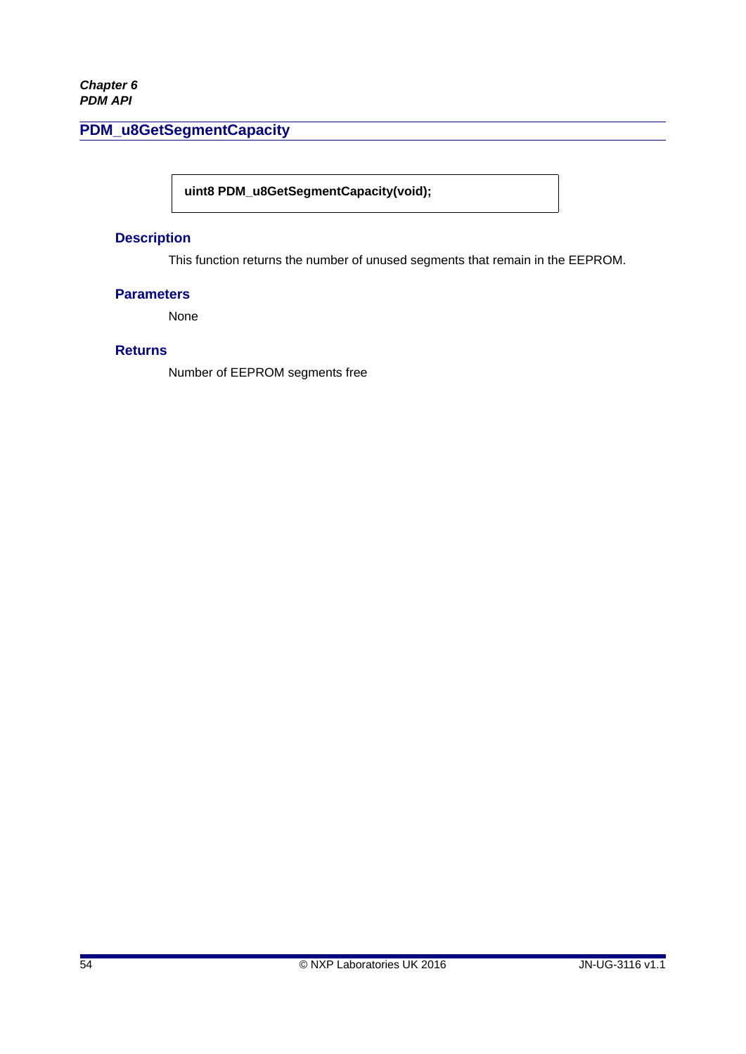## PDM_u8GetSegmentCapacity

```
uint8 PDM_u8GetSegmentCapacity(void);
```

### Description

This function returns the number of unused segments that remain in the EEPROM.

### Parameters

None

### Returns

Number of EEPROM segments free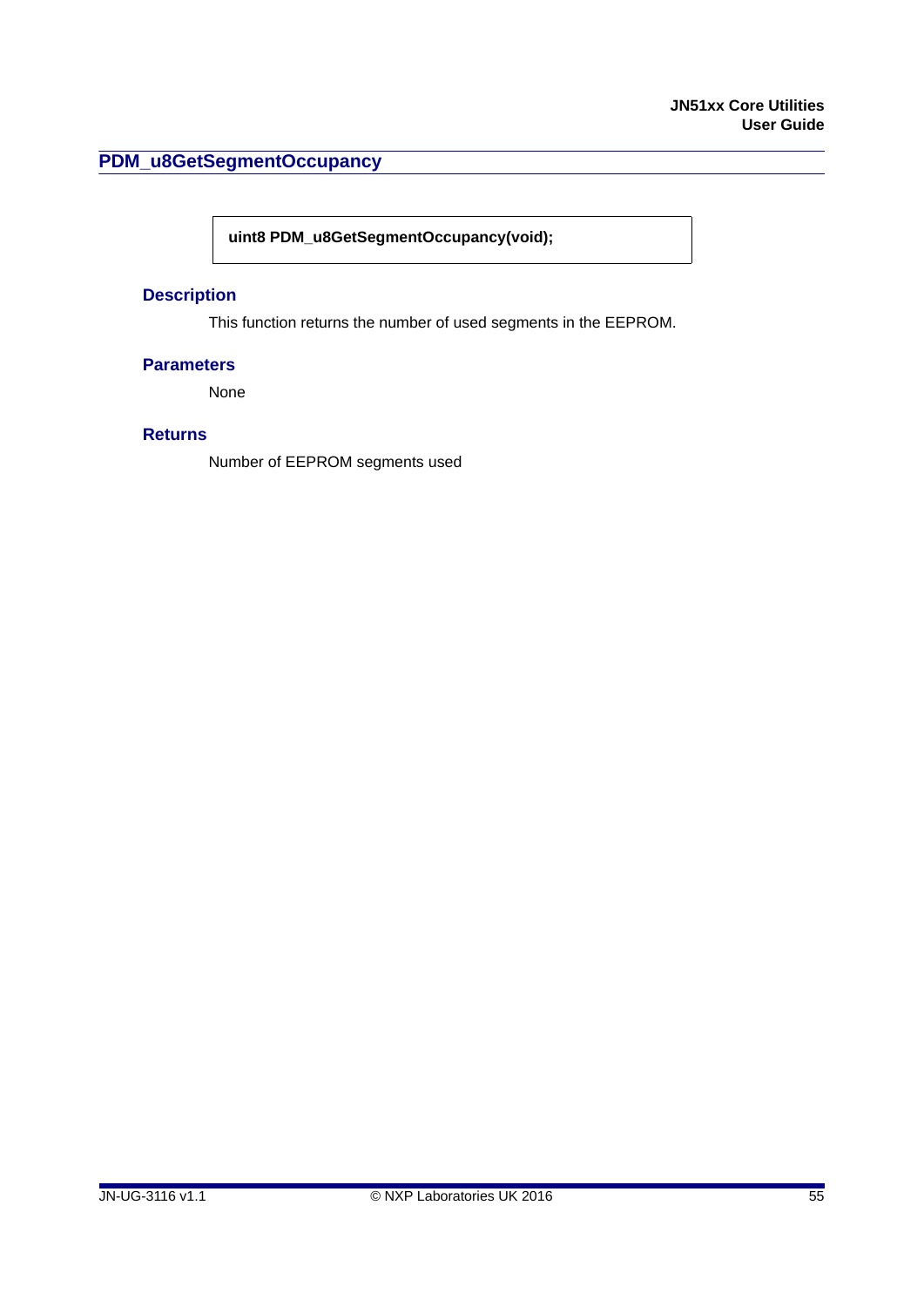## PDM_u8GetSegmentOccupancy

```
uint8 PDM_u8GetSegmentOccupancy(void);
```

### Description

This function returns the number of used segments in the EEPROM.

### Parameters

None

### Returns

Number of EEPROM segments used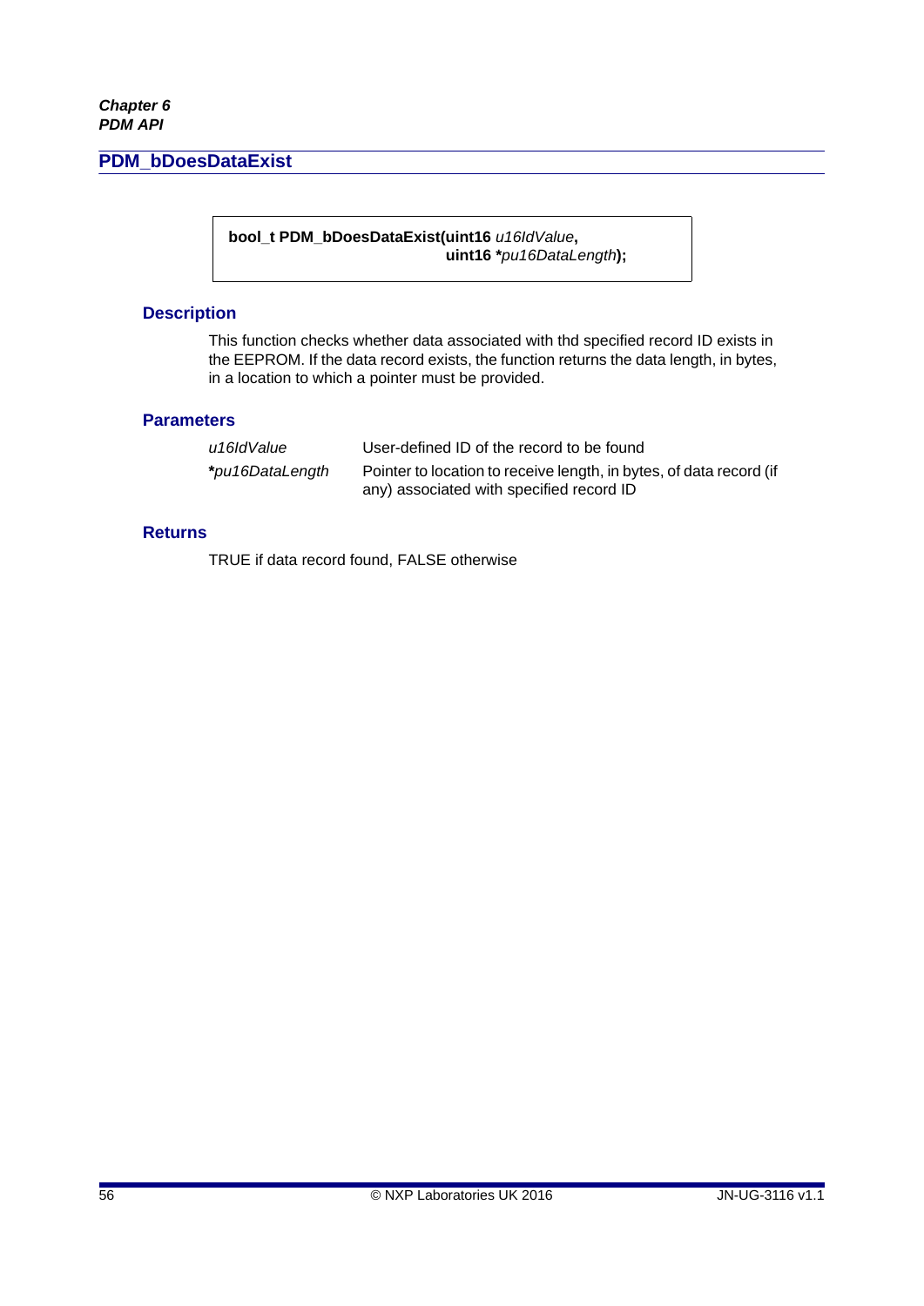## PDM_bDoesDataExist

```
bool_t PDM_bDoesDataExist(uint16 u16IdValue,
                          uint16 *pu16DataLength);
```

### Description

This function checks whether data associated with thd specified record ID exists in the EEPROM. If the data record exists, the function returns the data length, in bytes, in a location to which a pointer must be provided.

### Parameters

| | |
|---|---|
| *u16IdValue* | User-defined ID of the record to be found |
| ***pu16DataLength*** | Pointer to location to receive length, in bytes, of data record (if any) associated with specified record ID |

### Returns

TRUE if data record found, FALSE otherwise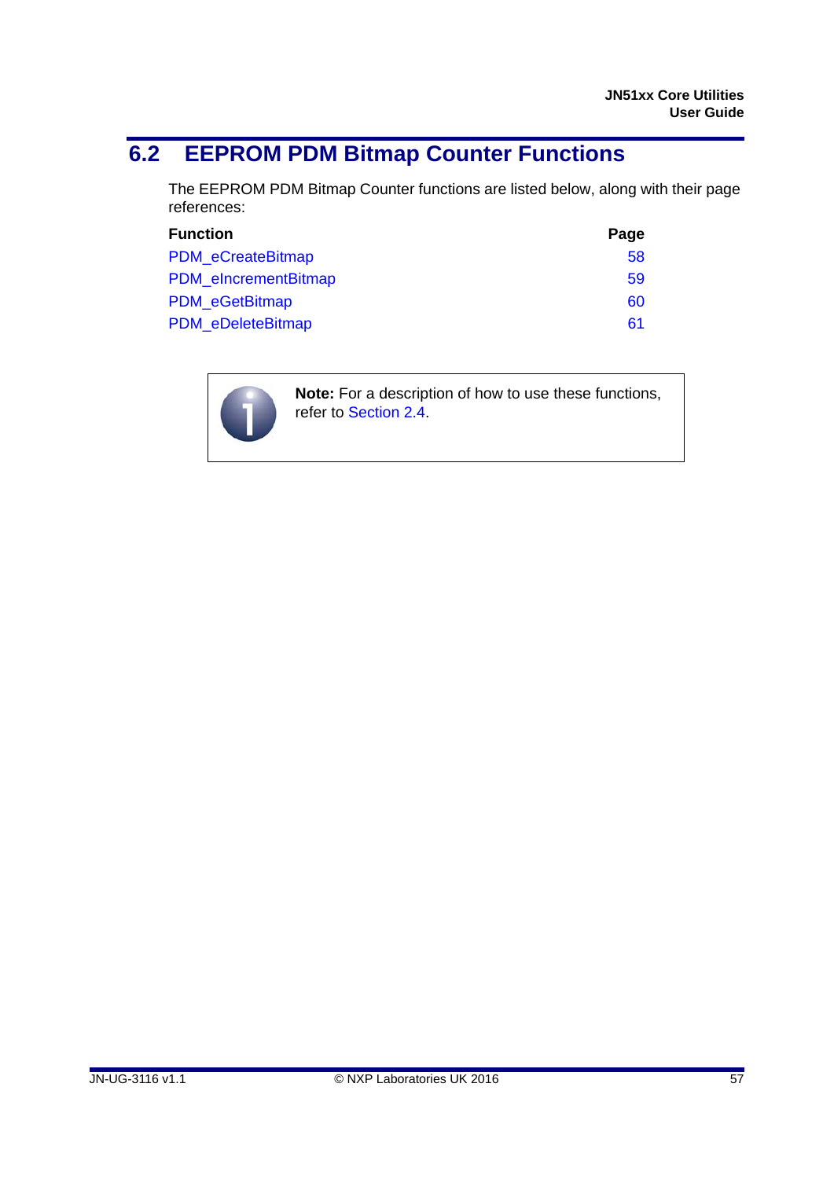## 6.2 EEPROM PDM Bitmap Counter Functions

The EEPROM PDM Bitmap Counter functions are listed below, along with their page references:

| Function | Page |
|---|---|
| PDM_eCreateBitmap | 58 |
| PDM_eIncrementBitmap | 59 |
| PDM_eGetBitmap | 60 |
| PDM_eDeleteBitmap | 61 |

**Note:** For a description of how to use these functions, refer to Section 2.4.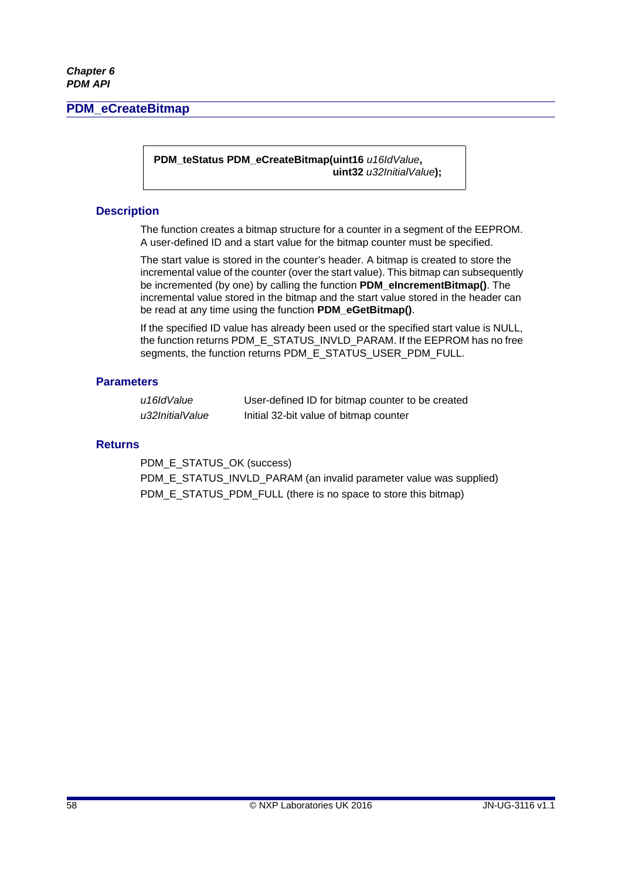## PDM_eCreateBitmap

```
PDM_teStatus PDM_eCreateBitmap(uint16 u16IdValue,
                               uint32 u32InitialValue);
```

### Description

The function creates a bitmap structure for a counter in a segment of the EEPROM. A user-defined ID and a start value for the bitmap counter must be specified.

The start value is stored in the counter's header. A bitmap is created to store the incremental value of the counter (over the start value). This bitmap can subsequently be incremented (by one) by calling the function **PDM_eIncrementBitmap()**. The incremental value stored in the bitmap and the start value stored in the header can be read at any time using the function **PDM_eGetBitmap()**.

If the specified ID value has already been used or the specified start value is NULL, the function returns PDM_E_STATUS_INVLD_PARAM. If the EEPROM has no free segments, the function returns PDM_E_STATUS_USER_PDM_FULL.

### Parameters

| | |
|---|---|
| *u16IdValue* | User-defined ID for bitmap counter to be created |
| *u32InitialValue* | Initial 32-bit value of bitmap counter |

### Returns

PDM_E_STATUS_OK (success)

PDM_E_STATUS_INVLD_PARAM (an invalid parameter value was supplied)

PDM_E_STATUS_PDM_FULL (there is no space to store this bitmap)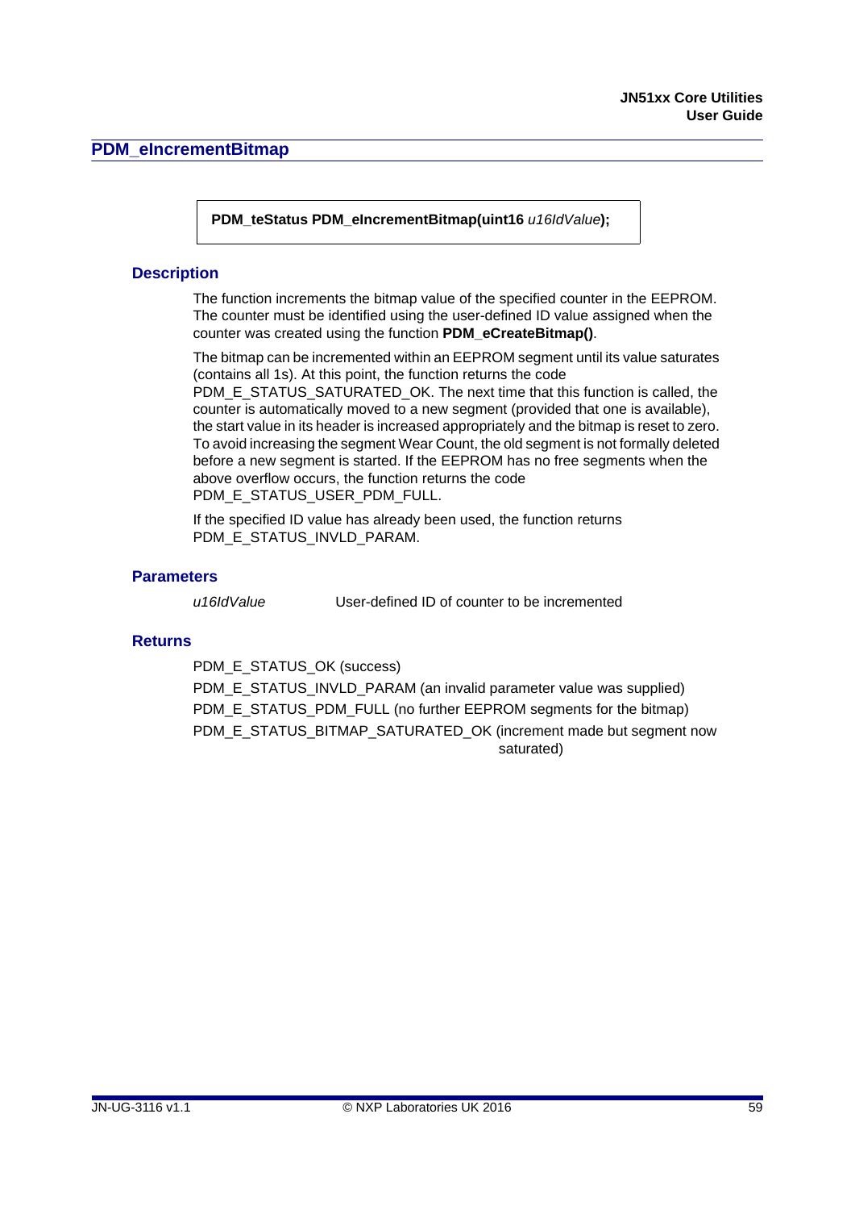## PDM_eIncrementBitmap

```
PDM_teStatus PDM_eIncrementBitmap(uint16 u16IdValue);
```

### Description

The function increments the bitmap value of the specified counter in the EEPROM. The counter must be identified using the user-defined ID value assigned when the counter was created using the function **PDM_eCreateBitmap()**.

The bitmap can be incremented within an EEPROM segment until its value saturates (contains all 1s). At this point, the function returns the code PDM_E_STATUS_SATURATED_OK. The next time that this function is called, the counter is automatically moved to a new segment (provided that one is available), the start value in its header is increased appropriately and the bitmap is reset to zero. To avoid increasing the segment Wear Count, the old segment is not formally deleted before a new segment is started. If the EEPROM has no free segments when the above overflow occurs, the function returns the code PDM_E_STATUS_USER_PDM_FULL.

If the specified ID value has already been used, the function returns PDM_E_STATUS_INVLD_PARAM.

### Parameters

| | |
|---|---|
| *u16IdValue* | User-defined ID of counter to be incremented |

### Returns

PDM_E_STATUS_OK (success)

PDM_E_STATUS_INVLD_PARAM (an invalid parameter value was supplied)

PDM_E_STATUS_PDM_FULL (no further EEPROM segments for the bitmap)

PDM_E_STATUS_BITMAP_SATURATED_OK (increment made but segment now saturated)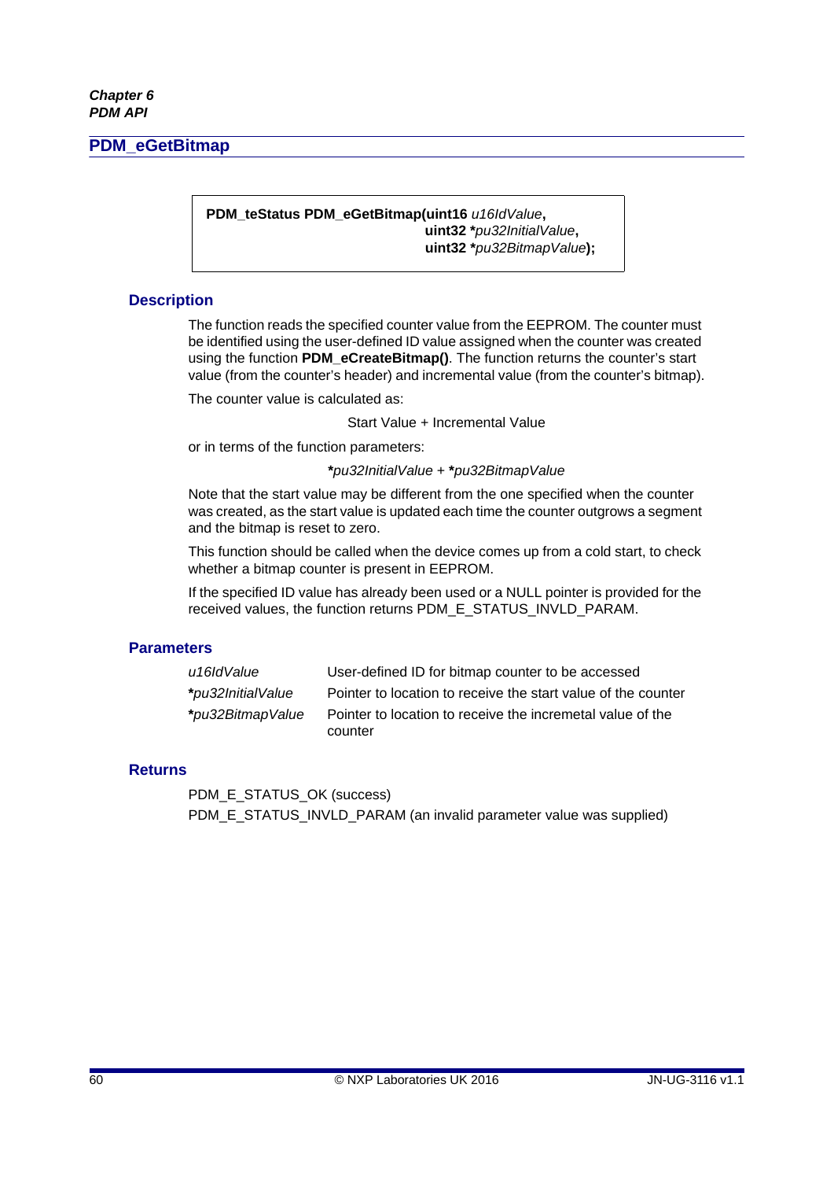## PDM_eGetBitmap

```
PDM_teStatus PDM_eGetBitmap(uint16 u16IdValue,
                            uint32 *pu32InitialValue,
                            uint32 *pu32BitmapValue);
```

### Description

The function reads the specified counter value from the EEPROM. The counter must be identified using the user-defined ID value assigned when the counter was created using the function **PDM_eCreateBitmap()**. The function returns the counter's start value (from the counter's header) and incremental value (from the counter's bitmap).

The counter value is calculated as:

Start Value + Incremental Value

or in terms of the function parameters:

***pu32InitialValue* + *pu32BitmapValue**

Note that the start value may be different from the one specified when the counter was created, as the start value is updated each time the counter outgrows a segment and the bitmap is reset to zero.

This function should be called when the device comes up from a cold start, to check whether a bitmap counter is present in EEPROM.

If the specified ID value has already been used or a NULL pointer is provided for the received values, the function returns PDM_E_STATUS_INVLD_PARAM.

### Parameters

| | |
|---|---|
| *u16IdValue* | User-defined ID for bitmap counter to be accessed |
| ***pu32InitialValue* | Pointer to location to receive the start value of the counter |
| ***pu32BitmapValue* | Pointer to location to receive the incremetal value of the counter |

### Returns

PDM_E_STATUS_OK (success)

PDM_E_STATUS_INVLD_PARAM (an invalid parameter value was supplied)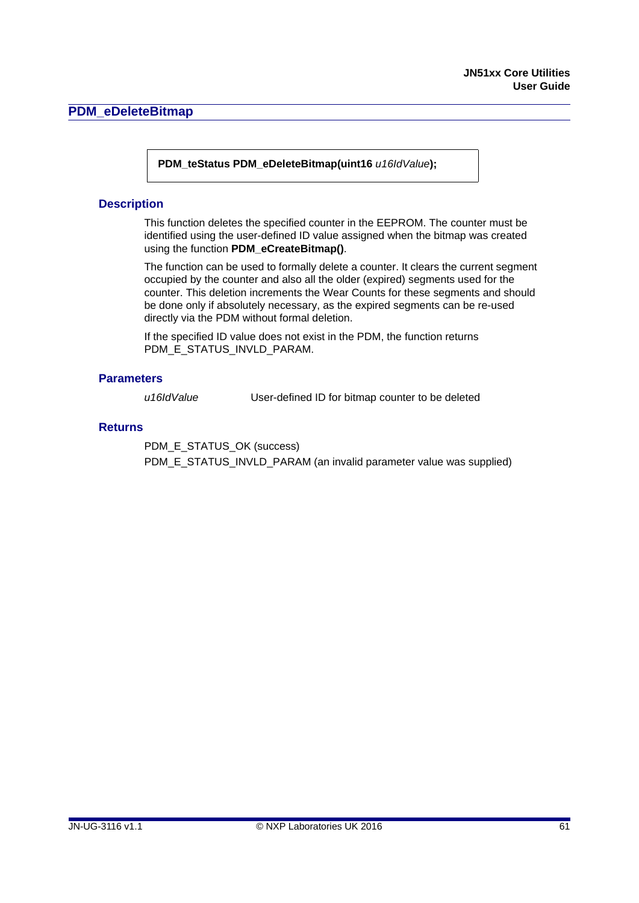## PDM_eDeleteBitmap

```
PDM_teStatus PDM_eDeleteBitmap(uint16 u16IdValue);
```

### Description

This function deletes the specified counter in the EEPROM. The counter must be identified using the user-defined ID value assigned when the bitmap was created using the function **PDM_eCreateBitmap()**.

The function can be used to formally delete a counter. It clears the current segment occupied by the counter and also all the older (expired) segments used for the counter. This deletion increments the Wear Counts for these segments and should be done only if absolutely necessary, as the expired segments can be re-used directly via the PDM without formal deletion.

If the specified ID value does not exist in the PDM, the function returns PDM_E_STATUS_INVLD_PARAM.

### Parameters

| | |
|---|---|
| *u16IdValue* | User-defined ID for bitmap counter to be deleted |

### Returns

PDM_E_STATUS_OK (success)

PDM_E_STATUS_INVLD_PARAM (an invalid parameter value was supplied)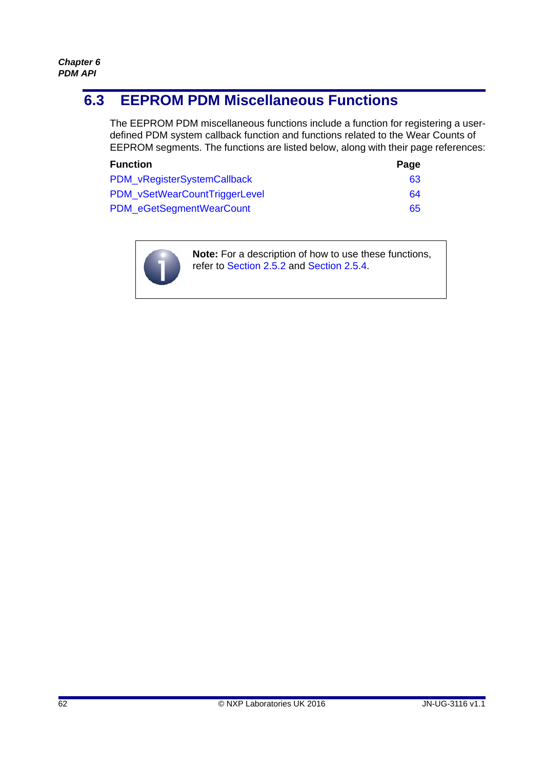## 6.3 EEPROM PDM Miscellaneous Functions

The EEPROM PDM miscellaneous functions include a function for registering a user-defined PDM system callback function and functions related to the Wear Counts of EEPROM segments. The functions are listed below, along with their page references:

| Function | Page |
|---|---|
| PDM_vRegisterSystemCallback | 63 |
| PDM_vSetWearCountTriggerLevel | 64 |
| PDM_eGetSegmentWearCount | 65 |

**Note:** For a description of how to use these functions, refer to Section 2.5.2 and Section 2.5.4.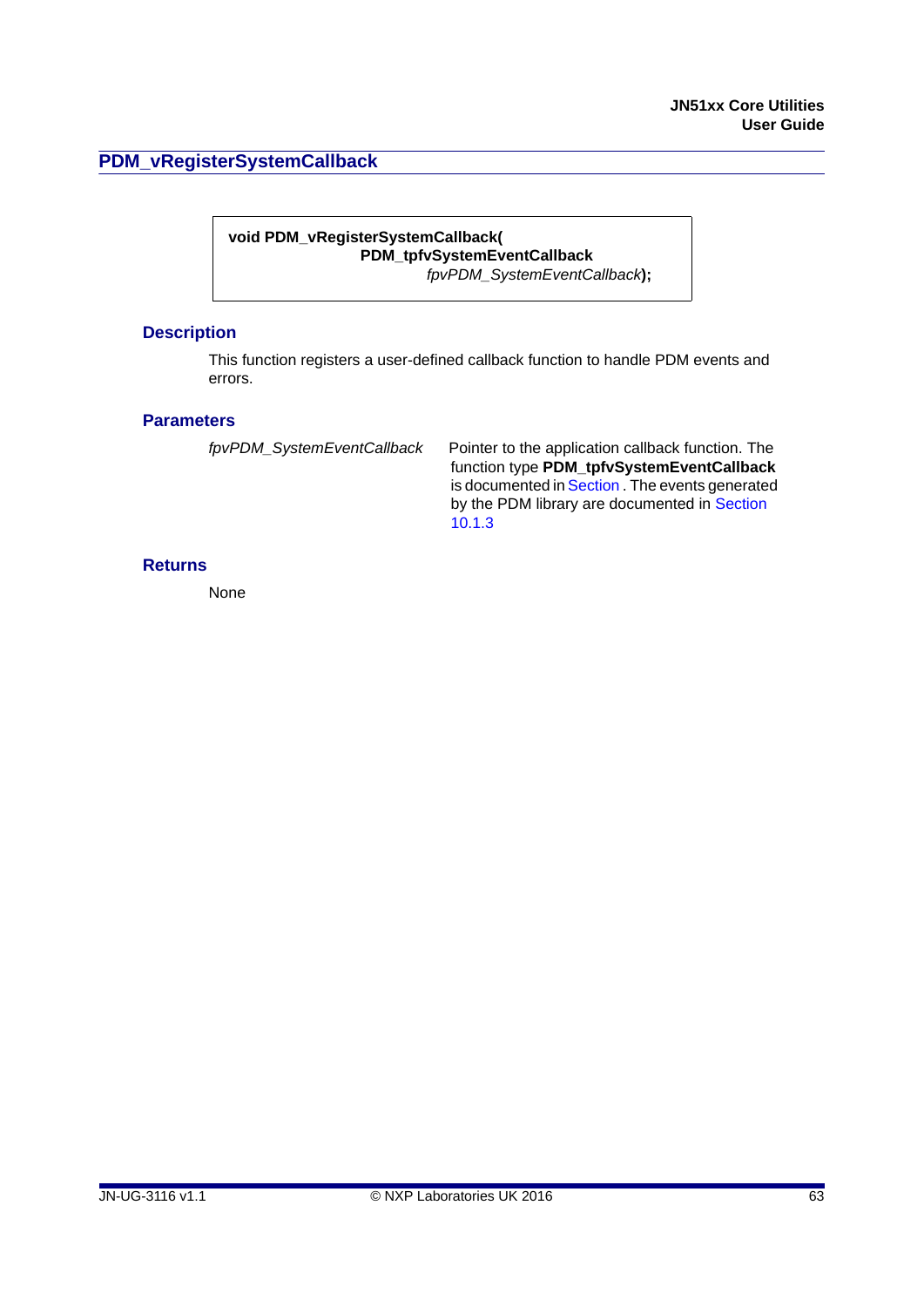## PDM_vRegisterSystemCallback

```
void PDM_vRegisterSystemCallback(
        PDM_tpfvSystemEventCallback
            fpvPDM_SystemEventCallback);
```

### Description

This function registers a user-defined callback function to handle PDM events and errors.

### Parameters

| | |
|---|---|
| *fpvPDM_SystemEventCallback* | Pointer to the application callback function. The function type **PDM_tpfvSystemEventCallback** is documented in Section . The events generated by the PDM library are documented in Section 10.1.3 |

### Returns

None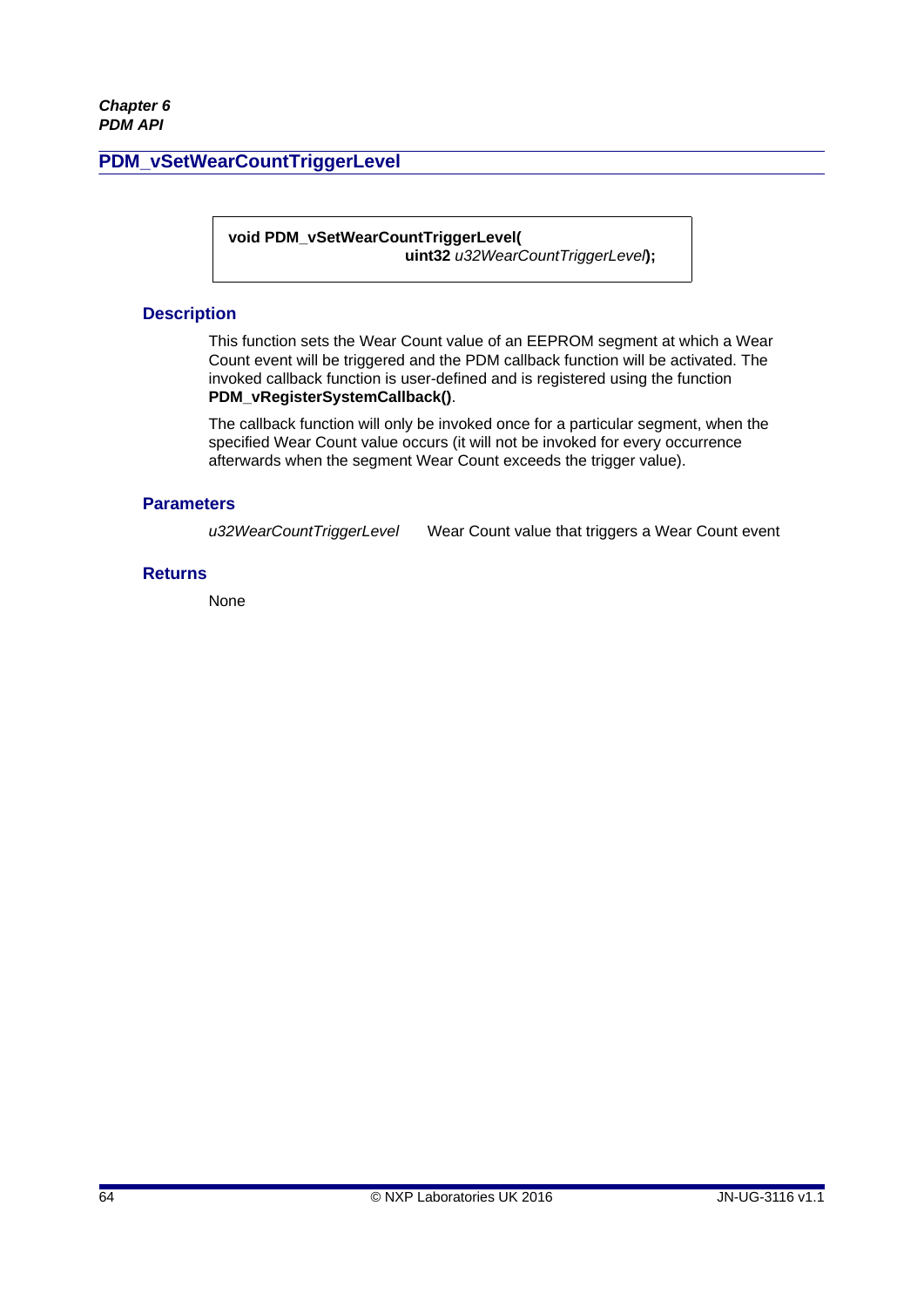## PDM_vSetWearCountTriggerLevel

```
void PDM_vSetWearCountTriggerLevel(
                    uint32 u32WearCountTriggerLevel);
```

### Description

This function sets the Wear Count value of an EEPROM segment at which a Wear Count event will be triggered and the PDM callback function will be activated. The invoked callback function is user-defined and is registered using the function **PDM_vRegisterSystemCallback()**.

The callback function will only be invoked once for a particular segment, when the specified Wear Count value occurs (it will not be invoked for every occurrence afterwards when the segment Wear Count exceeds the trigger value).

### Parameters

| | |
|---|---|
| *u32WearCountTriggerLevel* | Wear Count value that triggers a Wear Count event |

### Returns

None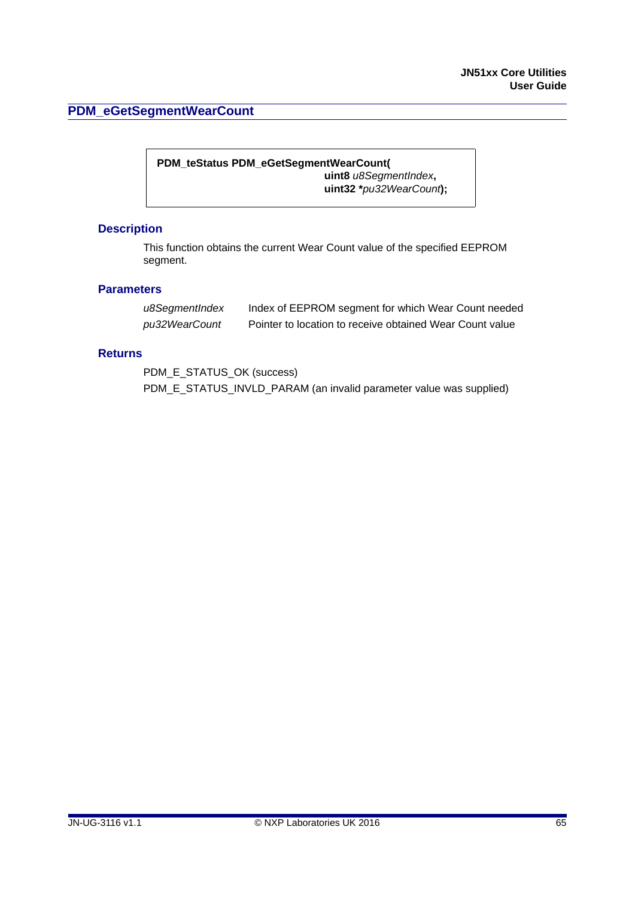## PDM_eGetSegmentWearCount

```
PDM_teStatus PDM_eGetSegmentWearCount(
                                uint8 u8SegmentIndex,
                                uint32 *pu32WearCount);
```

### Description

This function obtains the current Wear Count value of the specified EEPROM segment.

### Parameters

| | |
|---|---|
| *u8SegmentIndex* | Index of EEPROM segment for which Wear Count needed |
| *pu32WearCount* | Pointer to location to receive obtained Wear Count value |

### Returns

PDM_E_STATUS_OK (success)

PDM_E_STATUS_INVLD_PARAM (an invalid parameter value was supplied)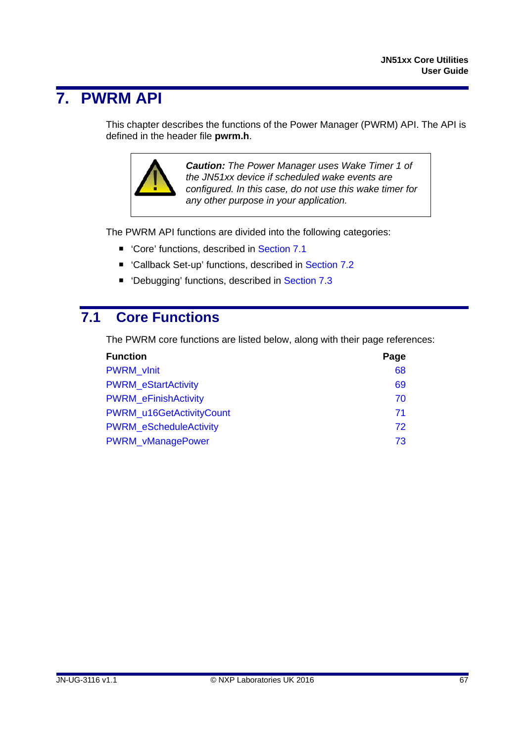# 7. PWRM API

This chapter describes the functions of the Power Manager (PWRM) API. The API is defined in the header file **pwrm.h**.

> ***Caution:*** *The Power Manager uses Wake Timer 1 of the JN51xx device if scheduled wake events are configured. In this case, do not use this wake timer for any other purpose in your application.*

The PWRM API functions are divided into the following categories:

- 'Core' functions, described in Section 7.1
- 'Callback Set-up' functions, described in Section 7.2
- 'Debugging' functions, described in Section 7.3

## 7.1 Core Functions

The PWRM core functions are listed below, along with their page references:

| **Function** | **Page** |
|---|---|
| PWRM_vInit | 68 |
| PWRM_eStartActivity | 69 |
| PWRM_eFinishActivity | 70 |
| PWRM_u16GetActivityCount | 71 |
| PWRM_eScheduleActivity | 72 |
| PWRM_vManagePower | 73 |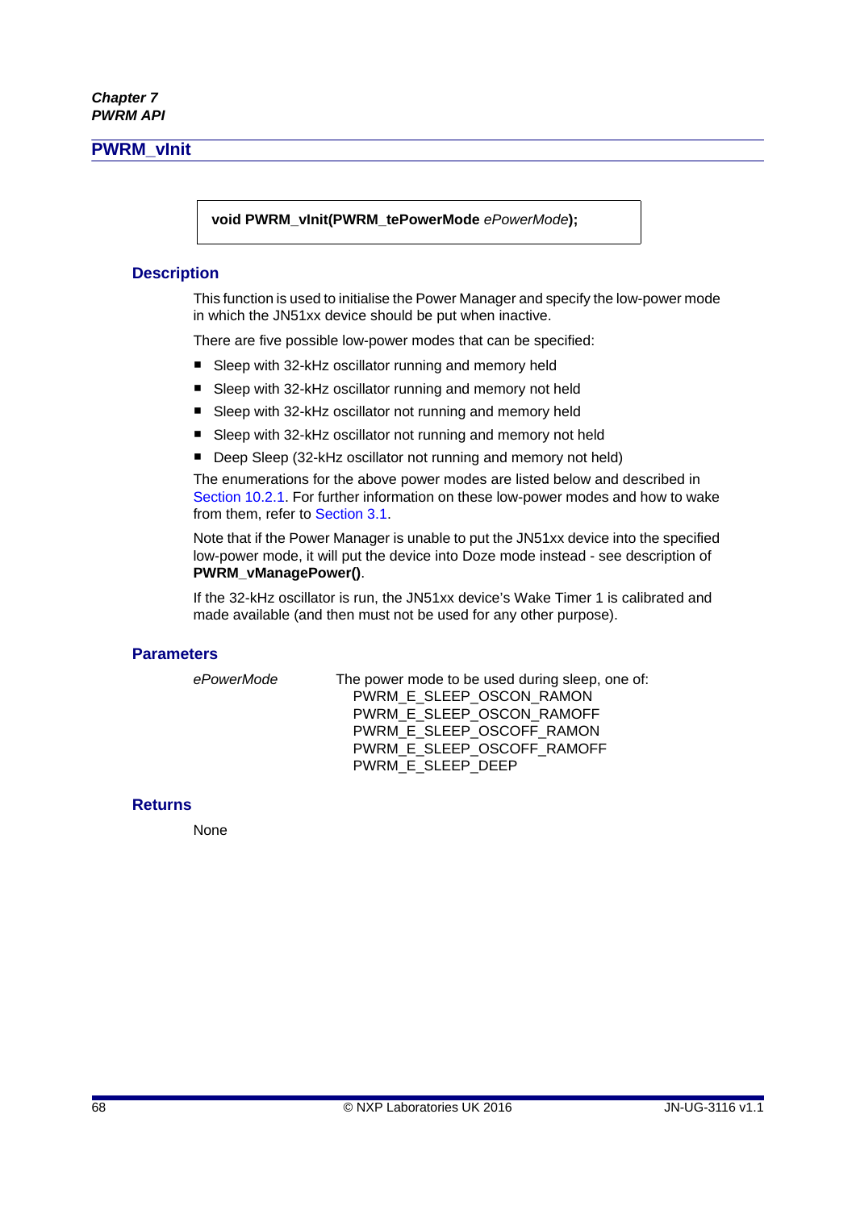## PWRM_vInit

```
void PWRM_vInit(PWRM_tePowerMode ePowerMode);
```

### Description

This function is used to initialise the Power Manager and specify the low-power mode in which the JN51xx device should be put when inactive.

There are five possible low-power modes that can be specified:

- Sleep with 32-kHz oscillator running and memory held
- Sleep with 32-kHz oscillator running and memory not held
- Sleep with 32-kHz oscillator not running and memory held
- Sleep with 32-kHz oscillator not running and memory not held
- Deep Sleep (32-kHz oscillator not running and memory not held)

The enumerations for the above power modes are listed below and described in Section 10.2.1. For further information on these low-power modes and how to wake from them, refer to Section 3.1.

Note that if the Power Manager is unable to put the JN51xx device into the specified low-power mode, it will put the device into Doze mode instead - see description of **PWRM_vManagePower()**.

If the 32-kHz oscillator is run, the JN51xx device's Wake Timer 1 is calibrated and made available (and then must not be used for any other purpose).

### Parameters

| | |
|---|---|
| *ePowerMode* | The power mode to be used during sleep, one of:<br>PWRM_E_SLEEP_OSCON_RAMON<br>PWRM_E_SLEEP_OSCON_RAMOFF<br>PWRM_E_SLEEP_OSCOFF_RAMON<br>PWRM_E_SLEEP_OSCOFF_RAMOFF<br>PWRM_E_SLEEP_DEEP |

### Returns

None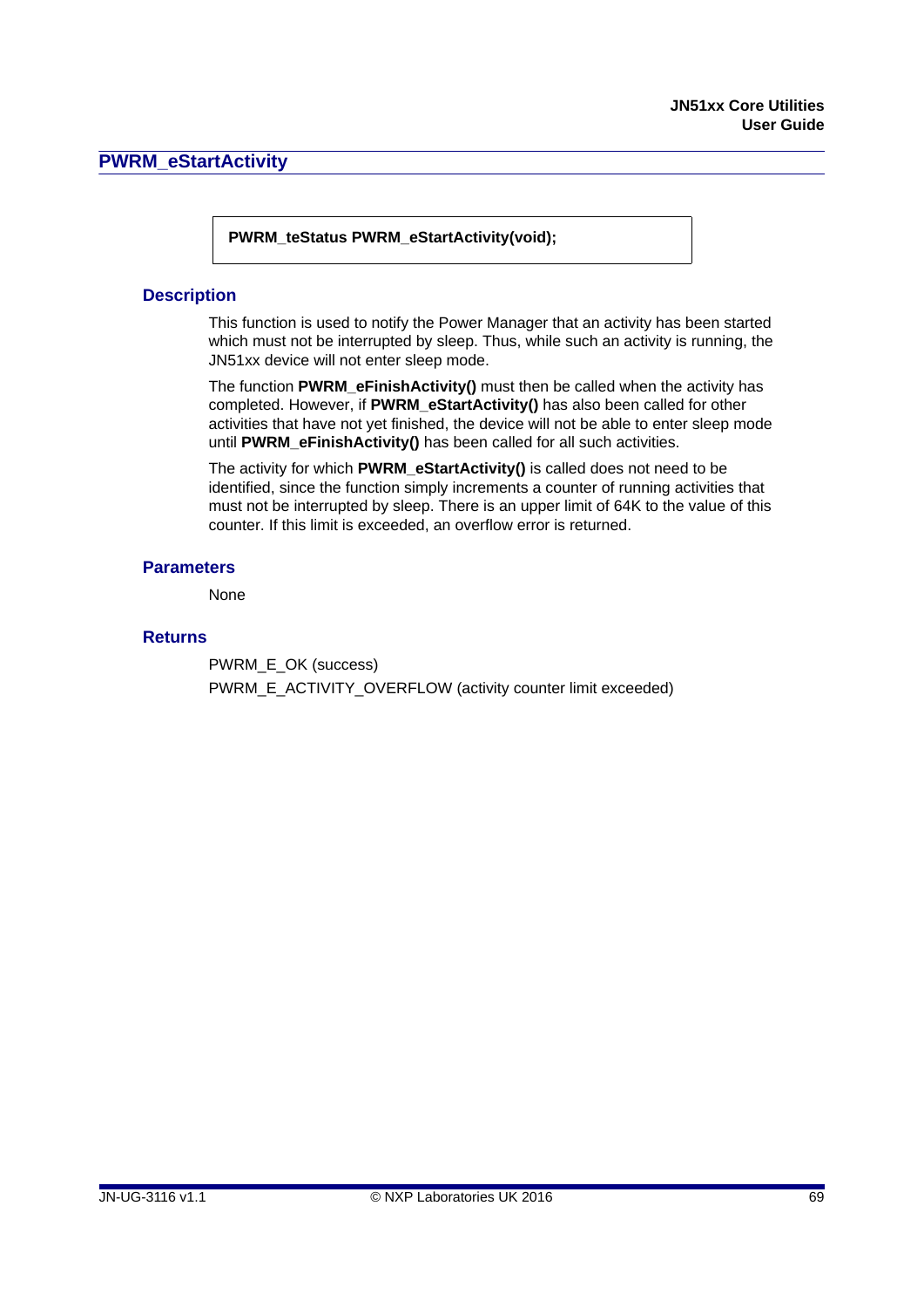## PWRM_eStartActivity

```
PWRM_teStatus PWRM_eStartActivity(void);
```

### Description

This function is used to notify the Power Manager that an activity has been started which must not be interrupted by sleep. Thus, while such an activity is running, the JN51xx device will not enter sleep mode.

The function **PWRM_eFinishActivity()** must then be called when the activity has completed. However, if **PWRM_eStartActivity()** has also been called for other activities that have not yet finished, the device will not be able to enter sleep mode until **PWRM_eFinishActivity()** has been called for all such activities.

The activity for which **PWRM_eStartActivity()** is called does not need to be identified, since the function simply increments a counter of running activities that must not be interrupted by sleep. There is an upper limit of 64K to the value of this counter. If this limit is exceeded, an overflow error is returned.

### Parameters

None

### Returns

PWRM_E_OK (success)

PWRM_E_ACTIVITY_OVERFLOW (activity counter limit exceeded)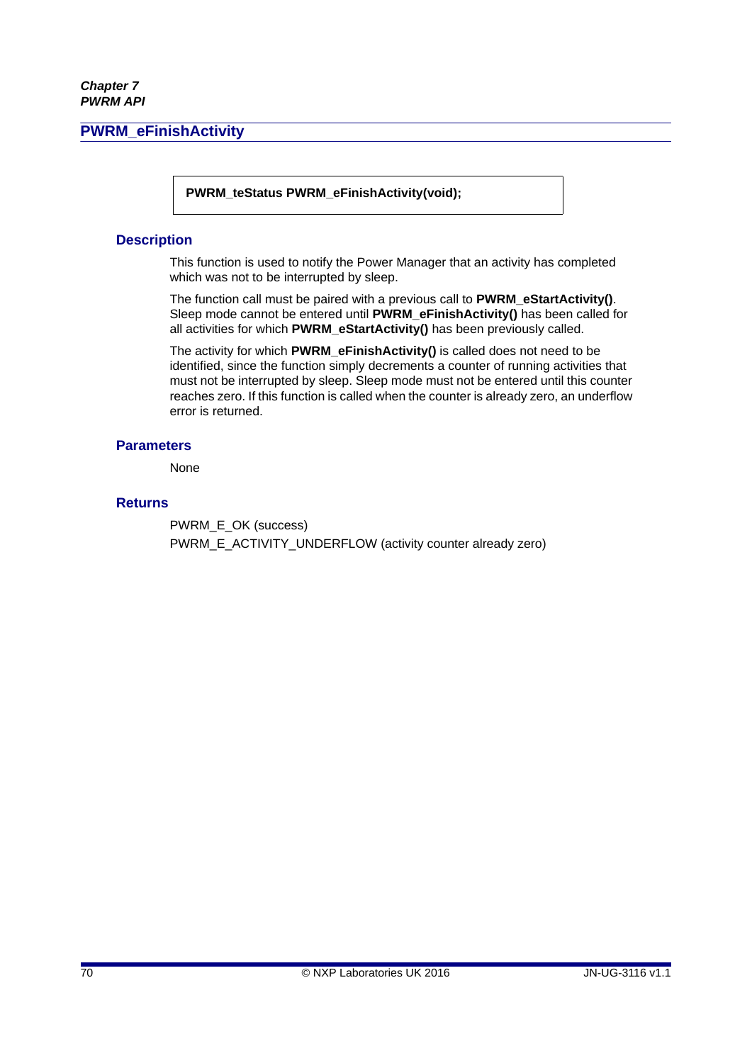## PWRM_eFinishActivity

```
PWRM_teStatus PWRM_eFinishActivity(void);
```

### Description

This function is used to notify the Power Manager that an activity has completed which was not to be interrupted by sleep.

The function call must be paired with a previous call to **PWRM_eStartActivity()**. Sleep mode cannot be entered until **PWRM_eFinishActivity()** has been called for all activities for which **PWRM_eStartActivity()** has been previously called.

The activity for which **PWRM_eFinishActivity()** is called does not need to be identified, since the function simply decrements a counter of running activities that must not be interrupted by sleep. Sleep mode must not be entered until this counter reaches zero. If this function is called when the counter is already zero, an underflow error is returned.

### Parameters

None

### Returns

PWRM_E_OK (success)

PWRM_E_ACTIVITY_UNDERFLOW (activity counter already zero)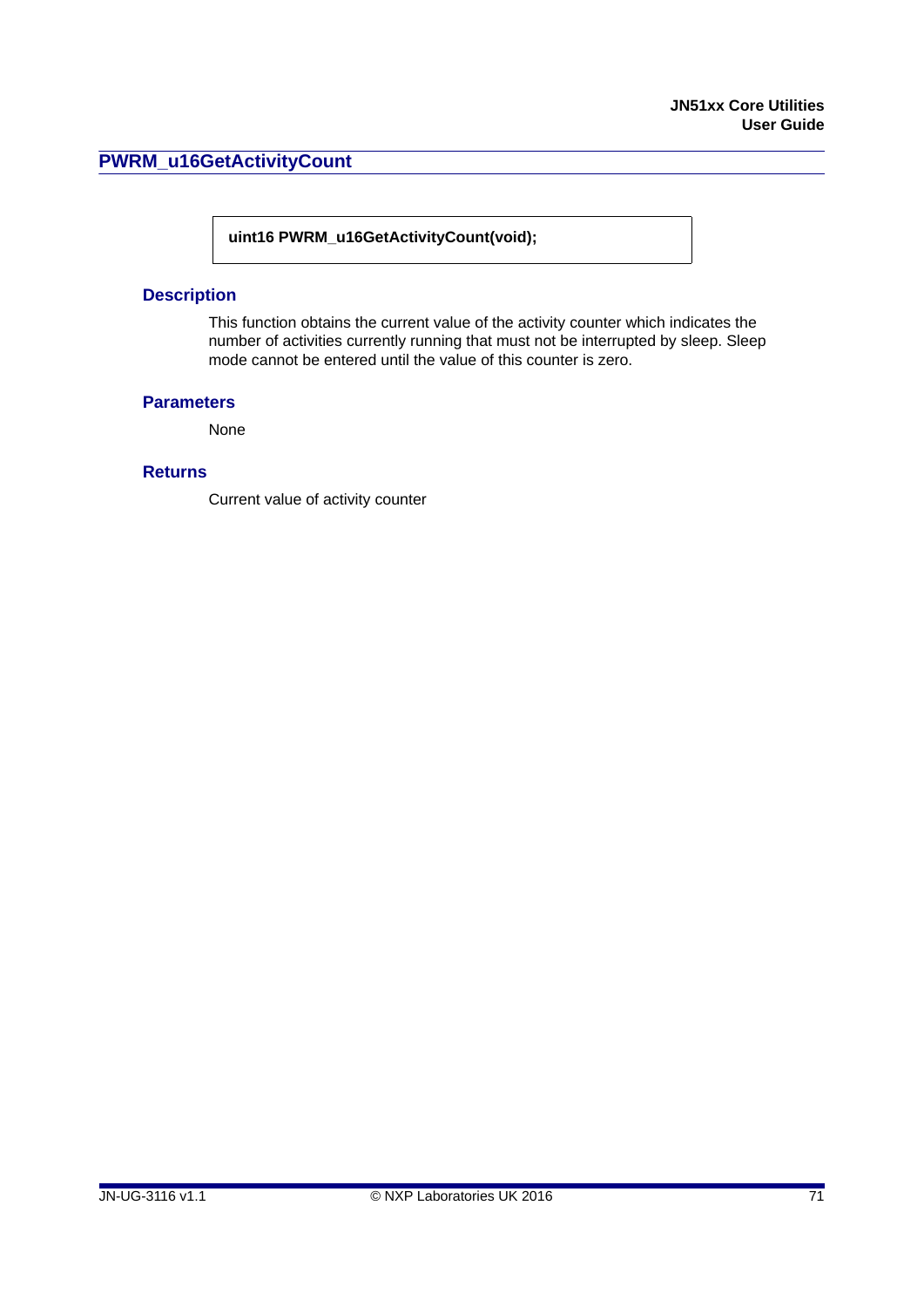## PWRM_u16GetActivityCount

```
uint16 PWRM_u16GetActivityCount(void);
```

### Description

This function obtains the current value of the activity counter which indicates the number of activities currently running that must not be interrupted by sleep. Sleep mode cannot be entered until the value of this counter is zero.

### Parameters

None

### Returns

Current value of activity counter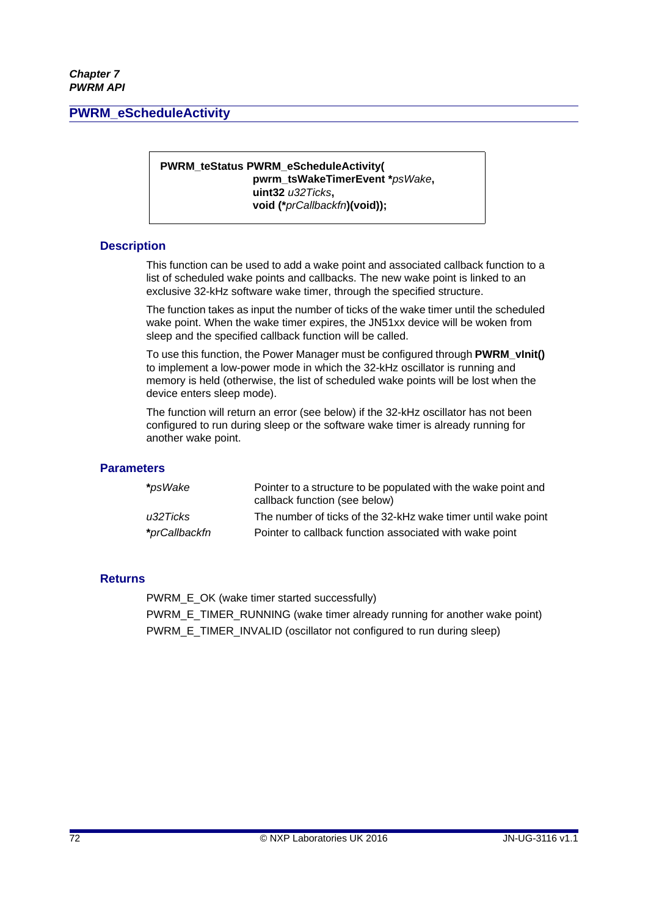## PWRM_eScheduleActivity

```
PWRM_teStatus PWRM_eScheduleActivity(
                    pwrm_tsWakeTimerEvent *psWake,
                    uint32 u32Ticks,
                    void (*prCallbackfn)(void));
```

### Description

This function can be used to add a wake point and associated callback function to a list of scheduled wake points and callbacks. The new wake point is linked to an exclusive 32-kHz software wake timer, through the specified structure.

The function takes as input the number of ticks of the wake timer until the scheduled wake point. When the wake timer expires, the JN51xx device will be woken from sleep and the specified callback function will be called.

To use this function, the Power Manager must be configured through **PWRM_vInit()** to implement a low-power mode in which the 32-kHz oscillator is running and memory is held (otherwise, the list of scheduled wake points will be lost when the device enters sleep mode).

The function will return an error (see below) if the 32-kHz oscillator has not been configured to run during sleep or the software wake timer is already running for another wake point.

### Parameters

| | |
|---|---|
| ***psWake*** | Pointer to a structure to be populated with the wake point and callback function (see below) |
| *u32Ticks* | The number of ticks of the 32-kHz wake timer until wake point |
| ***prCallbackfn*** | Pointer to callback function associated with wake point |

### Returns

PWRM_E_OK (wake timer started successfully)

PWRM_E_TIMER_RUNNING (wake timer already running for another wake point)

PWRM_E_TIMER_INVALID (oscillator not configured to run during sleep)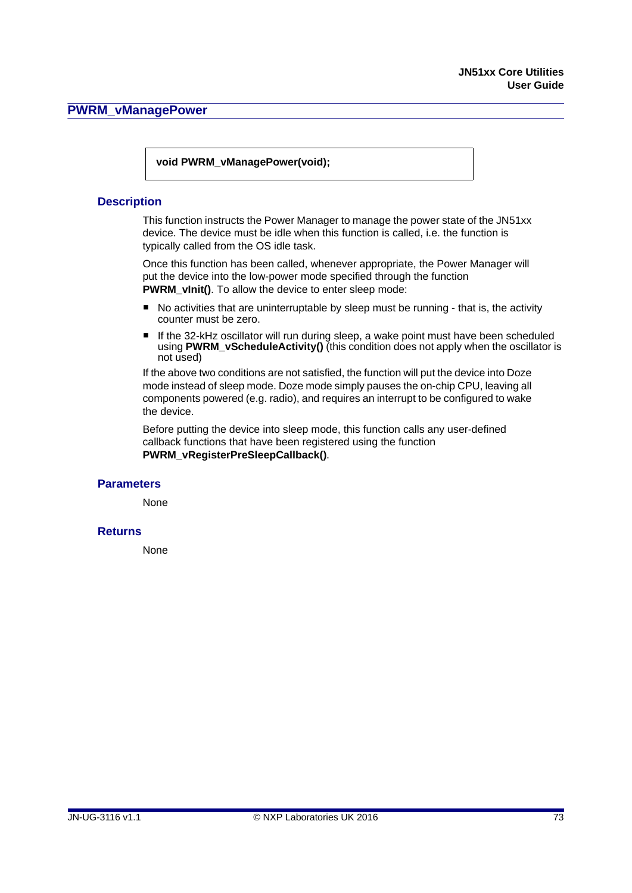## PWRM_vManagePower

```
void PWRM_vManagePower(void);
```

### Description

This function instructs the Power Manager to manage the power state of the JN51xx device. The device must be idle when this function is called, i.e. the function is typically called from the OS idle task.

Once this function has been called, whenever appropriate, the Power Manager will put the device into the low-power mode specified through the function **PWRM_vInit()**. To allow the device to enter sleep mode:

- No activities that are uninterruptable by sleep must be running - that is, the activity counter must be zero.
- If the 32-kHz oscillator will run during sleep, a wake point must have been scheduled using **PWRM_vScheduleActivity()** (this condition does not apply when the oscillator is not used)

If the above two conditions are not satisfied, the function will put the device into Doze mode instead of sleep mode. Doze mode simply pauses the on-chip CPU, leaving all components powered (e.g. radio), and requires an interrupt to be configured to wake the device.

Before putting the device into sleep mode, this function calls any user-defined callback functions that have been registered using the function **PWRM_vRegisterPreSleepCallback()**.

### Parameters

None

### Returns

None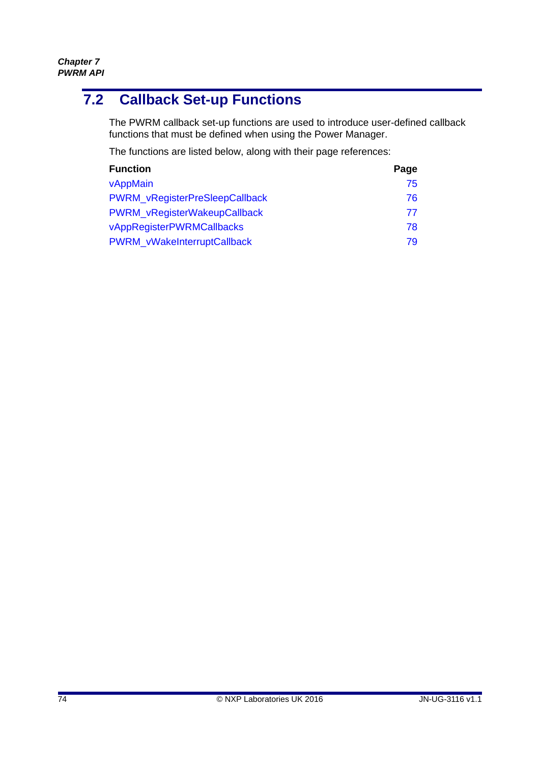## 7.2 Callback Set-up Functions

The PWRM callback set-up functions are used to introduce user-defined callback functions that must be defined when using the Power Manager.

The functions are listed below, along with their page references:

| Function | Page |
|---|---|
| vAppMain | 75 |
| PWRM_vRegisterPreSleepCallback | 76 |
| PWRM_vRegisterWakeupCallback | 77 |
| vAppRegisterPWRMCallbacks | 78 |
| PWRM_vWakeInterruptCallback | 79 |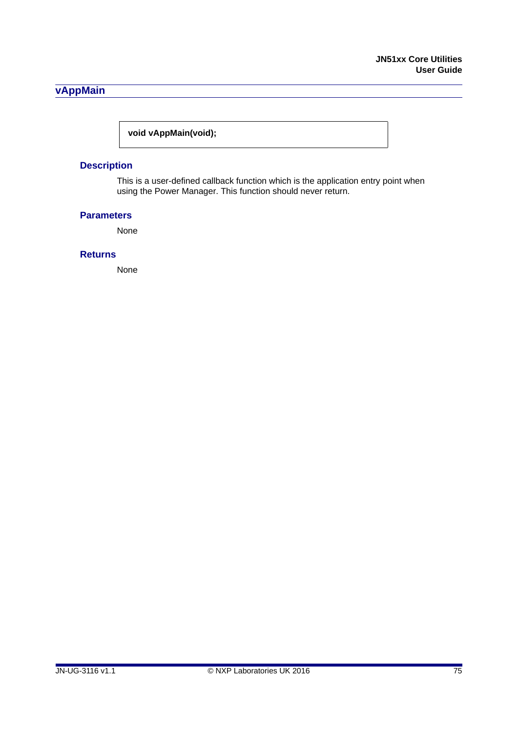## vAppMain

```
void vAppMain(void);
```

### Description

This is a user-defined callback function which is the application entry point when using the Power Manager. This function should never return.

### Parameters

None

### Returns

None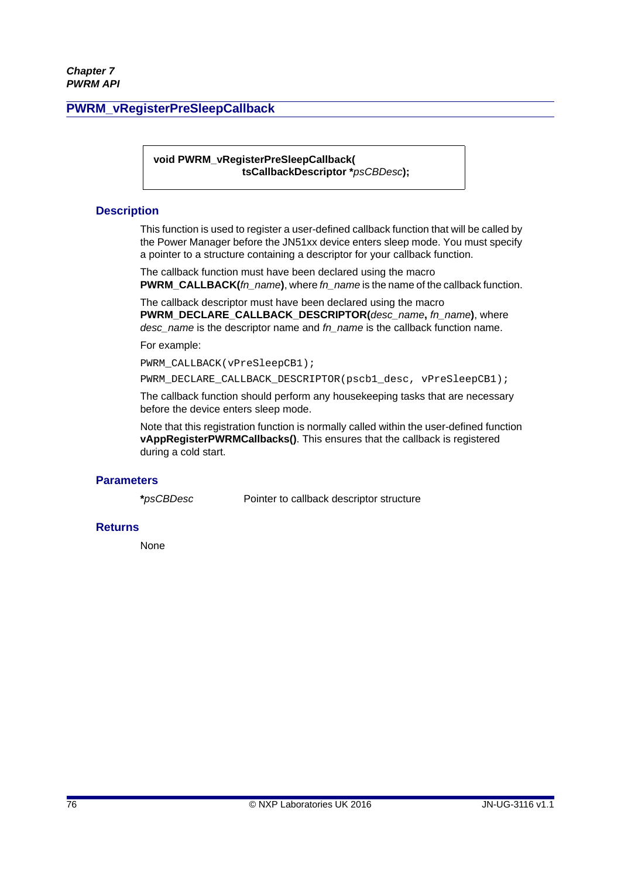## PWRM_vRegisterPreSleepCallback

```
void PWRM_vRegisterPreSleepCallback(
                    tsCallbackDescriptor *psCBDesc);
```

### Description

This function is used to register a user-defined callback function that will be called by the Power Manager before the JN51xx device enters sleep mode. You must specify a pointer to a structure containing a descriptor for your callback function.

The callback function must have been declared using the macro **PWRM_CALLBACK(***fn_name***)**, where *fn_name* is the name of the callback function.

The callback descriptor must have been declared using the macro **PWRM_DECLARE_CALLBACK_DESCRIPTOR(***desc_name***,** *fn_name***)**, where *desc_name* is the descriptor name and *fn_name* is the callback function name.

For example:

```
PWRM_CALLBACK(vPreSleepCB1);
PWRM_DECLARE_CALLBACK_DESCRIPTOR(pscb1_desc, vPreSleepCB1);
```

The callback function should perform any housekeeping tasks that are necessary before the device enters sleep mode.

Note that this registration function is normally called within the user-defined function **vAppRegisterPWRMCallbacks()**. This ensures that the callback is registered during a cold start.

### Parameters

| | |
|---|---|
| ***psCBDesc* | Pointer to callback descriptor structure |

### Returns

None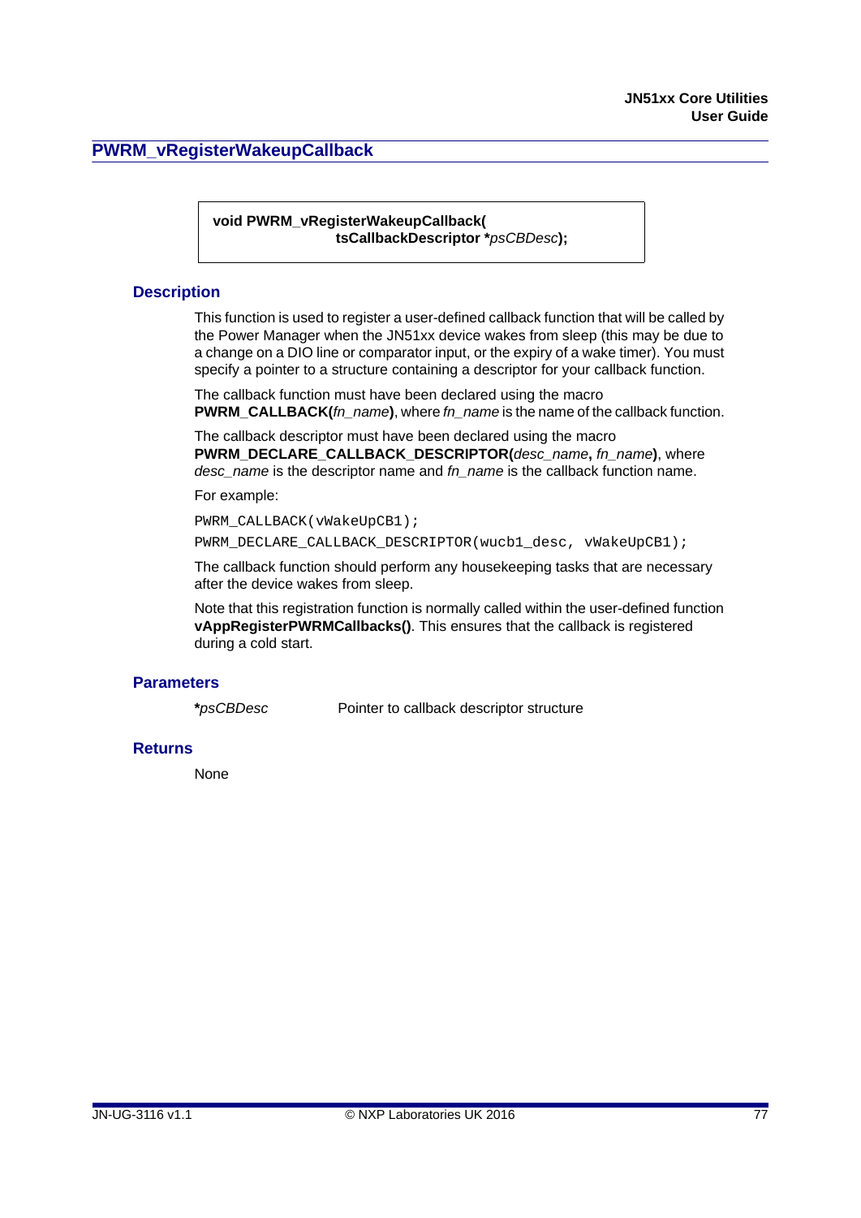## PWRM_vRegisterWakeupCallback

```
void PWRM_vRegisterWakeupCallback(
                    tsCallbackDescriptor *psCBDesc);
```

### Description

This function is used to register a user-defined callback function that will be called by the Power Manager when the JN51xx device wakes from sleep (this may be due to a change on a DIO line or comparator input, or the expiry of a wake timer). You must specify a pointer to a structure containing a descriptor for your callback function.

The callback function must have been declared using the macro **PWRM_CALLBACK(***fn_name***)**, where *fn_name* is the name of the callback function.

The callback descriptor must have been declared using the macro **PWRM_DECLARE_CALLBACK_DESCRIPTOR(***desc_name***,** *fn_name***)**, where *desc_name* is the descriptor name and *fn_name* is the callback function name.

For example:

```
PWRM_CALLBACK(vWakeUpCB1);
PWRM_DECLARE_CALLBACK_DESCRIPTOR(wucb1_desc, vWakeUpCB1);
```

The callback function should perform any housekeeping tasks that are necessary after the device wakes from sleep.

Note that this registration function is normally called within the user-defined function **vAppRegisterPWRMCallbacks()**. This ensures that the callback is registered during a cold start.

### Parameters

| | |
|---|---|
| ***psCBDesc*** | Pointer to callback descriptor structure |

### Returns

None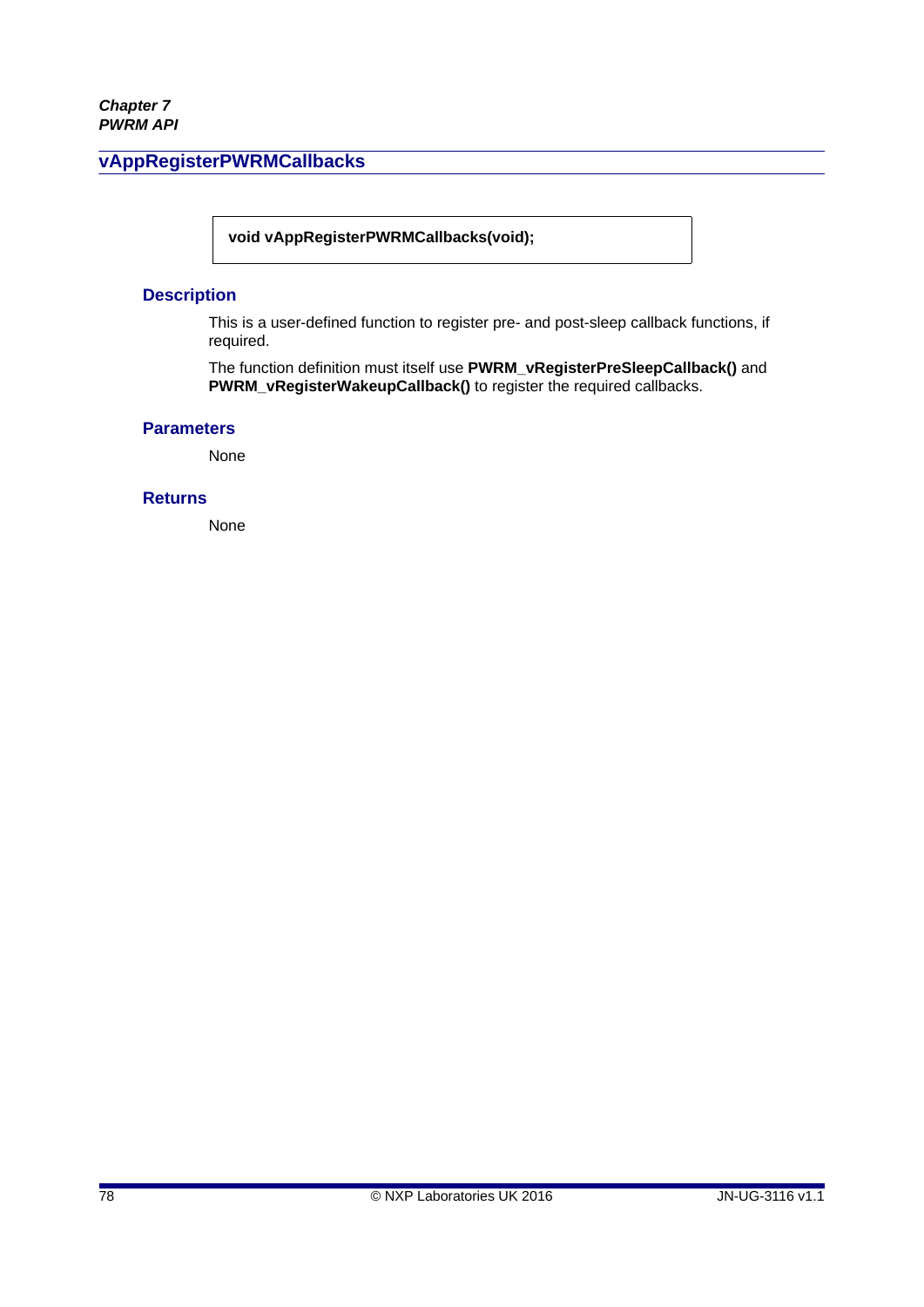## vAppRegisterPWRMCallbacks

```
void vAppRegisterPWRMCallbacks(void);
```

### Description

This is a user-defined function to register pre- and post-sleep callback functions, if required.

The function definition must itself use **PWRM_vRegisterPreSleepCallback()** and **PWRM_vRegisterWakeupCallback()** to register the required callbacks.

### Parameters

None

### Returns

None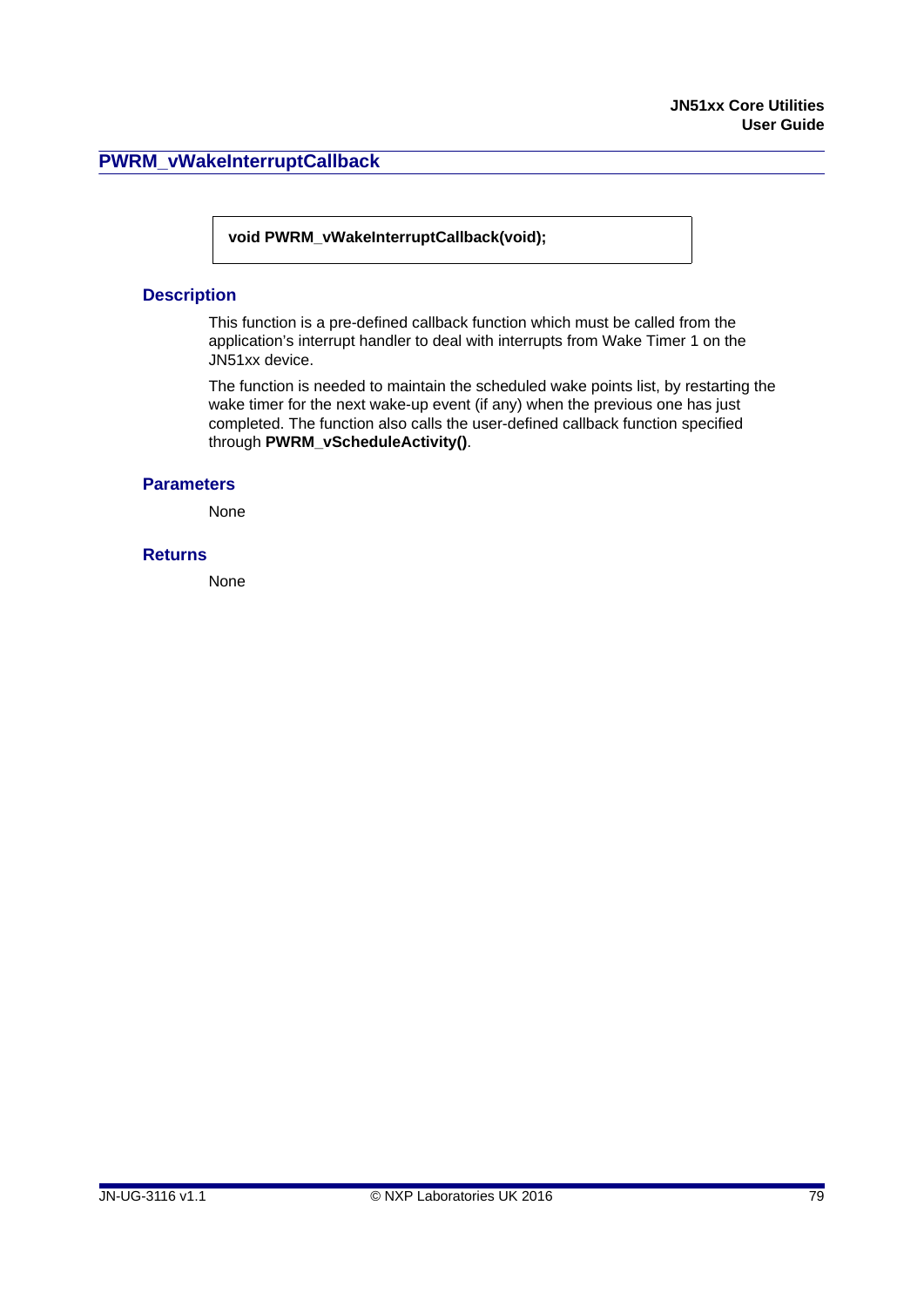## PWRM_vWakeInterruptCallback

```
void PWRM_vWakeInterruptCallback(void);
```

### Description

This function is a pre-defined callback function which must be called from the application's interrupt handler to deal with interrupts from Wake Timer 1 on the JN51xx device.

The function is needed to maintain the scheduled wake points list, by restarting the wake timer for the next wake-up event (if any) when the previous one has just completed. The function also calls the user-defined callback function specified through **PWRM_vScheduleActivity()**.

### Parameters

None

### Returns

None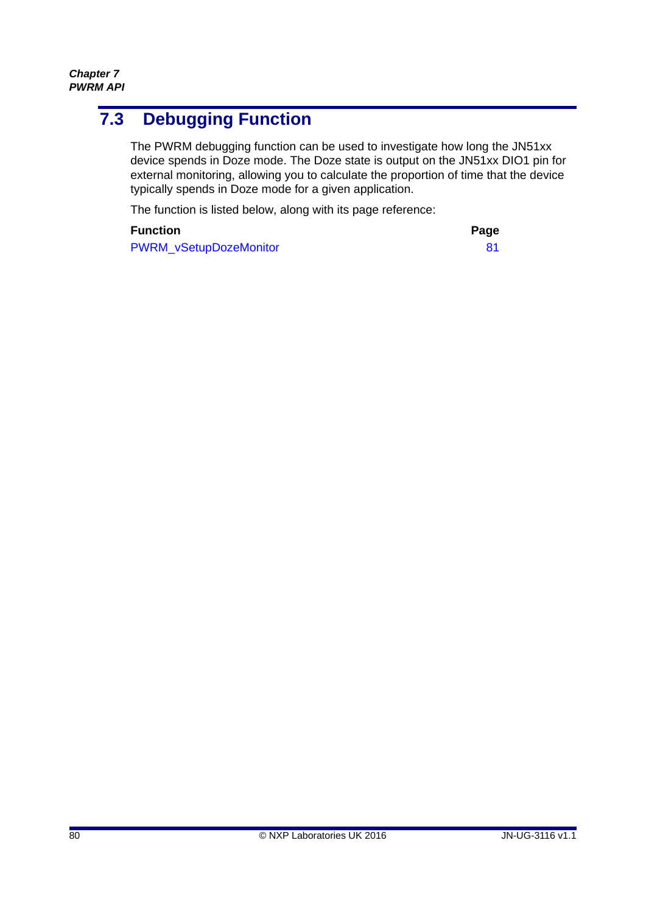## 7.3 Debugging Function

The PWRM debugging function can be used to investigate how long the JN51xx device spends in Doze mode. The Doze state is output on the JN51xx DIO1 pin for external monitoring, allowing you to calculate the proportion of time that the device typically spends in Doze mode for a given application.

The function is listed below, along with its page reference:

| Function | Page |
|---|---|
| PWRM_vSetupDozeMonitor | 81 |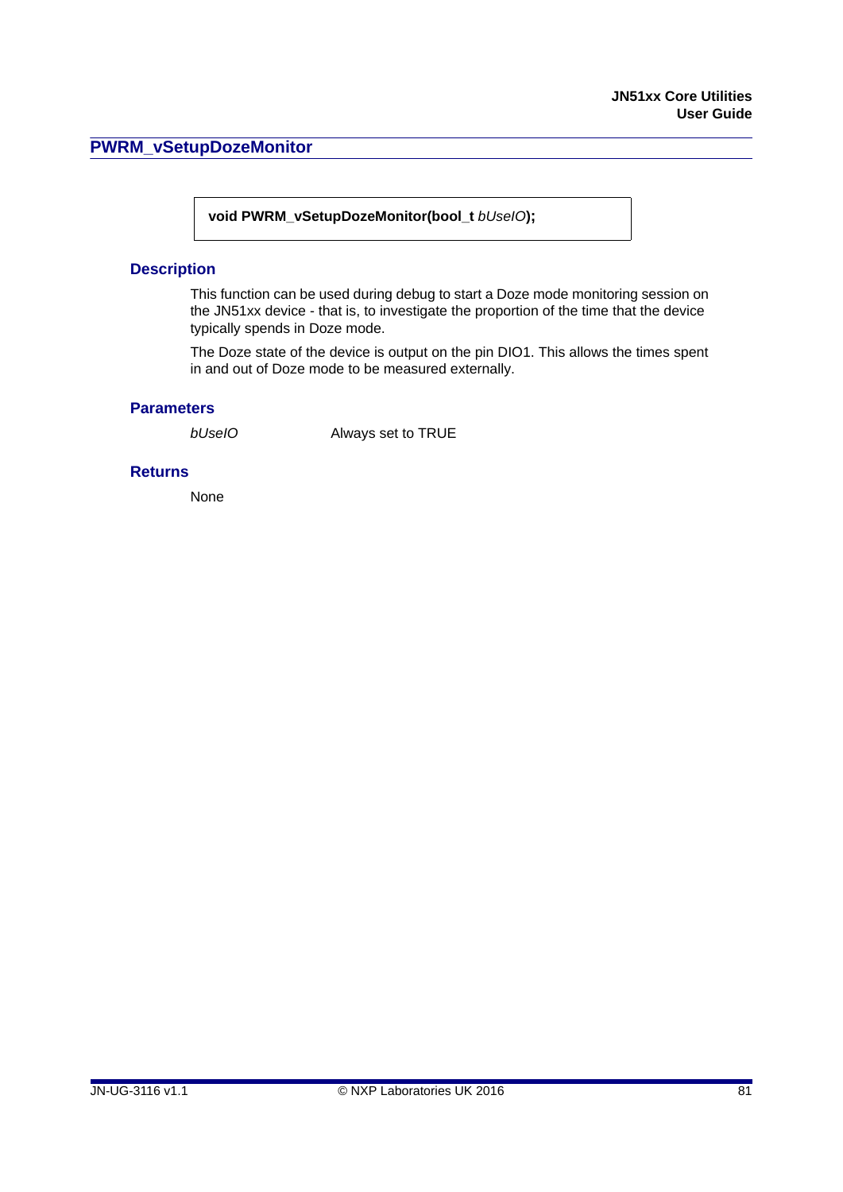## PWRM_vSetupDozeMonitor

```
void PWRM_vSetupDozeMonitor(bool_t bUseIO);
```

### Description

This function can be used during debug to start a Doze mode monitoring session on the JN51xx device - that is, to investigate the proportion of the time that the device typically spends in Doze mode.

The Doze state of the device is output on the pin DIO1. This allows the times spent in and out of Doze mode to be measured externally.

### Parameters

| | |
|---|---|
| *bUseIO* | Always set to TRUE |

### Returns

None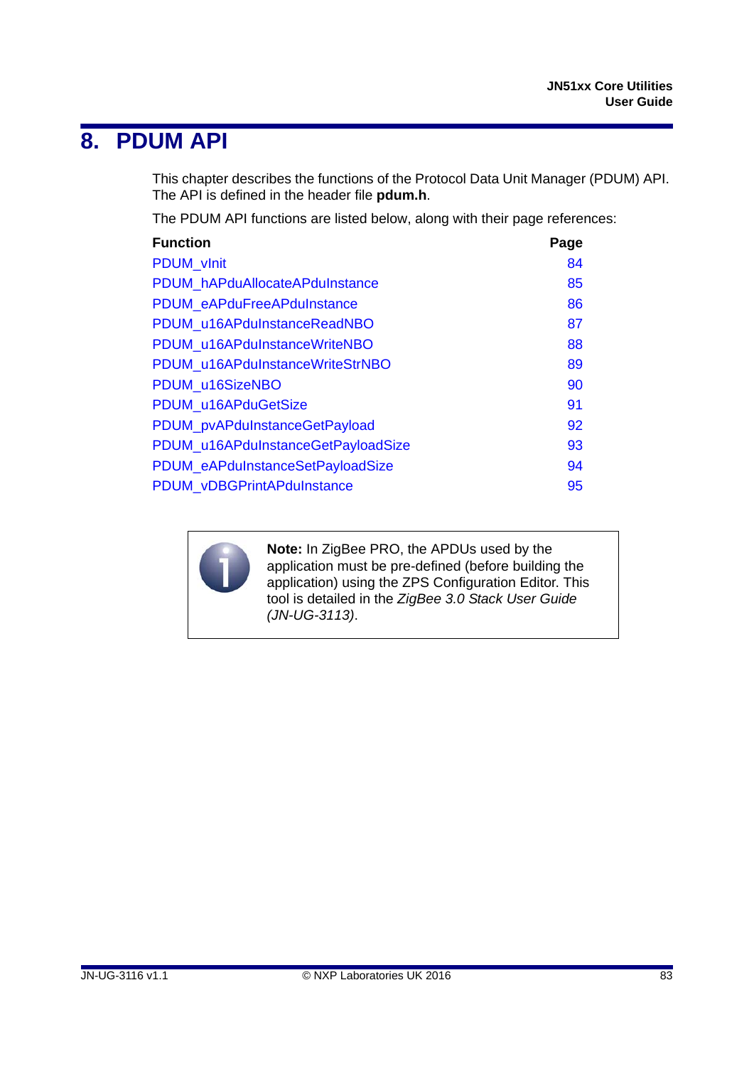# 8. PDUM API

This chapter describes the functions of the Protocol Data Unit Manager (PDUM) API. The API is defined in the header file **pdum.h**.

The PDUM API functions are listed below, along with their page references:

| Function | Page |
|---|---|
| PDUM_vInit | 84 |
| PDUM_hAPduAllocateAPduInstance | 85 |
| PDUM_eAPduFreeAPduInstance | 86 |
| PDUM_u16APduInstanceReadNBO | 87 |
| PDUM_u16APduInstanceWriteNBO | 88 |
| PDUM_u16APduInstanceWriteStrNBO | 89 |
| PDUM_u16SizeNBO | 90 |
| PDUM_u16APduGetSize | 91 |
| PDUM_pvAPduInstanceGetPayload | 92 |
| PDUM_u16APduInstanceGetPayloadSize | 93 |
| PDUM_eAPduInstanceSetPayloadSize | 94 |
| PDUM_vDBGPrintAPduInstance | 95 |

> **Note:** In ZigBee PRO, the APDUs used by the application must be pre-defined (before building the application) using the ZPS Configuration Editor. This tool is detailed in the *ZigBee 3.0 Stack User Guide (JN-UG-3113)*.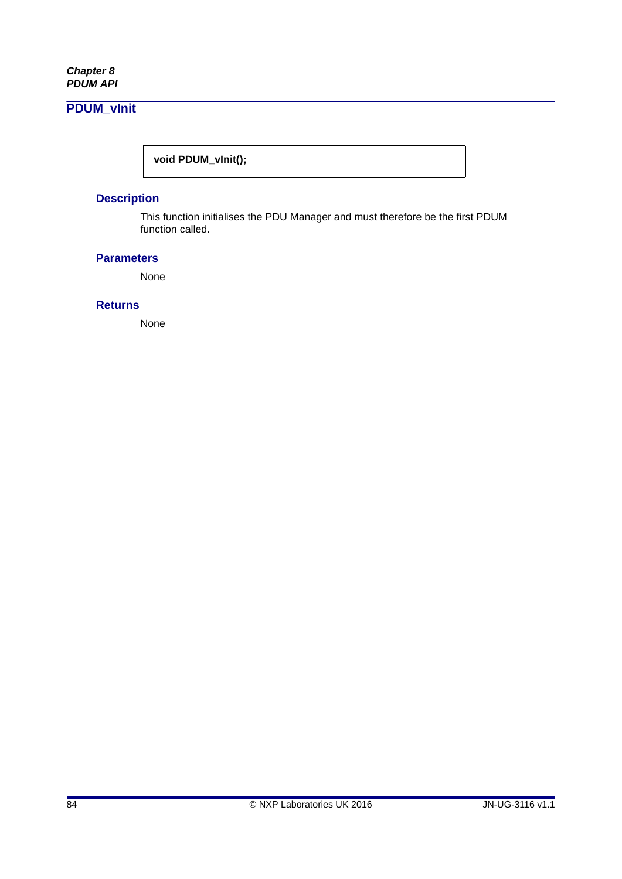## PDUM_vInit

```
void PDUM_vInit();
```

### Description

This function initialises the PDU Manager and must therefore be the first PDUM function called.

### Parameters

None

### Returns

None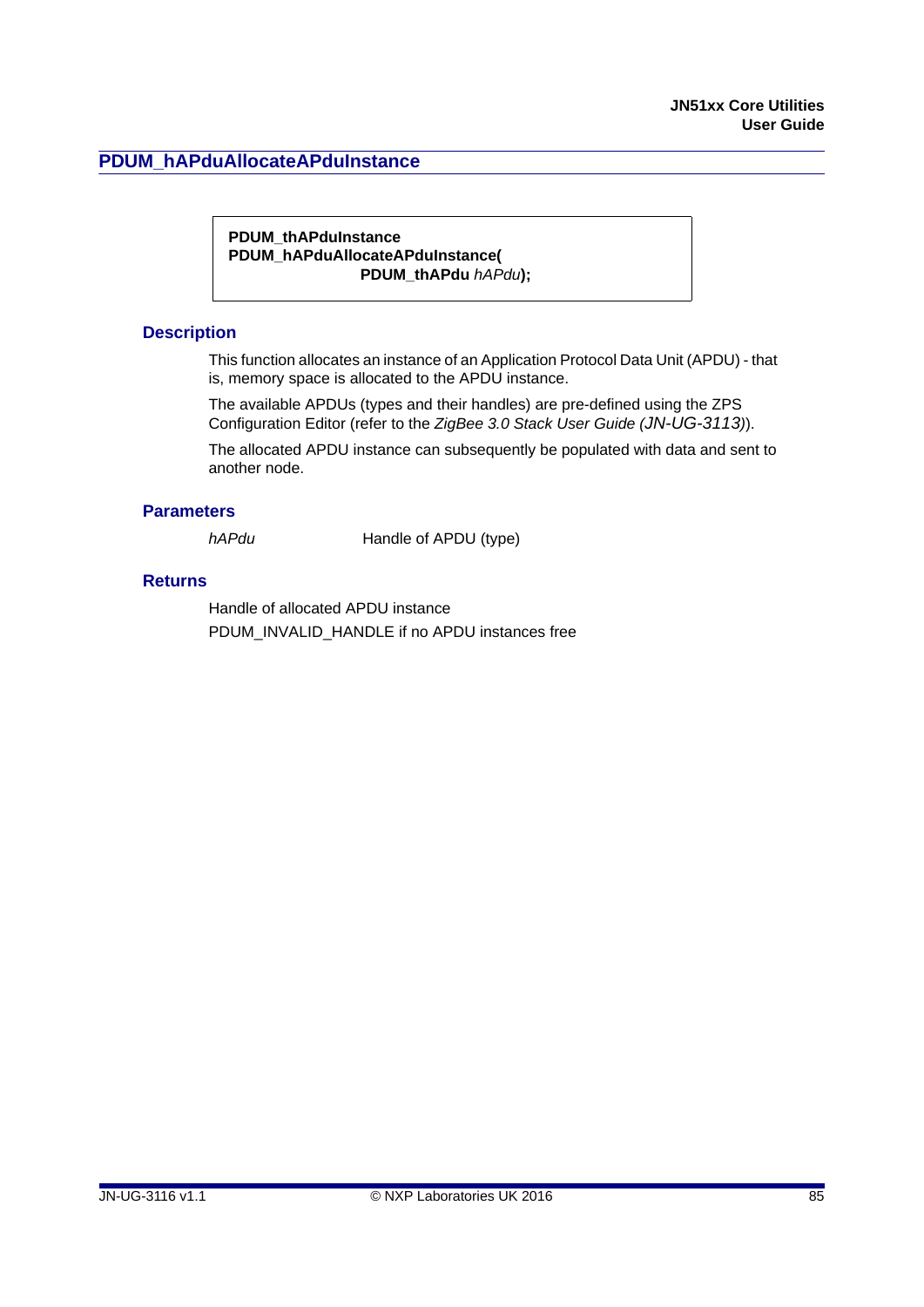## PDUM_hAPduAllocateAPduInstance

```
PDUM_thAPduInstance
PDUM_hAPduAllocateAPduInstance(
                    PDUM_thAPdu hAPdu);
```

### Description

This function allocates an instance of an Application Protocol Data Unit (APDU) - that is, memory space is allocated to the APDU instance.

The available APDUs (types and their handles) are pre-defined using the ZPS Configuration Editor (refer to the *ZigBee 3.0 Stack User Guide (JN-UG-3113)*).

The allocated APDU instance can subsequently be populated with data and sent to another node.

### Parameters

| | |
|---|---|
| *hAPdu* | Handle of APDU (type) |

### Returns

Handle of allocated APDU instance

PDUM_INVALID_HANDLE if no APDU instances free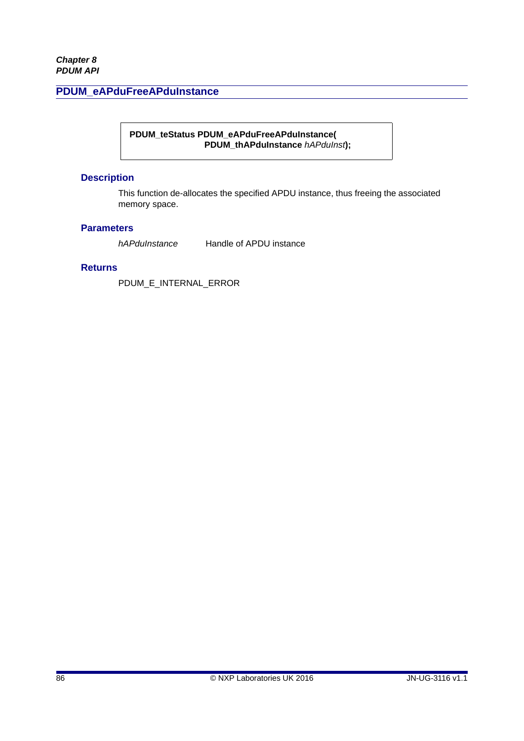## PDUM_eAPduFreeAPduInstance

```
PDUM_teStatus PDUM_eAPduFreeAPduInstance(
                    PDUM_thAPduInstance hAPduInst);
```

### Description

This function de-allocates the specified APDU instance, thus freeing the associated memory space.

### Parameters

| | |
|---|---|
| *hAPduInstance* | Handle of APDU instance |

### Returns

PDUM_E_INTERNAL_ERROR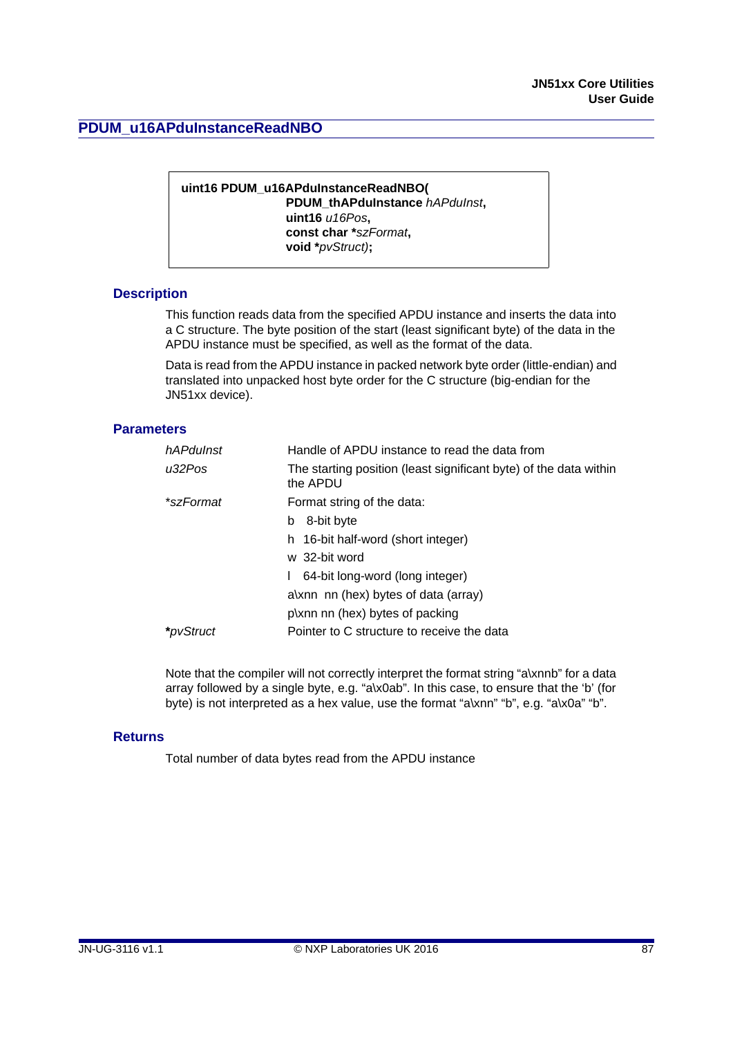## PDUM_u16APduInstanceReadNBO

```
uint16 PDUM_u16APduInstanceReadNBO(
                PDUM_thAPduInstance hAPduInst,
                uint16 u16Pos,
                const char *szFormat,
                void *pvStruct);
```

### Description

This function reads data from the specified APDU instance and inserts the data into a C structure. The byte position of the start (least significant byte) of the data in the APDU instance must be specified, as well as the format of the data.

Data is read from the APDU instance in packed network byte order (little-endian) and translated into unpacked host byte order for the C structure (big-endian for the JN51xx device).

### Parameters

| | |
|---|---|
| *hAPduInst* | Handle of APDU instance to read the data from |
| *u32Pos* | The starting position (least significant byte) of the data within the APDU |
| **szFormat* | Format string of the data: |
| | b   8-bit byte |
| | h   16-bit half-word (short integer) |
| | w   32-bit word |
| | l    64-bit long-word (long integer) |
| | a\xnn  nn (hex) bytes of data (array) |
| | p\xnn nn (hex) bytes of packing |
| ***pvStruct* | Pointer to C structure to receive the data |

Note that the compiler will not correctly interpret the format string "a\xnnb" for a data array followed by a single byte, e.g. "a\x0ab". In this case, to ensure that the 'b' (for byte) is not interpreted as a hex value, use the format "a\xnn" "b", e.g. "a\x0a" "b".

### Returns

Total number of data bytes read from the APDU instance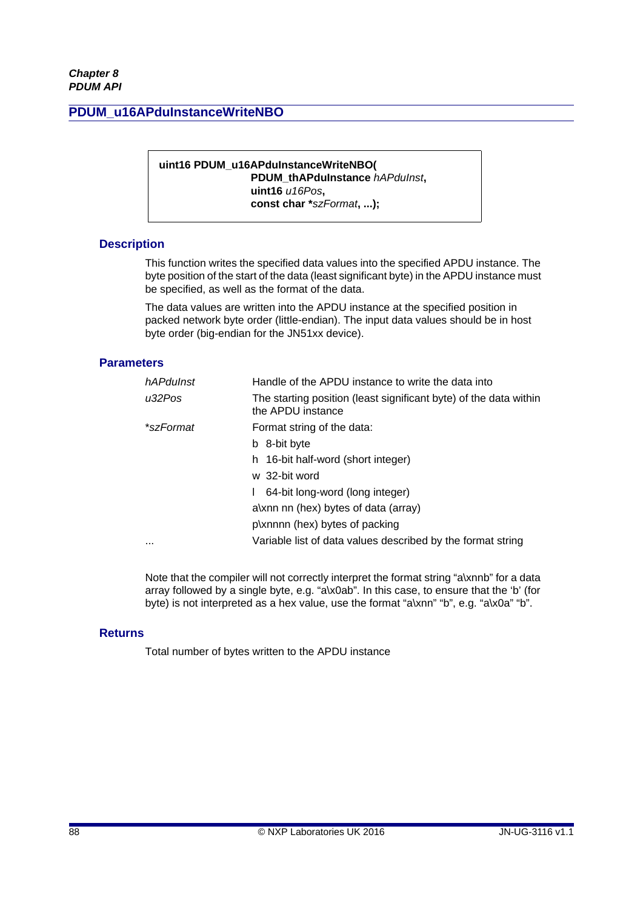## PDUM_u16APduInstanceWriteNBO

```
uint16 PDUM_u16APduInstanceWriteNBO(
                    PDUM_thAPduInstance hAPduInst,
                    uint16 u16Pos,
                    const char *szFormat, ...);
```

### Description

This function writes the specified data values into the specified APDU instance. The byte position of the start of the data (least significant byte) in the APDU instance must be specified, as well as the format of the data.

The data values are written into the APDU instance at the specified position in packed network byte order (little-endian). The input data values should be in host byte order (big-endian for the JN51xx device).

### Parameters

| | |
|---|---|
| *hAPduInst* | Handle of the APDU instance to write the data into |
| *u32Pos* | The starting position (least significant byte) of the data within the APDU instance |
| **szFormat* | Format string of the data:<br>b 8-bit byte<br>h 16-bit half-word (short integer)<br>w 32-bit word<br>l 64-bit long-word (long integer)<br>a\xnn nn (hex) bytes of data (array)<br>p\xnnnn (hex) bytes of packing |
| ... | Variable list of data values described by the format string |

Note that the compiler will not correctly interpret the format string "a\xnnb" for a data array followed by a single byte, e.g. "a\x0ab". In this case, to ensure that the 'b' (for byte) is not interpreted as a hex value, use the format "a\xnn" "b", e.g. "a\x0a" "b".

### Returns

Total number of bytes written to the APDU instance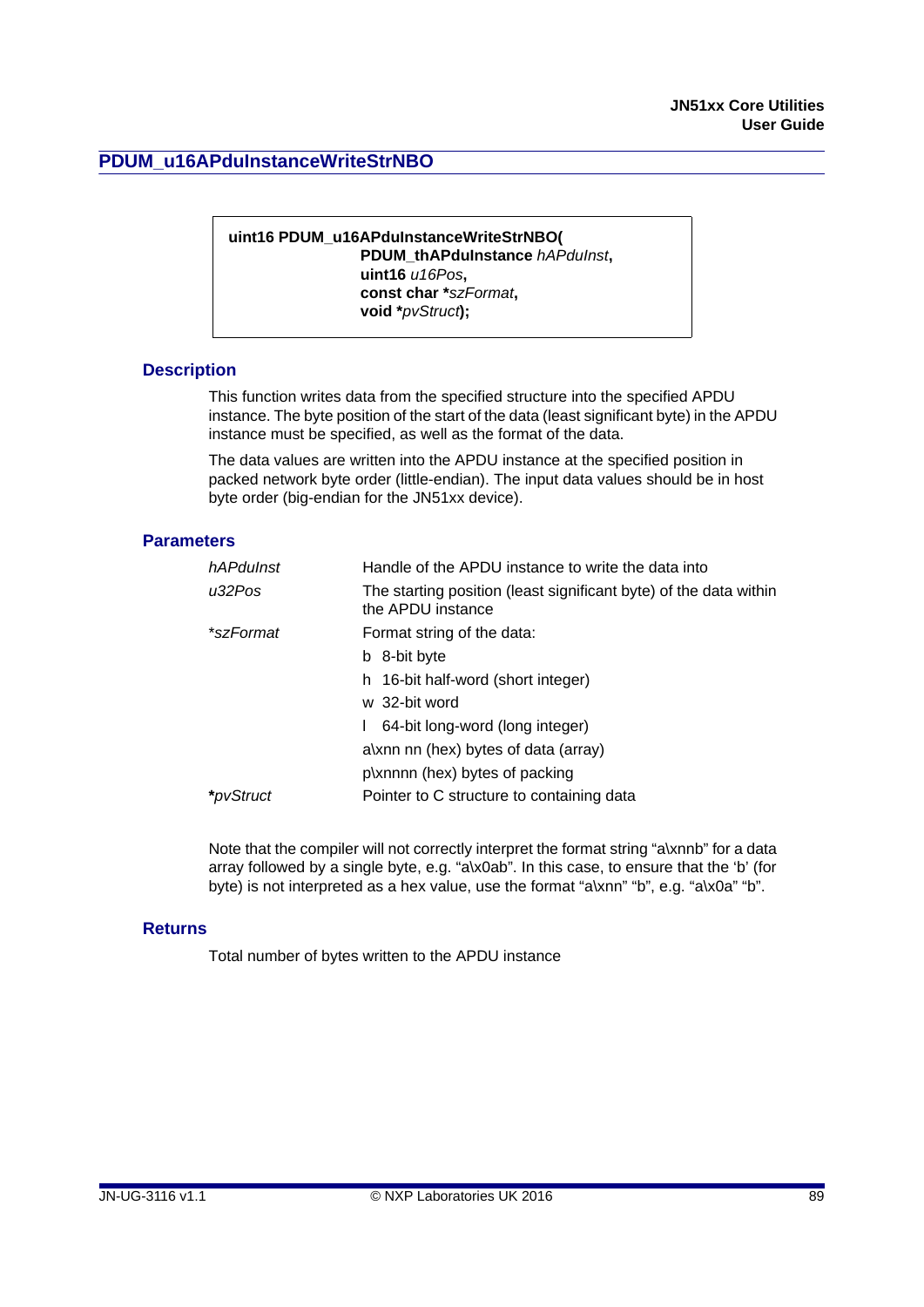## PDUM_u16APduInstanceWriteStrNBO

```
uint16 PDUM_u16APduInstanceWriteStrNBO(
                PDUM_thAPduInstance hAPduInst,
                uint16 u16Pos,
                const char *szFormat,
                void *pvStruct);
```

### Description

This function writes data from the specified structure into the specified APDU instance. The byte position of the start of the data (least significant byte) in the APDU instance must be specified, as well as the format of the data.

The data values are written into the APDU instance at the specified position in packed network byte order (little-endian). The input data values should be in host byte order (big-endian for the JN51xx device).

### Parameters

| | |
|---|---|
| *hAPduInst* | Handle of the APDU instance to write the data into |
| *u32Pos* | The starting position (least significant byte) of the data within the APDU instance |
| **szFormat* | Format string of the data: |
| | b 8-bit byte |
| | h 16-bit half-word (short integer) |
| | w 32-bit word |
| | l 64-bit long-word (long integer) |
| | a\xnn nn (hex) bytes of data (array) |
| | p\xnnnn (hex) bytes of packing |
| ***pvStruct* | Pointer to C structure to containing data |

Note that the compiler will not correctly interpret the format string "a\xnnb" for a data array followed by a single byte, e.g. "a\x0ab". In this case, to ensure that the 'b' (for byte) is not interpreted as a hex value, use the format "a\xnn" "b", e.g. "a\x0a" "b".

### Returns

Total number of bytes written to the APDU instance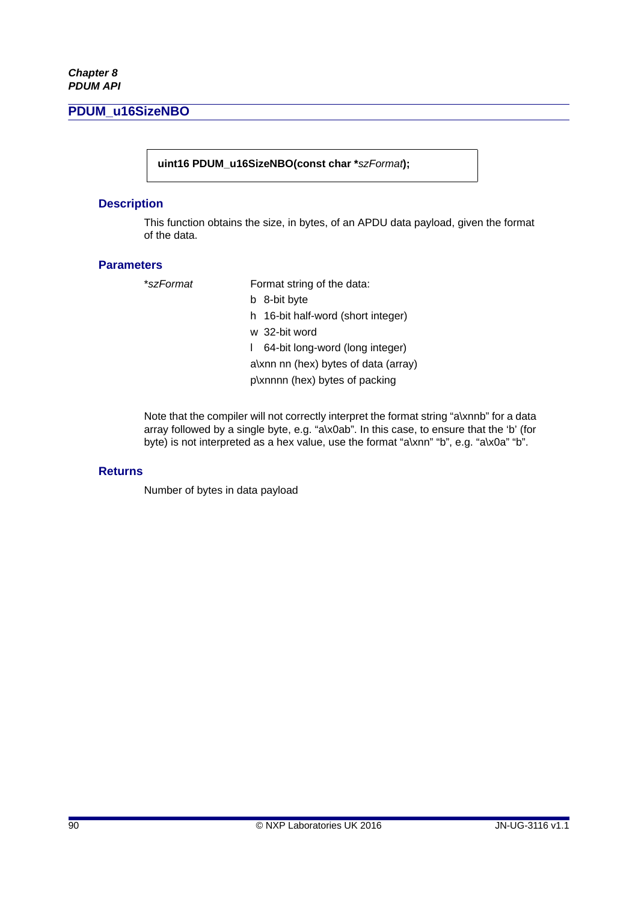## PDUM_u16SizeNBO

```
uint16 PDUM_u16SizeNBO(const char *szFormat);
```

### Description

This function obtains the size, in bytes, of an APDU data payload, given the format of the data.

### Parameters

*\*szFormat* Format string of the data:

- b 8-bit byte
- h 16-bit half-word (short integer)
- w 32-bit word
- l 64-bit long-word (long integer)
- a\xnn nn (hex) bytes of data (array)
- p\xnnnn (hex) bytes of packing

Note that the compiler will not correctly interpret the format string “a\xnnb” for a data array followed by a single byte, e.g. “a\x0ab”. In this case, to ensure that the ‘b’ (for byte) is not interpreted as a hex value, use the format “a\xnn” “b”, e.g. “a\x0a” “b”.

### Returns

Number of bytes in data payload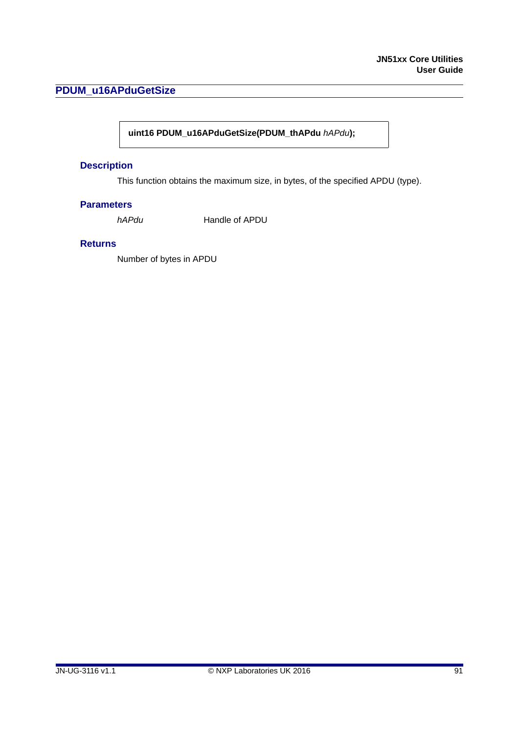## PDUM_u16APduGetSize

```
uint16 PDUM_u16APduGetSize(PDUM_thAPdu hAPdu);
```

### Description

This function obtains the maximum size, in bytes, of the specified APDU (type).

### Parameters

| | |
|---|---|
| *hAPdu* | Handle of APDU |

### Returns

Number of bytes in APDU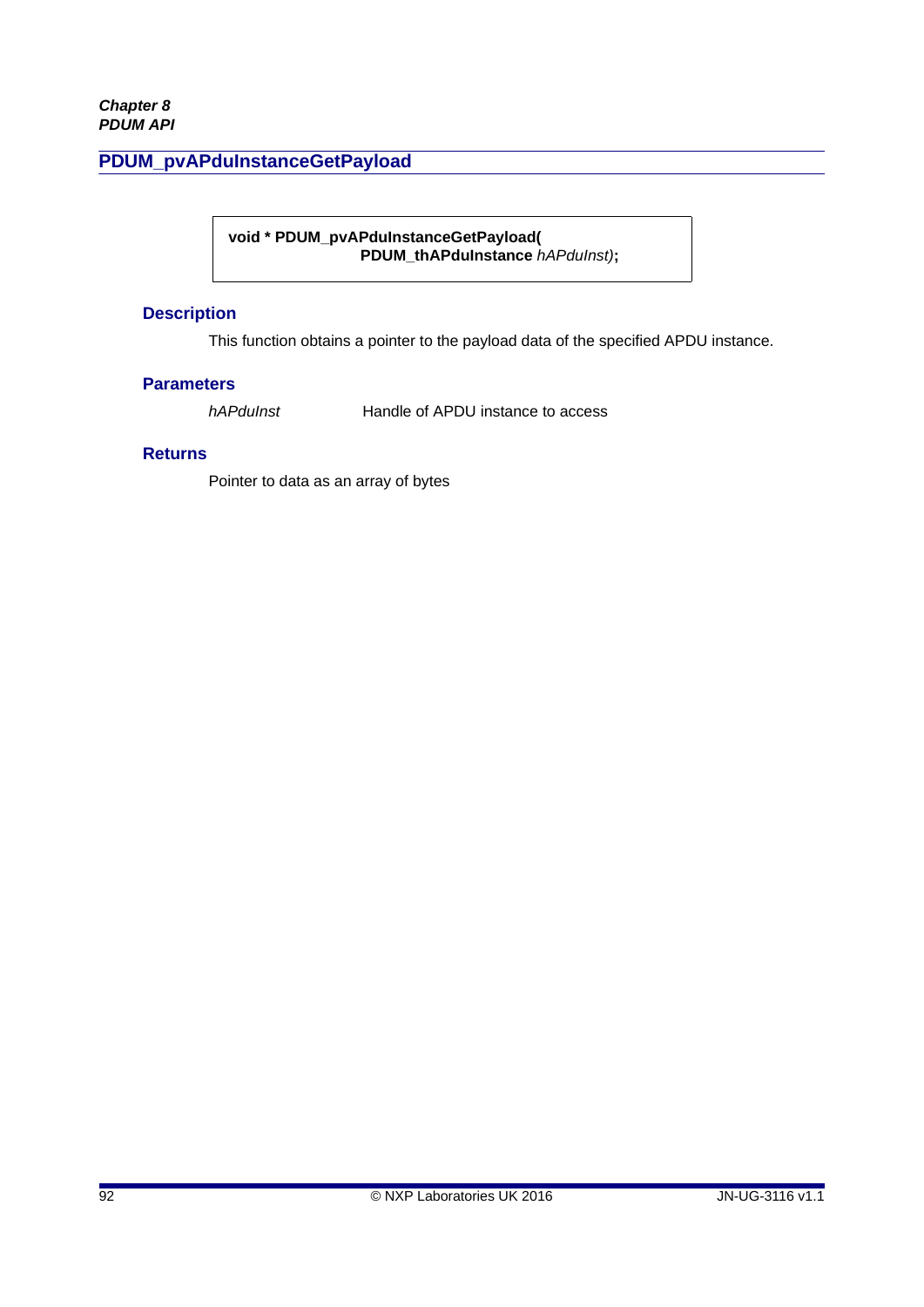## PDUM_pvAPduInstanceGetPayload

```
void * PDUM_pvAPduInstanceGetPayload(
                    PDUM_thAPduInstance hAPduInst);
```

### Description

This function obtains a pointer to the payload data of the specified APDU instance.

### Parameters

| | |
|---|---|
| *hAPduInst* | Handle of APDU instance to access |

### Returns

Pointer to data as an array of bytes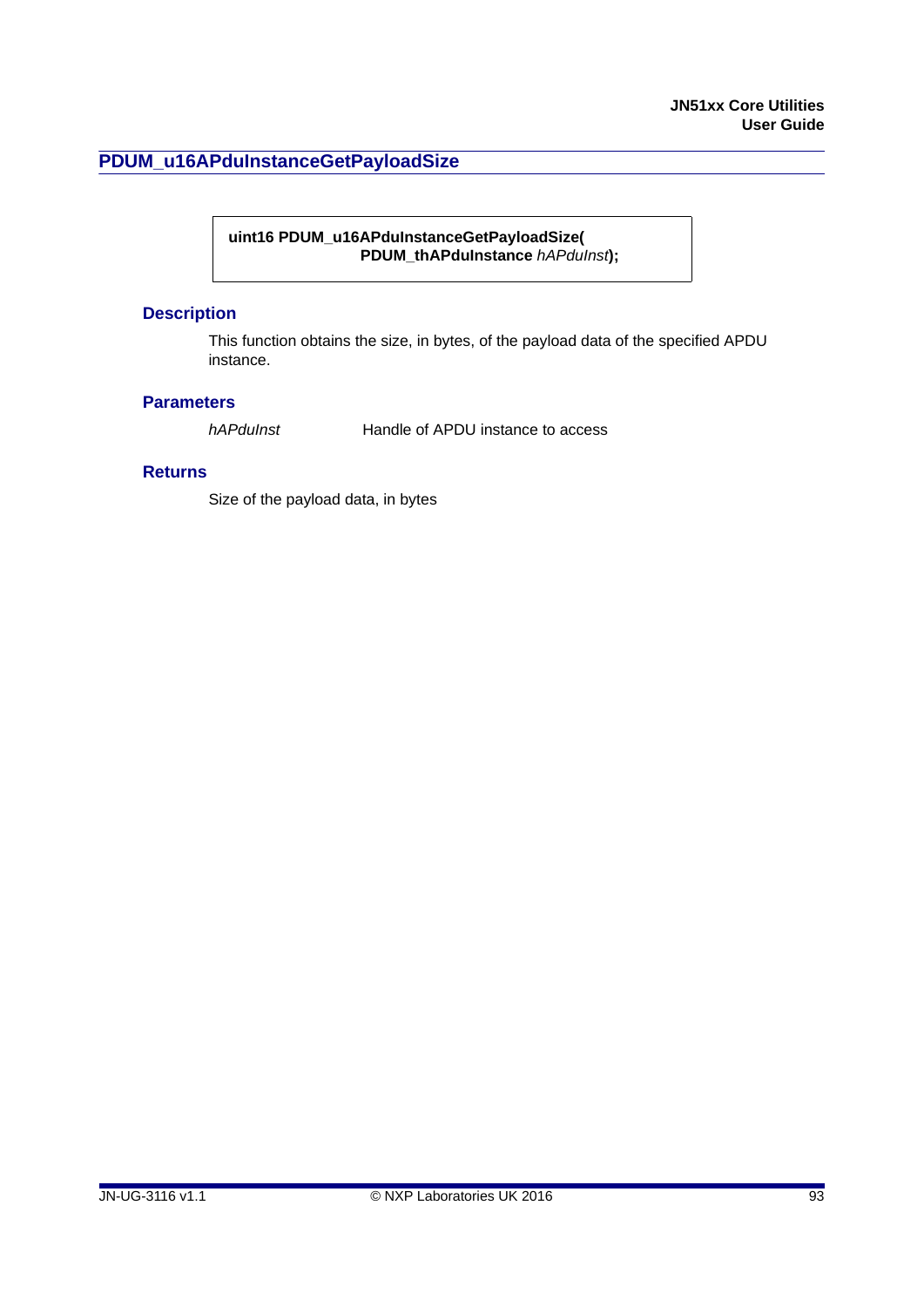## PDUM_u16APduInstanceGetPayloadSize

```
uint16 PDUM_u16APduInstanceGetPayloadSize(
                    PDUM_thAPduInstance hAPduInst);
```

### Description

This function obtains the size, in bytes, of the payload data of the specified APDU instance.

### Parameters

*hAPduInst* Handle of APDU instance to access

### Returns

Size of the payload data, in bytes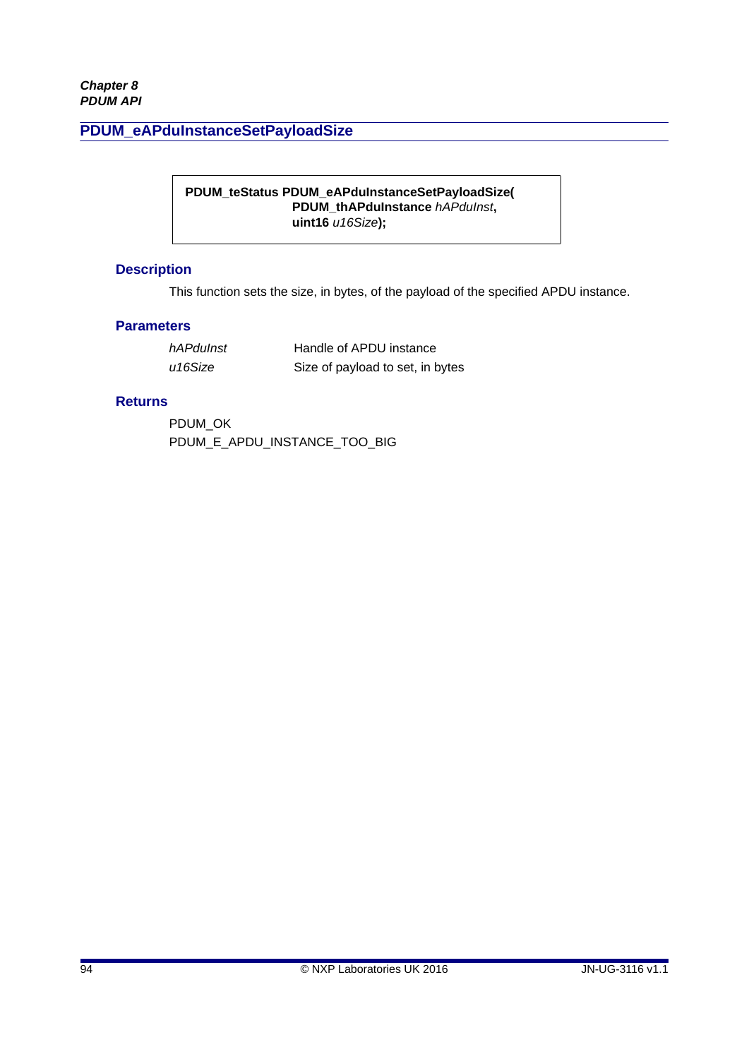## PDUM_eAPduInstanceSetPayloadSize

```
PDUM_teStatus PDUM_eAPduInstanceSetPayloadSize(
                    PDUM_thAPduInstance hAPduInst,
                    uint16 u16Size);
```

### Description

This function sets the size, in bytes, of the payload of the specified APDU instance.

### Parameters

| | |
|---|---|
| *hAPduInst* | Handle of APDU instance |
| *u16Size* | Size of payload to set, in bytes |

### Returns

PDUM_OK
PDUM_E_APDU_INSTANCE_TOO_BIG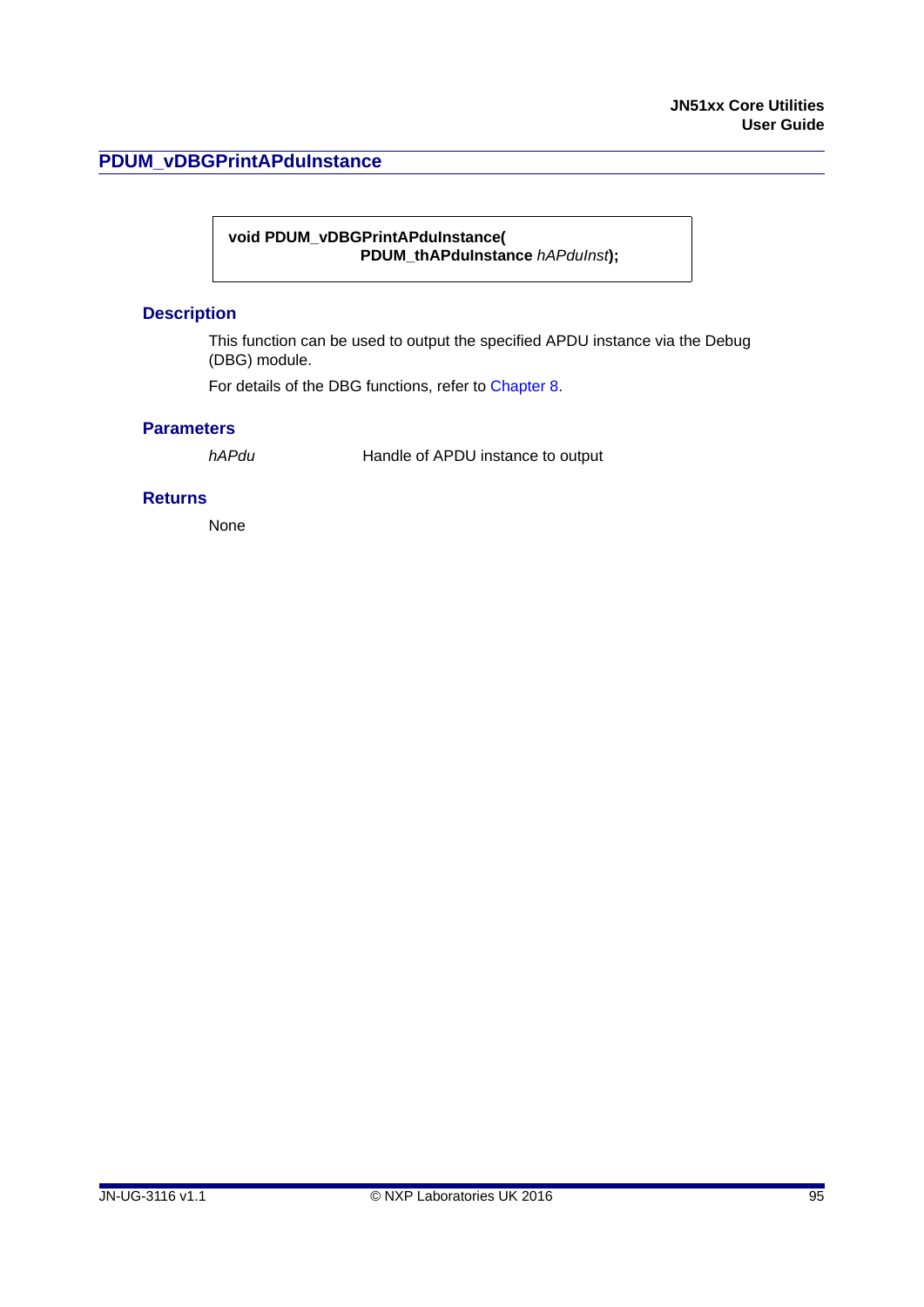## PDUM_vDBGPrintAPduInstance

```
void PDUM_vDBGPrintAPduInstance(
                    PDUM_thAPduInstance hAPduInst);
```

### Description

This function can be used to output the specified APDU instance via the Debug (DBG) module.

For details of the DBG functions, refer to Chapter 8.

### Parameters

| | |
|---|---|
| *hAPdu* | Handle of APDU instance to output |

### Returns

None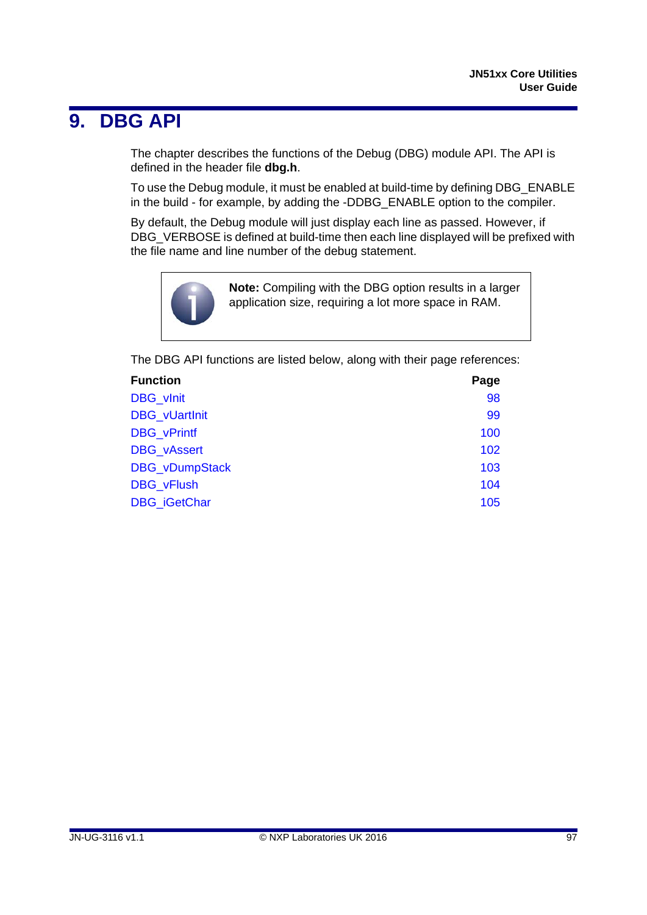# 9. DBG API

The chapter describes the functions of the Debug (DBG) module API. The API is defined in the header file **dbg.h**.

To use the Debug module, it must be enabled at build-time by defining DBG_ENABLE in the build - for example, by adding the -DDBG_ENABLE option to the compiler.

By default, the Debug module will just display each line as passed. However, if DBG_VERBOSE is defined at build-time then each line displayed will be prefixed with the file name and line number of the debug statement.

> **Note:** Compiling with the DBG option results in a larger application size, requiring a lot more space in RAM.

The DBG API functions are listed below, along with their page references:

| Function | Page |
|---|---|
| DBG_vInit | 98 |
| DBG_vUartInit | 99 |
| DBG_vPrintf | 100 |
| DBG_vAssert | 102 |
| DBG_vDumpStack | 103 |
| DBG_vFlush | 104 |
| DBG_iGetChar | 105 |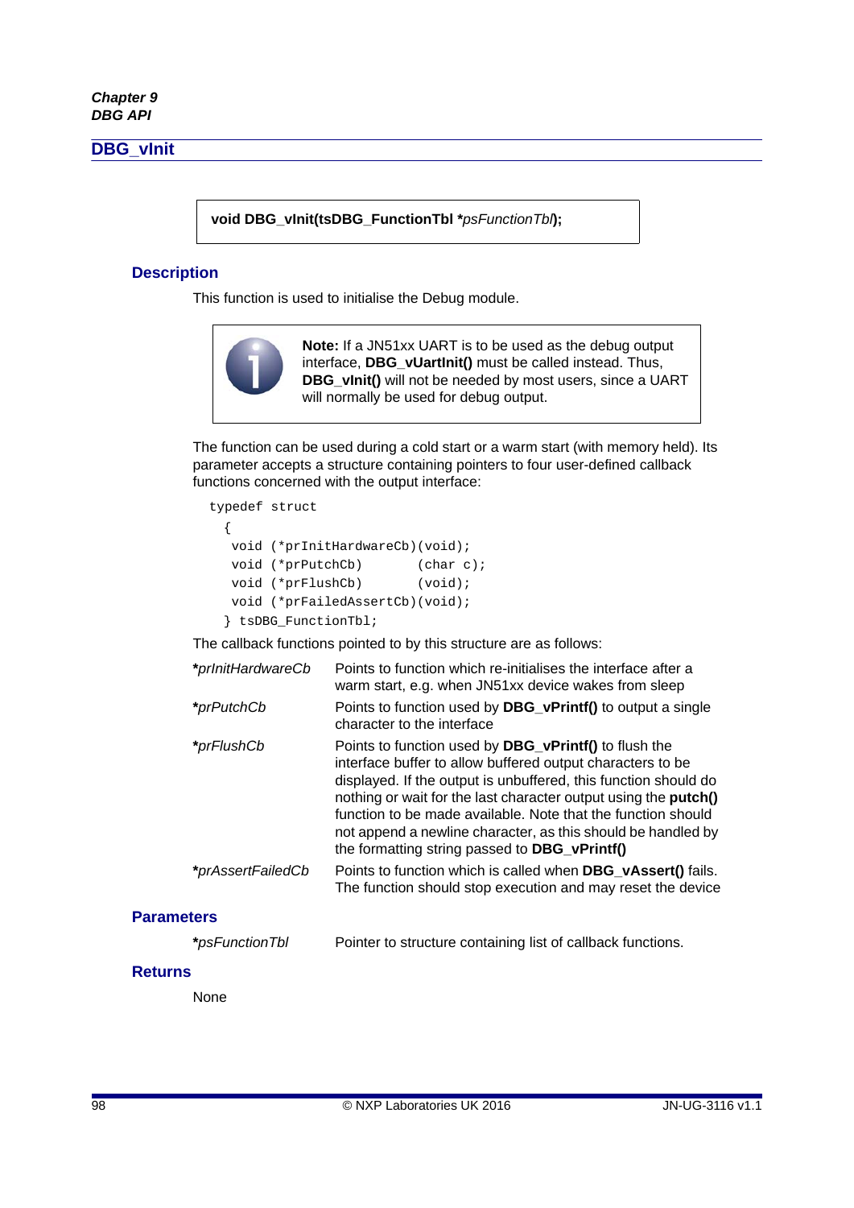## DBG_vInit

**void DBG_vInit(tsDBG_FunctionTbl *** *psFunctionTbl* **);**

### Description

This function is used to initialise the Debug module.

> **Note:** If a JN51xx UART is to be used as the debug output interface, **DBG_vUartInit()** must be called instead. Thus, **DBG_vInit()** will not be needed by most users, since a UART will normally be used for debug output.

The function can be used during a cold start or a warm start (with memory held). Its parameter accepts a structure containing pointers to four user-defined callback functions concerned with the output interface:

```
typedef struct
 {
  void (*prInitHardwareCb)(void);
  void (*prPutchCb)       (char c);
  void (*prFlushCb)       (void);
  void (*prFailedAssertCb)(void);
 } tsDBG_FunctionTbl;
```

The callback functions pointed to by this structure are as follows:

| | |
|---|---|
| ***prInitHardwareCb*** | Points to function which re-initialises the interface after a warm start, e.g. when JN51xx device wakes from sleep |
| ***prPutchCb*** | Points to function used by **DBG_vPrintf()** to output a single character to the interface |
| ***prFlushCb*** | Points to function used by **DBG_vPrintf()** to flush the interface buffer to allow buffered output characters to be displayed. If the output is unbuffered, this function should do nothing or wait for the last character output using the **putch()** function to be made available. Note that the function should not append a newline character, as this should be handled by the formatting string passed to **DBG_vPrintf()** |
| ***prAssertFailedCb*** | Points to function which is called when **DBG_vAssert()** fails. The function should stop execution and may reset the device |

### Parameters

| | |
|---|---|
| ***psFunctionTbl*** | Pointer to structure containing list of callback functions. |

### Returns

None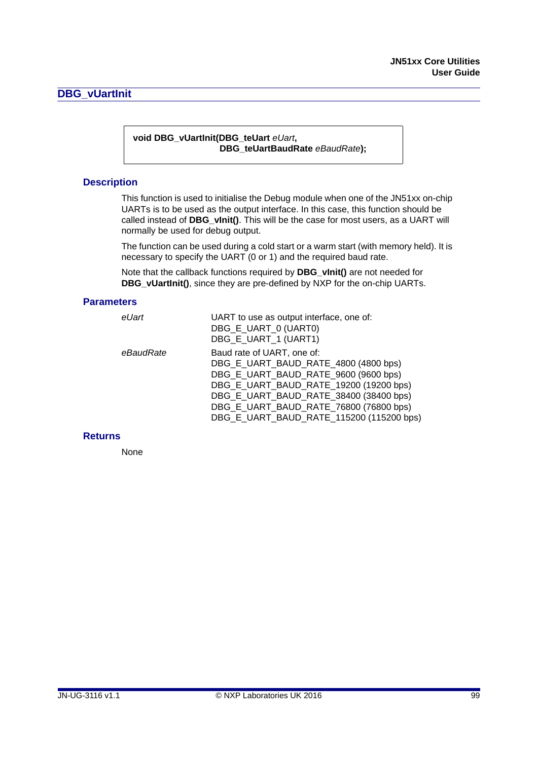## DBG_vUartInit

```
void DBG_vUartInit(DBG_teUart eUart,
                   DBG_teUartBaudRate eBaudRate);
```

### Description

This function is used to initialise the Debug module when one of the JN51xx on-chip UARTs is to be used as the output interface. In this case, this function should be called instead of **DBG_vInit()**. This will be the case for most users, as a UART will normally be used for debug output.

The function can be used during a cold start or a warm start (with memory held). It is necessary to specify the UART (0 or 1) and the required baud rate.

Note that the callback functions required by **DBG_vInit()** are not needed for **DBG_vUartInit()**, since they are pre-defined by NXP for the on-chip UARTs.

### Parameters

| | |
|---|---|
| *eUart* | UART to use as output interface, one of:<br>DBG_E_UART_0 (UART0)<br>DBG_E_UART_1 (UART1) |
| *eBaudRate* | Baud rate of UART, one of:<br>DBG_E_UART_BAUD_RATE_4800 (4800 bps)<br>DBG_E_UART_BAUD_RATE_9600 (9600 bps)<br>DBG_E_UART_BAUD_RATE_19200 (19200 bps)<br>DBG_E_UART_BAUD_RATE_38400 (38400 bps)<br>DBG_E_UART_BAUD_RATE_76800 (76800 bps)<br>DBG_E_UART_BAUD_RATE_115200 (115200 bps) |

### Returns

None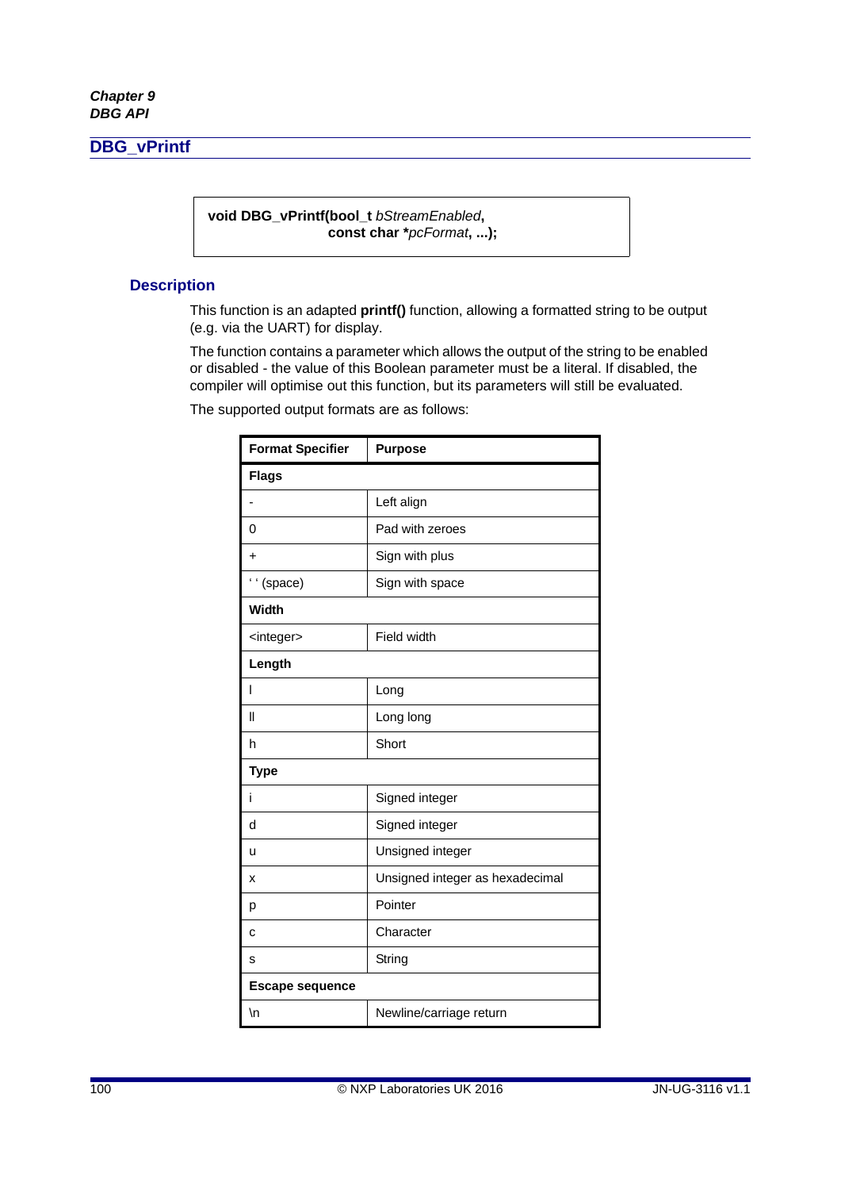## DBG_vPrintf

```
void DBG_vPrintf(bool_t bStreamEnabled,
                 const char *pcFormat, ...);
```

### Description

This function is an adapted **printf()** function, allowing a formatted string to be output (e.g. via the UART) for display.

The function contains a parameter which allows the output of the string to be enabled or disabled - the value of this Boolean parameter must be a literal. If disabled, the compiler will optimise out this function, but its parameters will still be evaluated.

The supported output formats are as follows:

| Format Specifier | Purpose |
|---|---|
| **Flags** | |
| - | Left align |
| 0 | Pad with zeroes |
| + | Sign with plus |
| ' ' (space) | Sign with space |
| **Width** | |
| <integer> | Field width |
| **Length** | |
| l | Long |
| ll | Long long |
| h | Short |
| **Type** | |
| i | Signed integer |
| d | Signed integer |
| u | Unsigned integer |
| x | Unsigned integer as hexadecimal |
| p | Pointer |
| c | Character |
| s | String |
| **Escape sequence** | |
| \n | Newline/carriage return |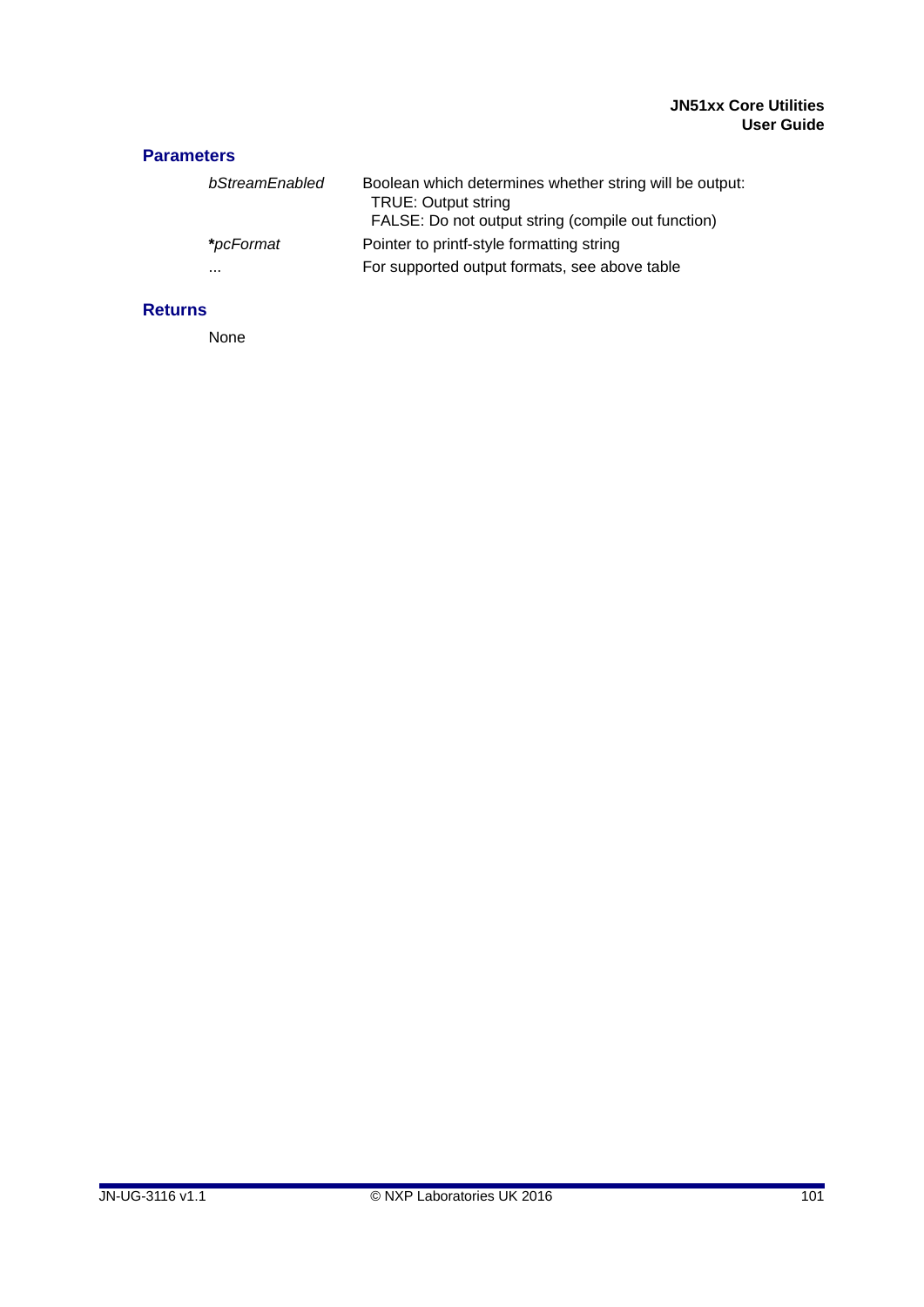### Parameters

| | |
|---|---|
| *bStreamEnabled* | Boolean which determines whether string will be output:<br>TRUE: Output string<br>FALSE: Do not output string (compile out function) |
| ***pcFormat*** | Pointer to printf-style formatting string |
| ... | For supported output formats, see above table |

### Returns

None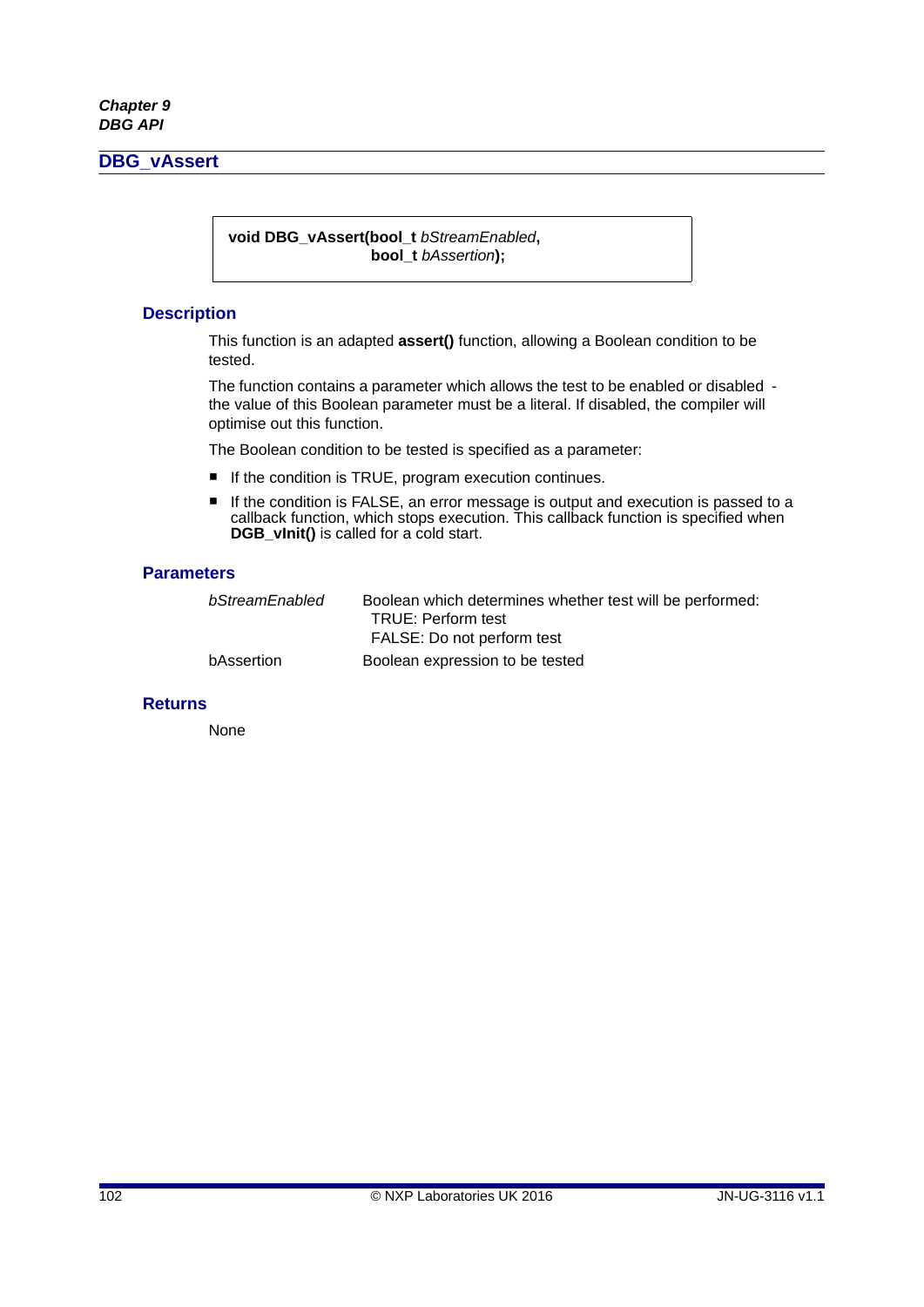## DBG_vAssert

```
void DBG_vAssert(bool_t bStreamEnabled,
                 bool_t bAssertion);
```

### Description

This function is an adapted **assert()** function, allowing a Boolean condition to be tested.

The function contains a parameter which allows the test to be enabled or disabled - the value of this Boolean parameter must be a literal. If disabled, the compiler will optimise out this function.

The Boolean condition to be tested is specified as a parameter:

- If the condition is TRUE, program execution continues.
- If the condition is FALSE, an error message is output and execution is passed to a callback function, which stops execution. This callback function is specified when **DGB_vInit()** is called for a cold start.

### Parameters

| | |
|---|---|
| *bStreamEnabled* | Boolean which determines whether test will be performed:<br>TRUE: Perform test<br>FALSE: Do not perform test |
| bAssertion | Boolean expression to be tested |

### Returns

None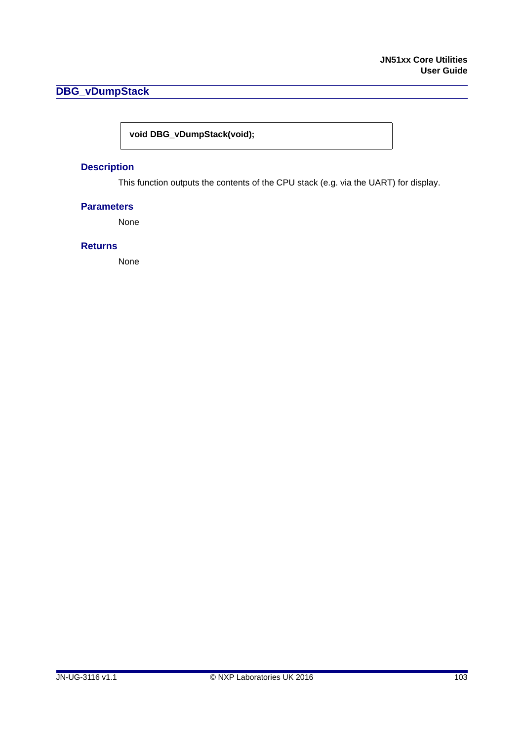## DBG_vDumpStack

```
void DBG_vDumpStack(void);
```

### Description

This function outputs the contents of the CPU stack (e.g. via the UART) for display.

### Parameters

None

### Returns

None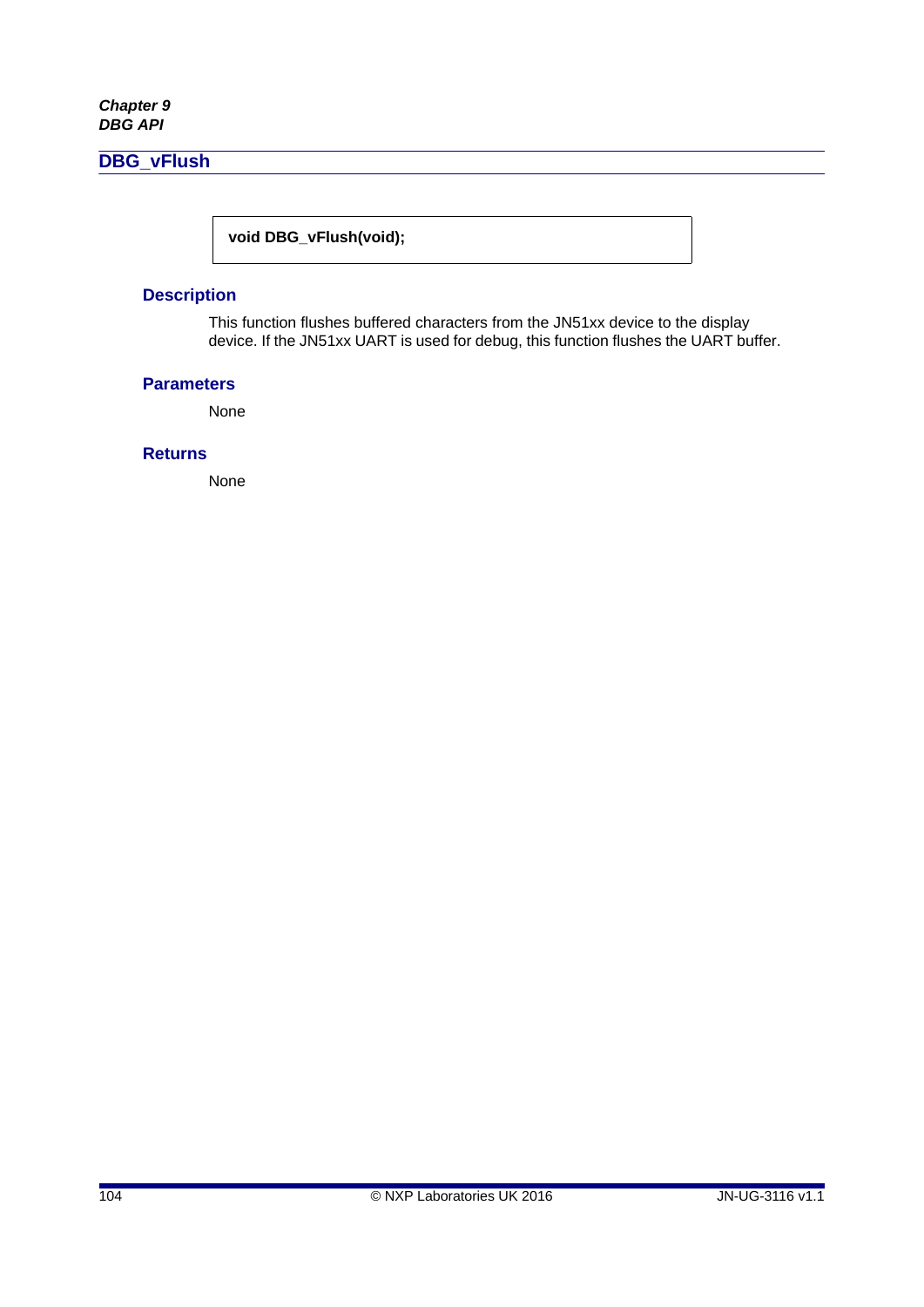## DBG_vFlush

```
void DBG_vFlush(void);
```

### Description

This function flushes buffered characters from the JN51xx device to the display device. If the JN51xx UART is used for debug, this function flushes the UART buffer.

### Parameters

None

### Returns

None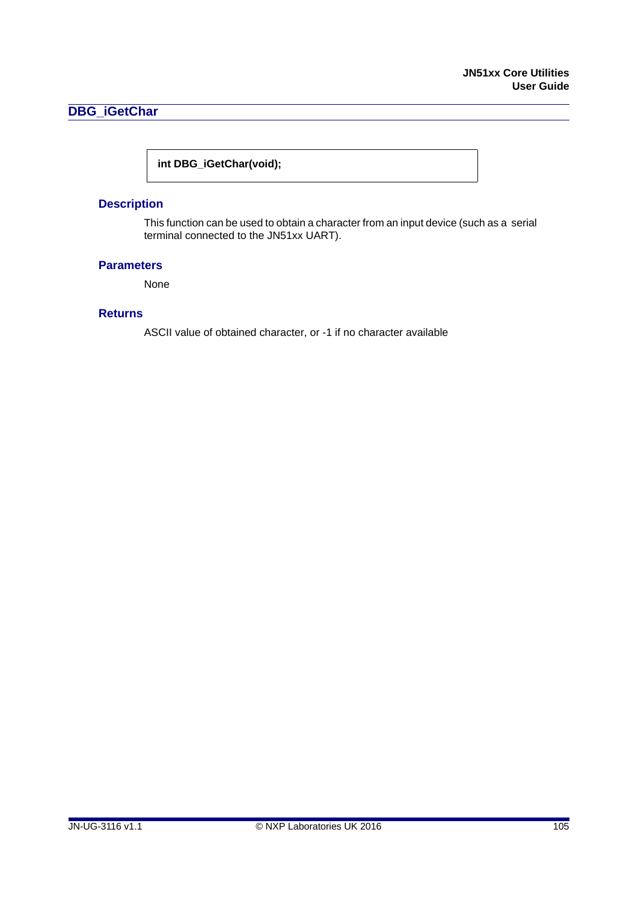## DBG_iGetChar

```
int DBG_iGetChar(void);
```

### Description

This function can be used to obtain a character from an input device (such as a serial terminal connected to the JN51xx UART).

### Parameters

None

### Returns

ASCII value of obtained character, or -1 if no character available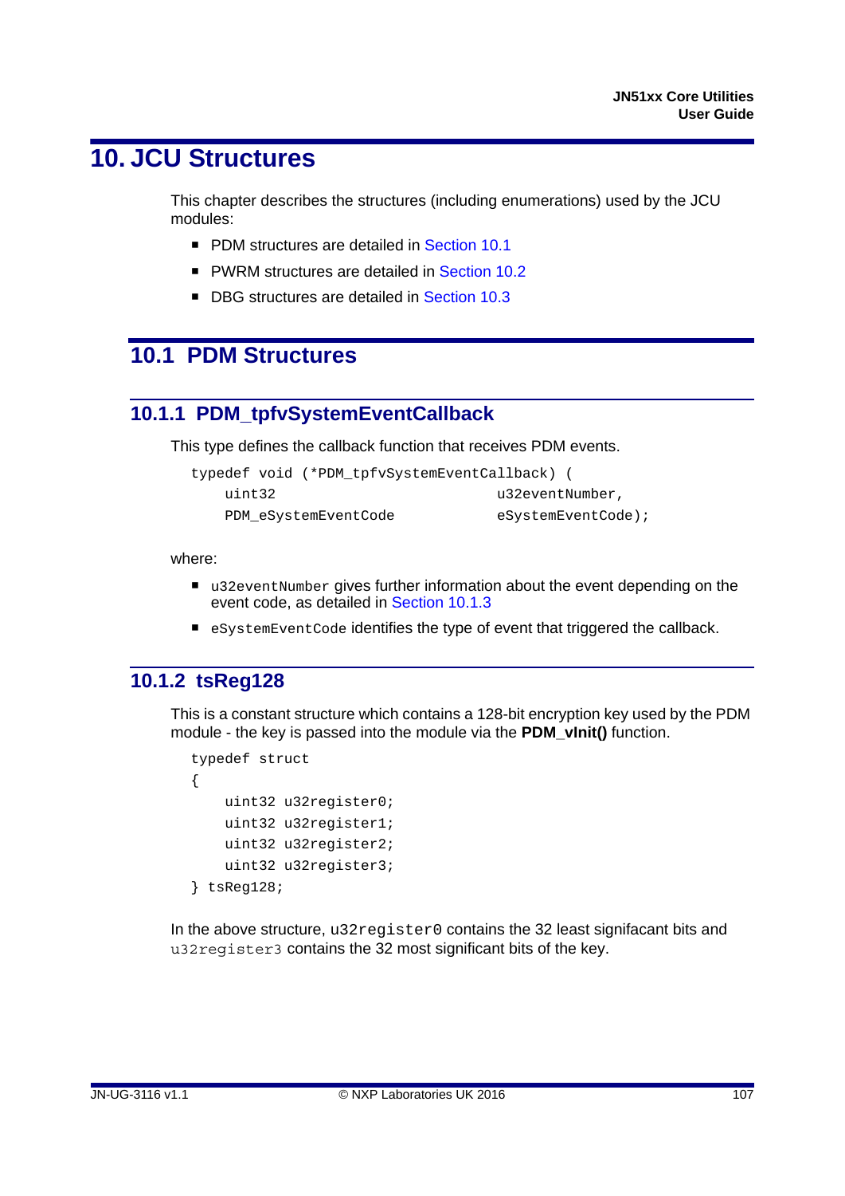# 10. JCU Structures

This chapter describes the structures (including enumerations) used by the JCU modules:

- PDM structures are detailed in Section 10.1
- PWRM structures are detailed in Section 10.2
- DBG structures are detailed in Section 10.3

## 10.1 PDM Structures

### 10.1.1 PDM_tpfvSystemEventCallback

This type defines the callback function that receives PDM events.

```
typedef void (*PDM_tpfvSystemEventCallback) (
    uint32                          u32eventNumber,
    PDM_eSystemEventCode            eSystemEventCode);
```

where:

- `u32eventNumber` gives further information about the event depending on the event code, as detailed in Section 10.1.3
- `eSystemEventCode` identifies the type of event that triggered the callback.

### 10.1.2 tsReg128

This is a constant structure which contains a 128-bit encryption key used by the PDM module - the key is passed into the module via the **PDM_vInit()** function.

```
typedef struct
{
    uint32 u32register0;
    uint32 u32register1;
    uint32 u32register2;
    uint32 u32register3;
} tsReg128;
```

In the above structure, `u32register0` contains the 32 least signifacant bits and `u32register3` contains the 32 most significant bits of the key.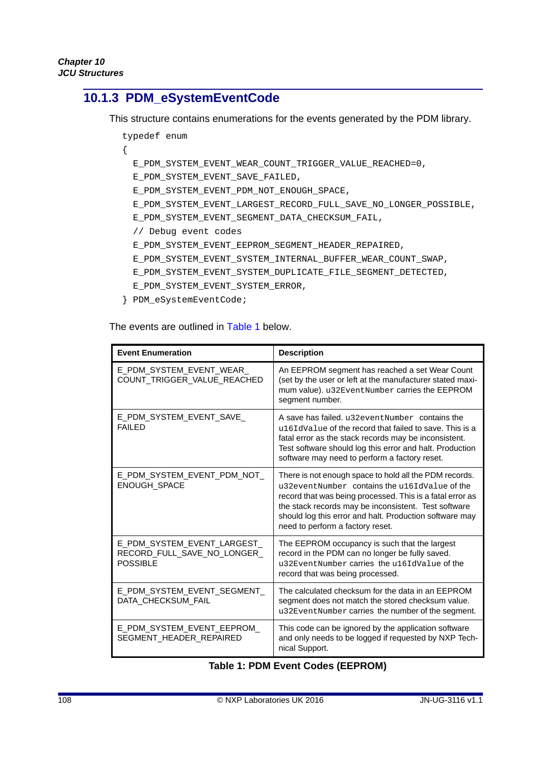### 10.1.3 PDM_eSystemEventCode

This structure contains enumerations for the events generated by the PDM library.

```
typedef enum
{
  E_PDM_SYSTEM_EVENT_WEAR_COUNT_TRIGGER_VALUE_REACHED=0,
  E_PDM_SYSTEM_EVENT_SAVE_FAILED,
  E_PDM_SYSTEM_EVENT_PDM_NOT_ENOUGH_SPACE,
  E_PDM_SYSTEM_EVENT_LARGEST_RECORD_FULL_SAVE_NO_LONGER_POSSIBLE,
  E_PDM_SYSTEM_EVENT_SEGMENT_DATA_CHECKSUM_FAIL,
  // Debug event codes
  E_PDM_SYSTEM_EVENT_EEPROM_SEGMENT_HEADER_REPAIRED,
  E_PDM_SYSTEM_EVENT_SYSTEM_INTERNAL_BUFFER_WEAR_COUNT_SWAP,
  E_PDM_SYSTEM_EVENT_SYSTEM_DUPLICATE_FILE_SEGMENT_DETECTED,
  E_PDM_SYSTEM_EVENT_SYSTEM_ERROR,
} PDM_eSystemEventCode;
```

The events are outlined in Table 1 below.

| Event Enumeration | Description |
|---|---|
| E_PDM_SYSTEM_EVENT_WEAR_COUNT_TRIGGER_VALUE_REACHED | An EEPROM segment has reached a set Wear Count (set by the user or left at the manufacturer stated maximum value). `u32EventNumber` carries the EEPROM segment number. |
| E_PDM_SYSTEM_EVENT_SAVE_FAILED | A save has failed. `u32eventNumber` contains the `u16IdValue` of the record that failed to save. This is a fatal error as the stack records may be inconsistent. Test software should log this error and halt. Production software may need to perform a factory reset. |
| E_PDM_SYSTEM_EVENT_PDM_NOT_ENOUGH_SPACE | There is not enough space to hold all the PDM records. `u32eventNumber` contains the `u16IdValue` of the record that was being processed. This is a fatal error as the stack records may be inconsistent. Test software should log this error and halt. Production software may need to perform a factory reset. |
| E_PDM_SYSTEM_EVENT_LARGEST_RECORD_FULL_SAVE_NO_LONGER_POSSIBLE | The EEPROM occupancy is such that the largest record in the PDM can no longer be fully saved. `u32EventNumber` carries the `u16IdValue` of the record that was being processed. |
| E_PDM_SYSTEM_EVENT_SEGMENT_DATA_CHECKSUM_FAIL | The calculated checksum for the data in an EEPROM segment does not match the stored checksum value. `u32EventNumber` carries the number of the segment. |
| E_PDM_SYSTEM_EVENT_EEPROM_SEGMENT_HEADER_REPAIRED | This code can be ignored by the application software and only needs to be logged if requested by NXP Technical Support. |

**Table 1: PDM Event Codes (EEPROM)**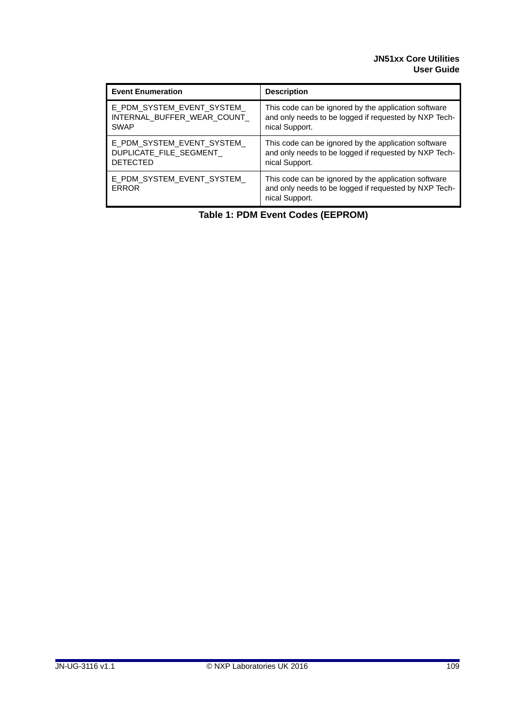| Event Enumeration | Description |
| --- | --- |
| E_PDM_SYSTEM_EVENT_SYSTEM_INTERNAL_BUFFER_WEAR_COUNT_SWAP | This code can be ignored by the application software and only needs to be logged if requested by NXP Technical Support. |
| E_PDM_SYSTEM_EVENT_SYSTEM_DUPLICATE_FILE_SEGMENT_DETECTED | This code can be ignored by the application software and only needs to be logged if requested by NXP Technical Support. |
| E_PDM_SYSTEM_EVENT_SYSTEM_ERROR | This code can be ignored by the application software and only needs to be logged if requested by NXP Technical Support. |

**Table 1: PDM Event Codes (EEPROM)**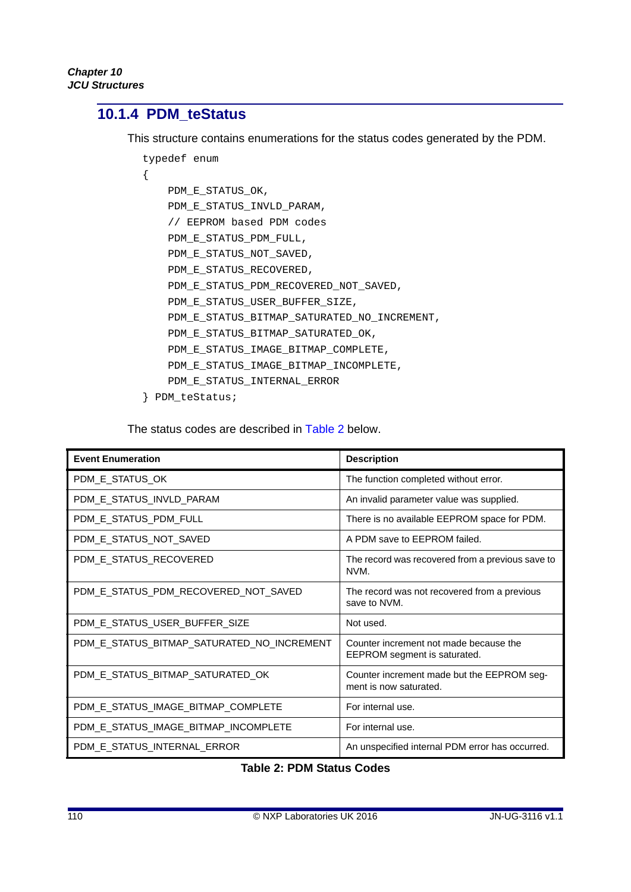### 10.1.4 PDM_teStatus

This structure contains enumerations for the status codes generated by the PDM.

```
typedef enum
{
    PDM_E_STATUS_OK,
    PDM_E_STATUS_INVLD_PARAM,
    // EEPROM based PDM codes
    PDM_E_STATUS_PDM_FULL,
    PDM_E_STATUS_NOT_SAVED,
    PDM_E_STATUS_RECOVERED,
    PDM_E_STATUS_PDM_RECOVERED_NOT_SAVED,
    PDM_E_STATUS_USER_BUFFER_SIZE,
    PDM_E_STATUS_BITMAP_SATURATED_NO_INCREMENT,
    PDM_E_STATUS_BITMAP_SATURATED_OK,
    PDM_E_STATUS_IMAGE_BITMAP_COMPLETE,
    PDM_E_STATUS_IMAGE_BITMAP_INCOMPLETE,
    PDM_E_STATUS_INTERNAL_ERROR
} PDM_teStatus;
```

The status codes are described in Table 2 below.

| Event Enumeration | Description |
|---|---|
| PDM_E_STATUS_OK | The function completed without error. |
| PDM_E_STATUS_INVLD_PARAM | An invalid parameter value was supplied. |
| PDM_E_STATUS_PDM_FULL | There is no available EEPROM space for PDM. |
| PDM_E_STATUS_NOT_SAVED | A PDM save to EEPROM failed. |
| PDM_E_STATUS_RECOVERED | The record was recovered from a previous save to NVM. |
| PDM_E_STATUS_PDM_RECOVERED_NOT_SAVED | The record was not recovered from a previous save to NVM. |
| PDM_E_STATUS_USER_BUFFER_SIZE | Not used. |
| PDM_E_STATUS_BITMAP_SATURATED_NO_INCREMENT | Counter increment not made because the EEPROM segment is saturated. |
| PDM_E_STATUS_BITMAP_SATURATED_OK | Counter increment made but the EEPROM segment is now saturated. |
| PDM_E_STATUS_IMAGE_BITMAP_COMPLETE | For internal use. |
| PDM_E_STATUS_IMAGE_BITMAP_INCOMPLETE | For internal use. |
| PDM_E_STATUS_INTERNAL_ERROR | An unspecified internal PDM error has occurred. |

**Table 2: PDM Status Codes**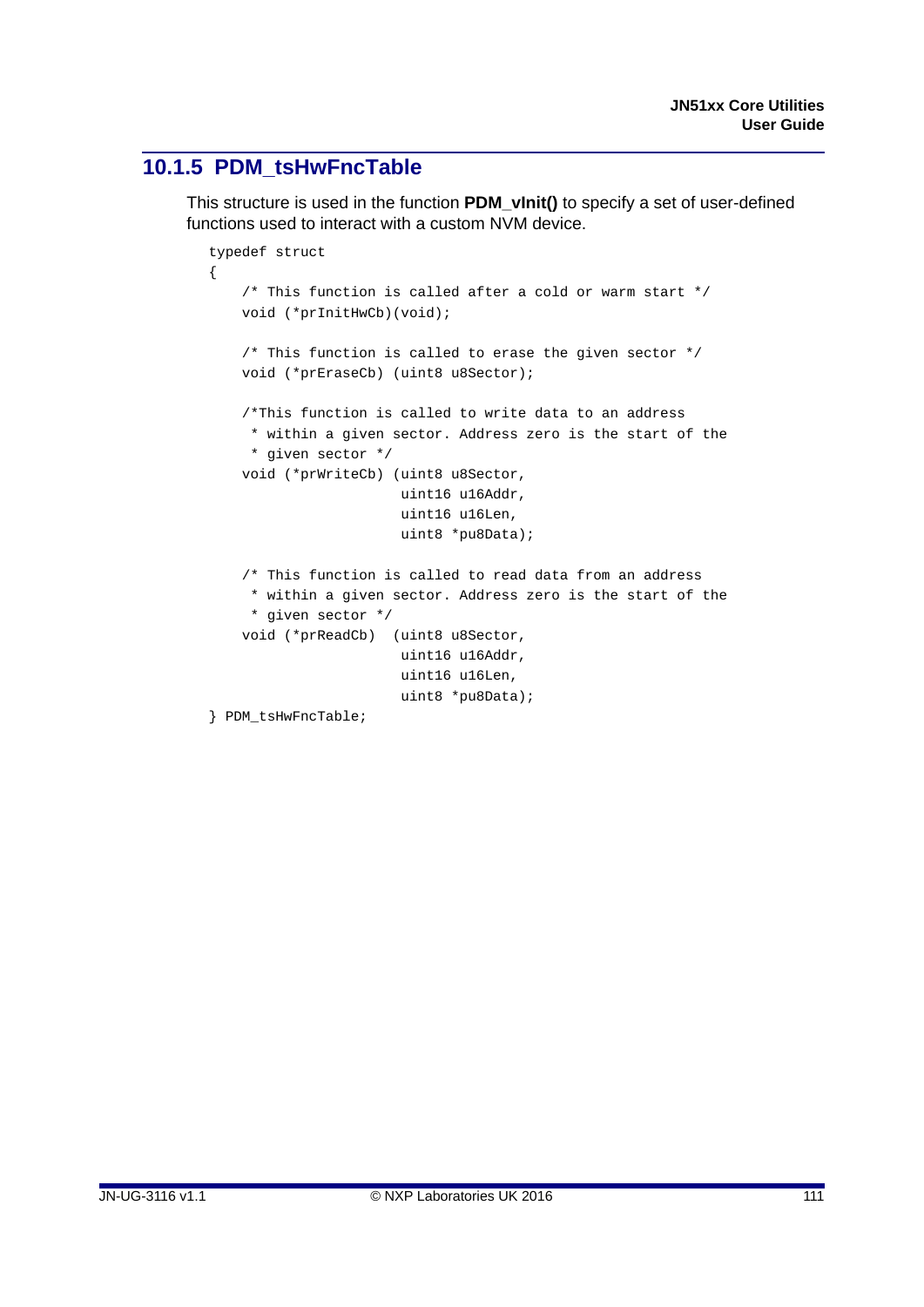### 10.1.5 PDM_tsHwFncTable

This structure is used in the function **PDM_vInit()** to specify a set of user-defined functions used to interact with a custom NVM device.

```
typedef struct
{
    /* This function is called after a cold or warm start */
    void (*prInitHwCb)(void);

    /* This function is called to erase the given sector */
    void (*prEraseCb) (uint8 u8Sector);

    /*This function is called to write data to an address
     * within a given sector. Address zero is the start of the
     * given sector */
    void (*prWriteCb) (uint8 u8Sector,
                       uint16 u16Addr,
                       uint16 u16Len,
                       uint8 *pu8Data);

    /* This function is called to read data from an address
     * within a given sector. Address zero is the start of the
     * given sector */
    void (*prReadCb)  (uint8 u8Sector,
                       uint16 u16Addr,
                       uint16 u16Len,
                       uint8 *pu8Data);
} PDM_tsHwFncTable;
```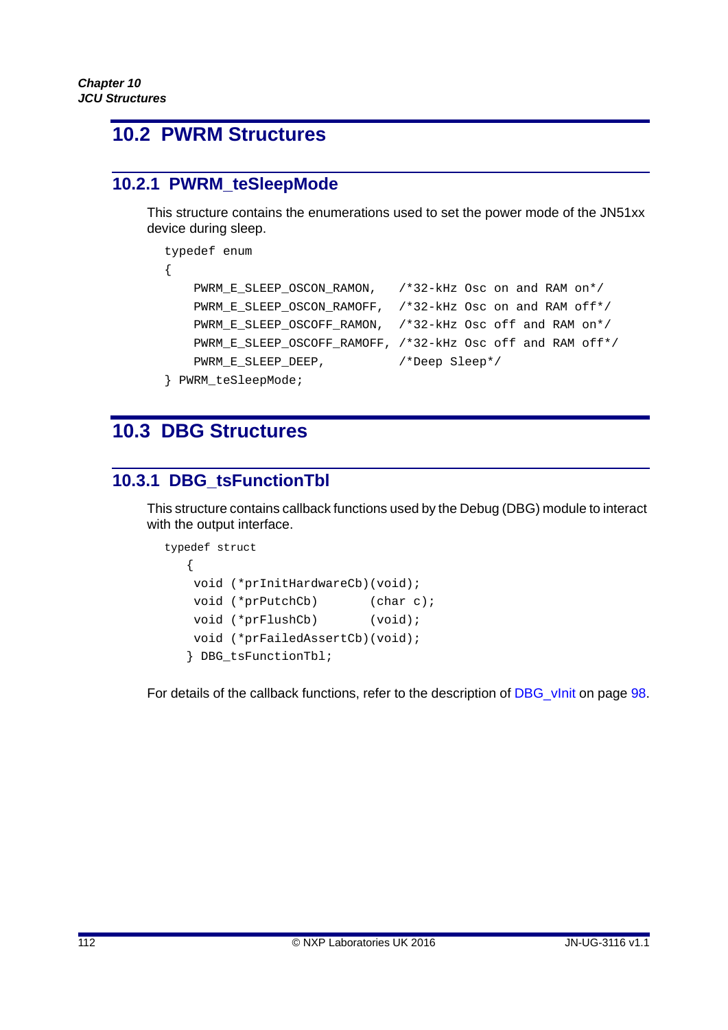## 10.2 PWRM Structures

### 10.2.1 PWRM_teSleepMode

This structure contains the enumerations used to set the power mode of the JN51xx device during sleep.

```
typedef enum
{
    PWRM_E_SLEEP_OSCON_RAMON,   /*32-kHz Osc on and RAM on*/
    PWRM_E_SLEEP_OSCON_RAMOFF,  /*32-kHz Osc on and RAM off*/
    PWRM_E_SLEEP_OSCOFF_RAMON,  /*32-kHz Osc off and RAM on*/
    PWRM_E_SLEEP_OSCOFF_RAMOFF, /*32-kHz Osc off and RAM off*/
    PWRM_E_SLEEP_DEEP,          /*Deep Sleep*/
} PWRM_teSleepMode;
```

## 10.3 DBG Structures

### 10.3.1 DBG_tsFunctionTbl

This structure contains callback functions used by the Debug (DBG) module to interact with the output interface.

```
typedef struct
   {
    void (*prInitHardwareCb)(void);
    void (*prPutchCb)       (char c);
    void (*prFlushCb)       (void);
    void (*prFailedAssertCb)(void);
   } DBG_tsFunctionTbl;
```

For details of the callback functions, refer to the description of DBG_vInit on page 98.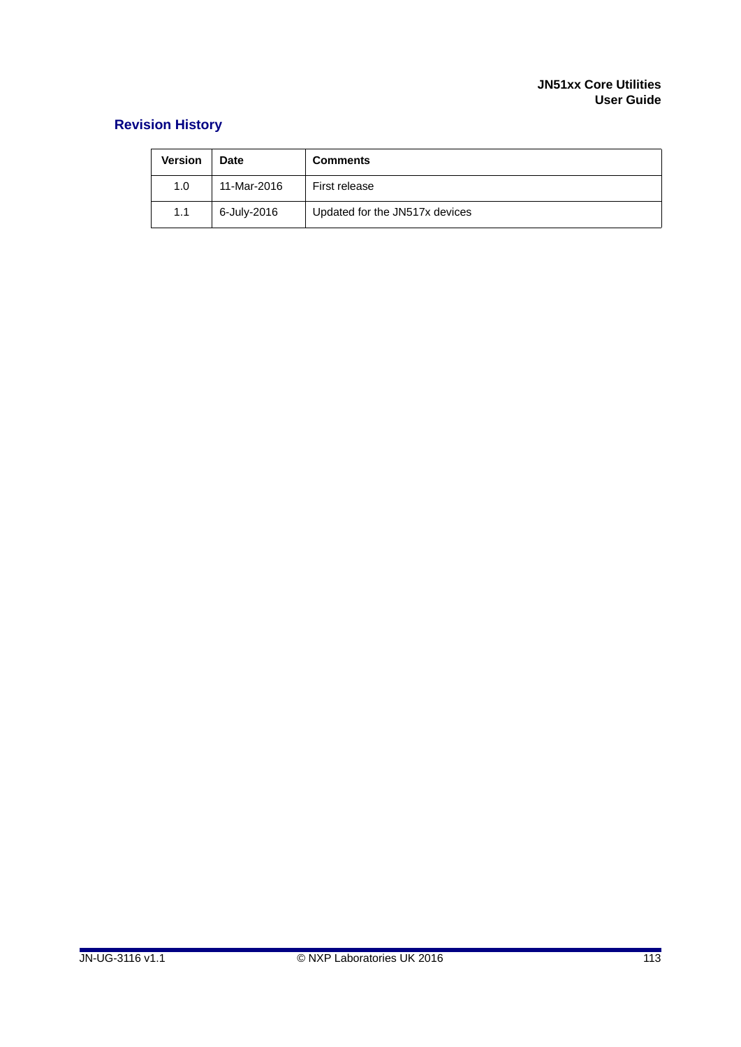## Revision History

| Version | Date | Comments |
| --- | --- | --- |
| 1.0 | 11-Mar-2016 | First release |
| 1.1 | 6-July-2016 | Updated for the JN517x devices |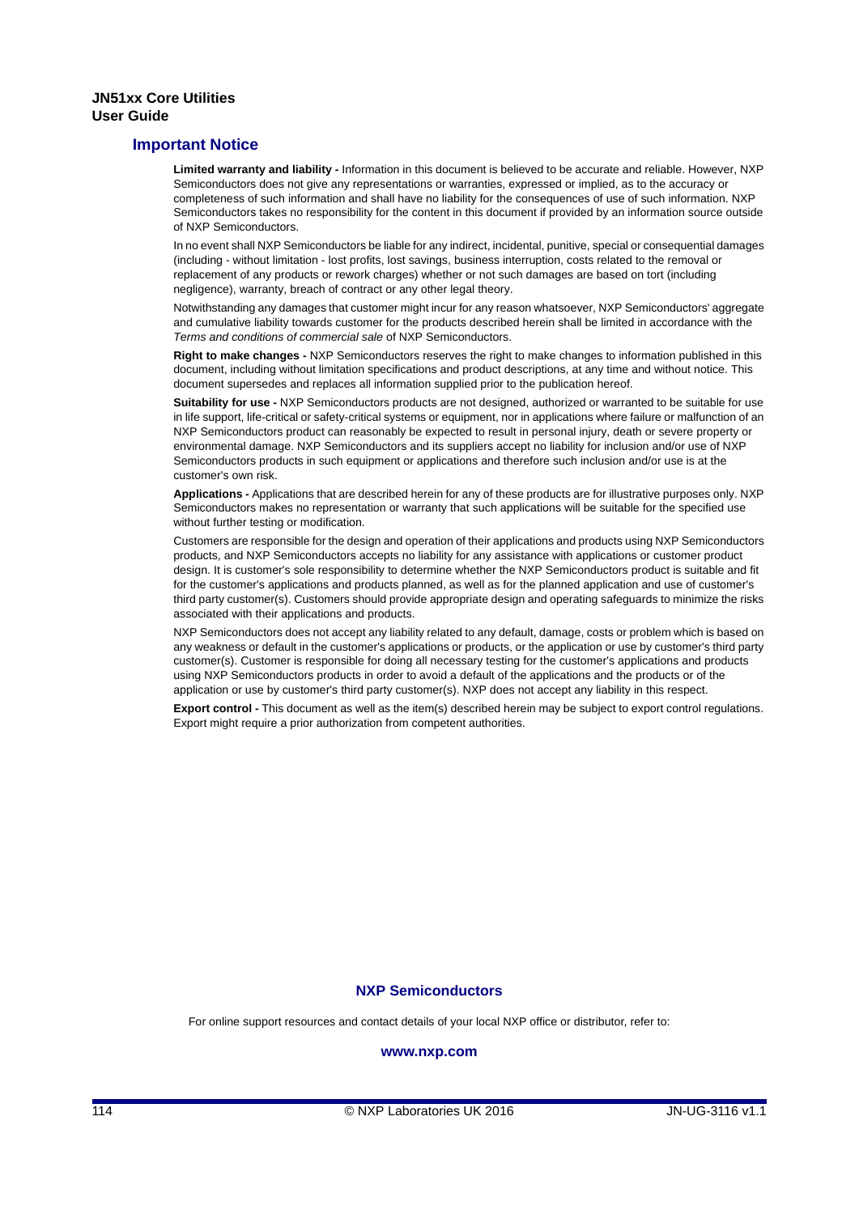## Important Notice

**Limited warranty and liability -** Information in this document is believed to be accurate and reliable. However, NXP Semiconductors does not give any representations or warranties, expressed or implied, as to the accuracy or completeness of such information and shall have no liability for the consequences of use of such information. NXP Semiconductors takes no responsibility for the content in this document if provided by an information source outside of NXP Semiconductors.

In no event shall NXP Semiconductors be liable for any indirect, incidental, punitive, special or consequential damages (including - without limitation - lost profits, lost savings, business interruption, costs related to the removal or replacement of any products or rework charges) whether or not such damages are based on tort (including negligence), warranty, breach of contract or any other legal theory.

Notwithstanding any damages that customer might incur for any reason whatsoever, NXP Semiconductors' aggregate and cumulative liability towards customer for the products described herein shall be limited in accordance with the *Terms and conditions of commercial sale* of NXP Semiconductors.

**Right to make changes -** NXP Semiconductors reserves the right to make changes to information published in this document, including without limitation specifications and product descriptions, at any time and without notice. This document supersedes and replaces all information supplied prior to the publication hereof.

**Suitability for use -** NXP Semiconductors products are not designed, authorized or warranted to be suitable for use in life support, life-critical or safety-critical systems or equipment, nor in applications where failure or malfunction of an NXP Semiconductors product can reasonably be expected to result in personal injury, death or severe property or environmental damage. NXP Semiconductors and its suppliers accept no liability for inclusion and/or use of NXP Semiconductors products in such equipment or applications and therefore such inclusion and/or use is at the customer's own risk.

**Applications -** Applications that are described herein for any of these products are for illustrative purposes only. NXP Semiconductors makes no representation or warranty that such applications will be suitable for the specified use without further testing or modification.

Customers are responsible for the design and operation of their applications and products using NXP Semiconductors products, and NXP Semiconductors accepts no liability for any assistance with applications or customer product design. It is customer's sole responsibility to determine whether the NXP Semiconductors product is suitable and fit for the customer's applications and products planned, as well as for the planned application and use of customer's third party customer(s). Customers should provide appropriate design and operating safeguards to minimize the risks associated with their applications and products.

NXP Semiconductors does not accept any liability related to any default, damage, costs or problem which is based on any weakness or default in the customer's applications or products, or the application or use by customer's third party customer(s). Customer is responsible for doing all necessary testing for the customer's applications and products using NXP Semiconductors products in order to avoid a default of the applications and the products or of the application or use by customer's third party customer(s). NXP does not accept any liability in this respect.

**Export control -** This document as well as the item(s) described herein may be subject to export control regulations. Export might require a prior authorization from competent authorities.

**NXP Semiconductors**

For online support resources and contact details of your local NXP office or distributor, refer to:

**www.nxp.com**